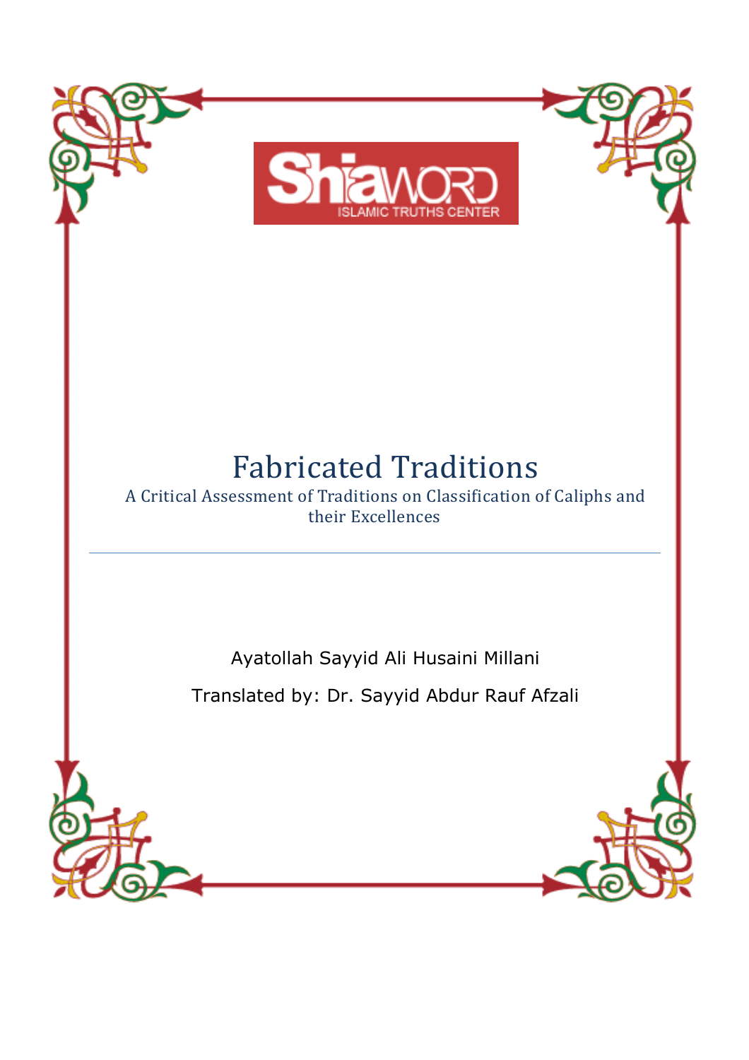ShiaWORD
ISLAMIC TRUTHS CENTER

# Fabricated Traditions

A Critical Assessment of Traditions on Classification of Caliphs and their Excellences

---

Ayatollah Sayyid Ali Husaini Millani

Translated by: Dr. Sayyid Abdur Rauf Afzali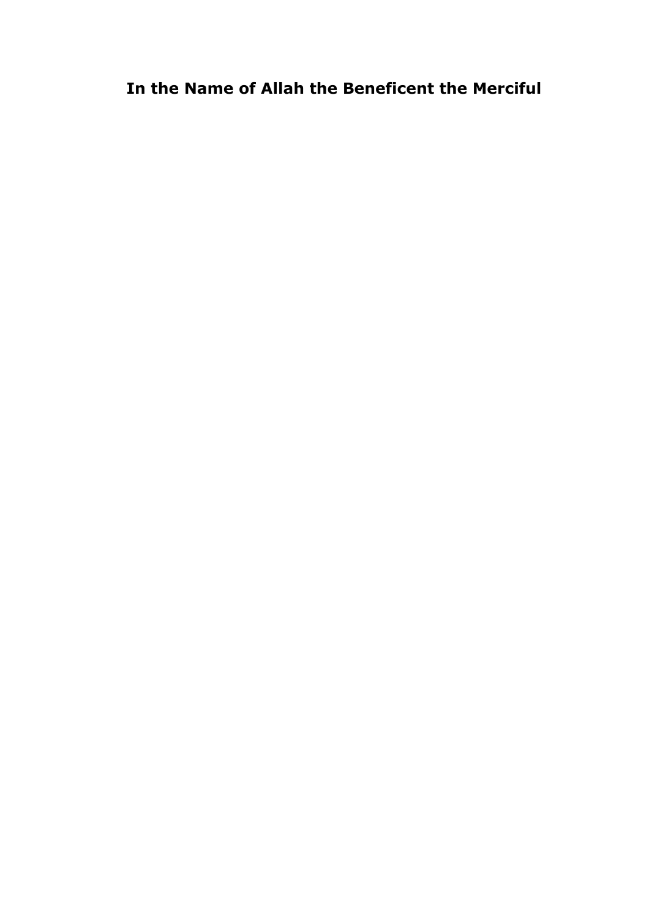**In the Name of Allah the Beneficent the Merciful**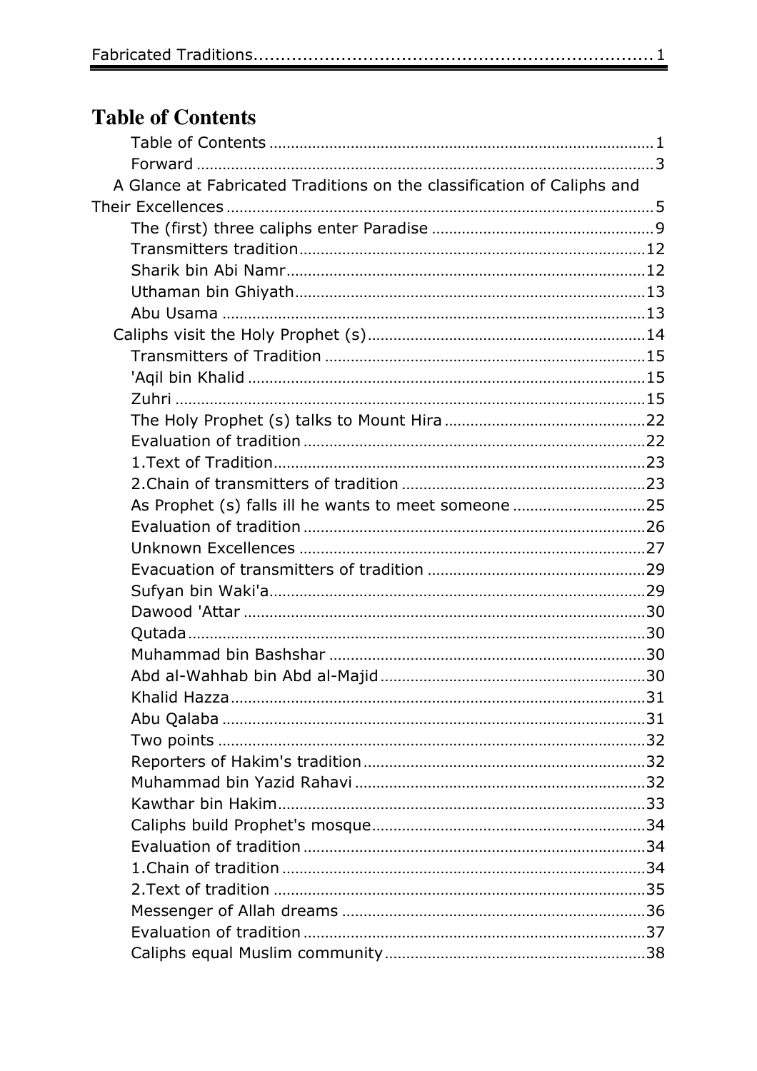# Table of Contents

- Table of Contents ........ 1
- Forward ........ 3
- A Glance at Fabricated Traditions on the classification of Caliphs and Their Excellences ........ 5
  - The (first) three caliphs enter Paradise ........ 9
  - Transmitters tradition ........ 12
  - Sharik bin Abi Namr ........ 12
  - Uthaman bin Ghiyath ........ 13
  - Abu Usama ........ 13
- Caliphs visit the Holy Prophet (s) ........ 14
  - Transmitters of Tradition ........ 15
  - 'Aqil bin Khalid ........ 15
  - Zuhri ........ 15
  - The Holy Prophet (s) talks to Mount Hira ........ 22
  - Evaluation of tradition ........ 22
  - 1.Text of Tradition ........ 23
  - 2.Chain of transmitters of tradition ........ 23
  - As Prophet (s) falls ill he wants to meet someone ........ 25
  - Evaluation of tradition ........ 26
  - Unknown Excellences ........ 27
  - Evacuation of transmitters of tradition ........ 29
  - Sufyan bin Waki'a ........ 29
  - Dawood 'Attar ........ 30
  - Qutada ........ 30
  - Muhammad bin Bashshar ........ 30
  - Abd al-Wahhab bin Abd al-Majid ........ 30
  - Khalid Hazza ........ 31
  - Abu Qalaba ........ 31
  - Two points ........ 32
  - Reporters of Hakim's tradition ........ 32
  - Muhammad bin Yazid Rahavi ........ 32
  - Kawthar bin Hakim ........ 33
  - Caliphs build Prophet's mosque ........ 34
  - Evaluation of tradition ........ 34
  - 1.Chain of tradition ........ 34
  - 2.Text of tradition ........ 35
  - Messenger of Allah dreams ........ 36
  - Evaluation of tradition ........ 37
  - Caliphs equal Muslim community ........ 38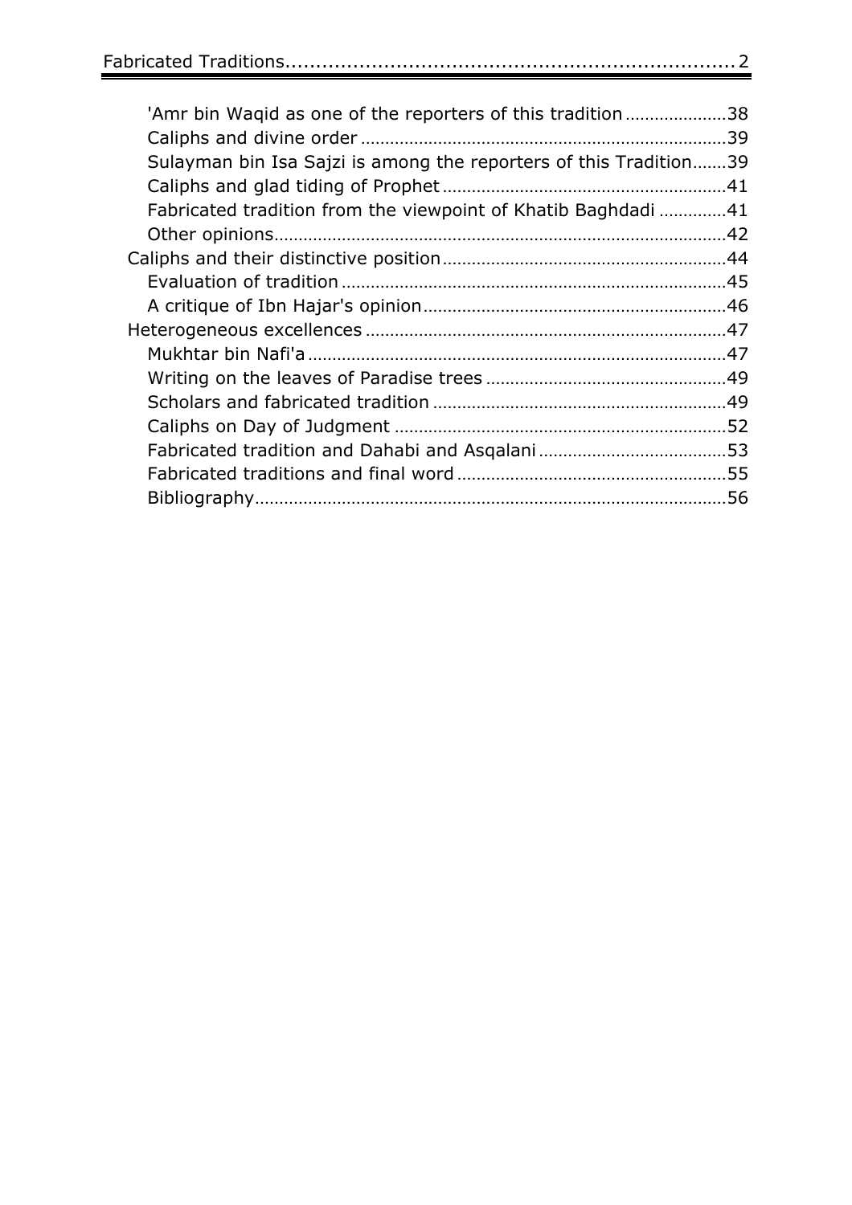Fabricated Traditions.......................................................................2

- 'Amr bin Waqid as one of the reporters of this tradition.....................38
- Caliphs and divine order ...........................................................................39
- Sulayman bin Isa Sajzi is among the reporters of this Tradition.......39
- Caliphs and glad tiding of Prophet...........................................................41
- Fabricated tradition from the viewpoint of Khatib Baghdadi .............41
- Other opinions.............................................................................................42

Caliphs and their distinctive position..........................................................44

- Evaluation of tradition ...............................................................................45
- A critique of Ibn Hajar's opinion..............................................................46

Heterogeneous excellences ..........................................................................47

- Mukhtar bin Nafi'a ......................................................................................47
- Writing on the leaves of Paradise trees .................................................49
- Scholars and fabricated tradition ............................................................49
- Caliphs on Day of Judgment ....................................................................52
- Fabricated tradition and Dahabi and Asqalani.......................................53
- Fabricated traditions and final word ........................................................55
- Bibliography.................................................................................................56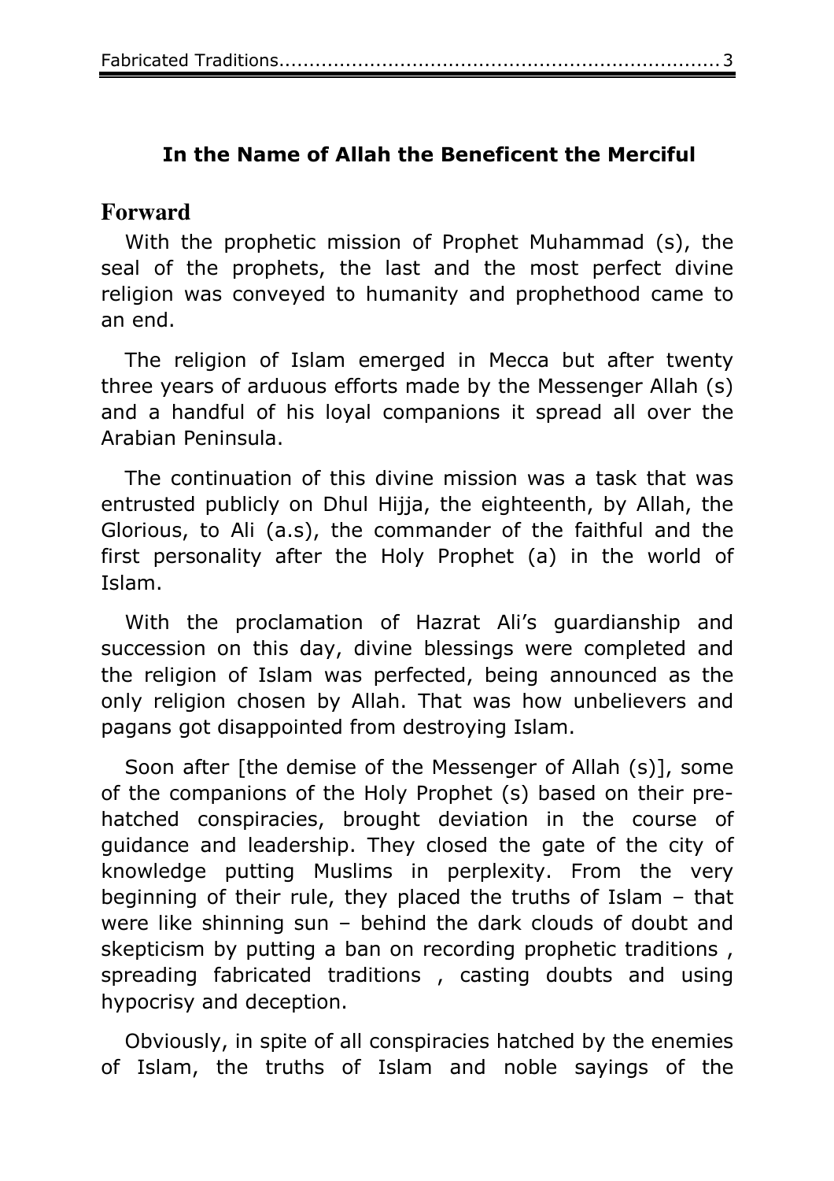**In the Name of Allah the Beneficent the Merciful**

## Forward

With the prophetic mission of Prophet Muhammad (s), the seal of the prophets, the last and the most perfect divine religion was conveyed to humanity and prophethood came to an end.

The religion of Islam emerged in Mecca but after twenty three years of arduous efforts made by the Messenger Allah (s) and a handful of his loyal companions it spread all over the Arabian Peninsula.

The continuation of this divine mission was a task that was entrusted publicly on Dhul Hijja, the eighteenth, by Allah, the Glorious, to Ali (a.s), the commander of the faithful and the first personality after the Holy Prophet (a) in the world of Islam.

With the proclamation of Hazrat Ali's guardianship and succession on this day, divine blessings were completed and the religion of Islam was perfected, being announced as the only religion chosen by Allah. That was how unbelievers and pagans got disappointed from destroying Islam.

Soon after [the demise of the Messenger of Allah (s)], some of the companions of the Holy Prophet (s) based on their pre-hatched conspiracies, brought deviation in the course of guidance and leadership. They closed the gate of the city of knowledge putting Muslims in perplexity. From the very beginning of their rule, they placed the truths of Islam – that were like shinning sun – behind the dark clouds of doubt and skepticism by putting a ban on recording prophetic traditions , spreading fabricated traditions , casting doubts and using hypocrisy and deception.

Obviously, in spite of all conspiracies hatched by the enemies of Islam, the truths of Islam and noble sayings of the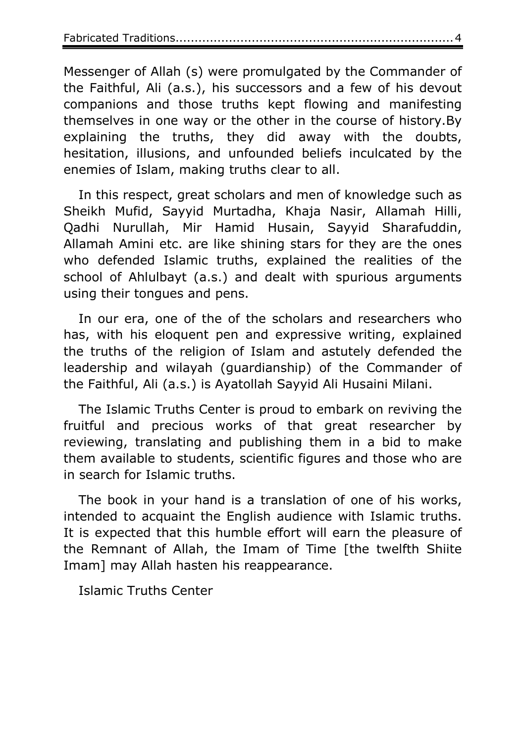Messenger of Allah (s) were promulgated by the Commander of the Faithful, Ali (a.s.), his successors and a few of his devout companions and those truths kept flowing and manifesting themselves in one way or the other in the course of history.By explaining the truths, they did away with the doubts, hesitation, illusions, and unfounded beliefs inculcated by the enemies of Islam, making truths clear to all.

In this respect, great scholars and men of knowledge such as Sheikh Mufid, Sayyid Murtadha, Khaja Nasir, Allamah Hilli, Qadhi Nurullah, Mir Hamid Husain, Sayyid Sharafuddin, Allamah Amini etc. are like shining stars for they are the ones who defended Islamic truths, explained the realities of the school of Ahlulbayt (a.s.) and dealt with spurious arguments using their tongues and pens.

In our era, one of the of the scholars and researchers who has, with his eloquent pen and expressive writing, explained the truths of the religion of Islam and astutely defended the leadership and wilayah (guardianship) of the Commander of the Faithful, Ali (a.s.) is Ayatollah Sayyid Ali Husaini Milani.

The Islamic Truths Center is proud to embark on reviving the fruitful and precious works of that great researcher by reviewing, translating and publishing them in a bid to make them available to students, scientific figures and those who are in search for Islamic truths.

The book in your hand is a translation of one of his works, intended to acquaint the English audience with Islamic truths. It is expected that this humble effort will earn the pleasure of the Remnant of Allah, the Imam of Time [the twelfth Shiite Imam] may Allah hasten his reappearance.

Islamic Truths Center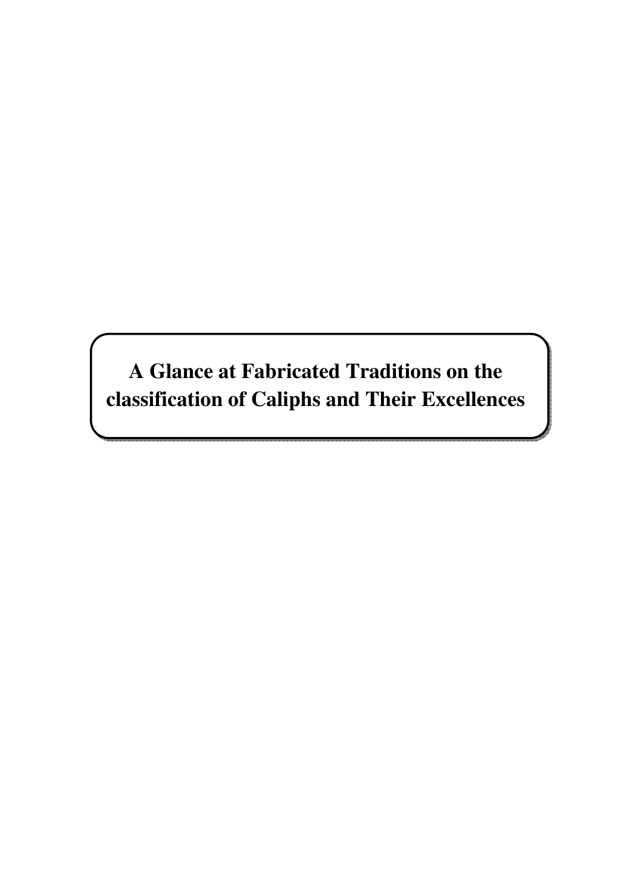# A Glance at Fabricated Traditions on the classification of Caliphs and Their Excellences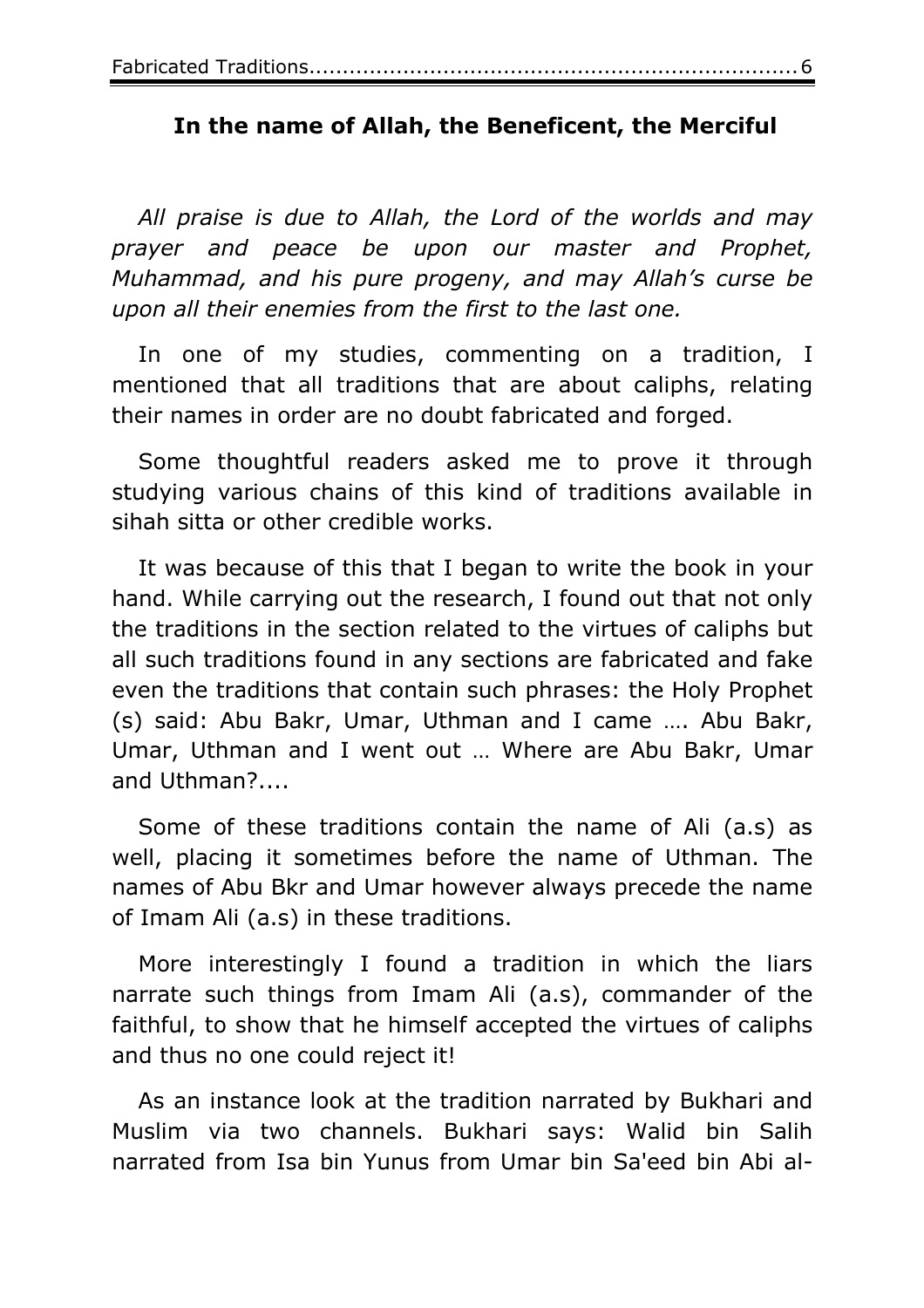**In the name of Allah, the Beneficent, the Merciful**

*All praise is due to Allah, the Lord of the worlds and may prayer and peace be upon our master and Prophet, Muhammad, and his pure progeny, and may Allah's curse be upon all their enemies from the first to the last one.*

In one of my studies, commenting on a tradition, I mentioned that all traditions that are about caliphs, relating their names in order are no doubt fabricated and forged.

Some thoughtful readers asked me to prove it through studying various chains of this kind of traditions available in sihah sitta or other credible works.

It was because of this that I began to write the book in your hand. While carrying out the research, I found out that not only the traditions in the section related to the virtues of caliphs but all such traditions found in any sections are fabricated and fake even the traditions that contain such phrases: the Holy Prophet (s) said: Abu Bakr, Umar, Uthman and I came …. Abu Bakr, Umar, Uthman and I went out … Where are Abu Bakr, Umar and Uthman?....

Some of these traditions contain the name of Ali (a.s) as well, placing it sometimes before the name of Uthman. The names of Abu Bkr and Umar however always precede the name of Imam Ali (a.s) in these traditions.

More interestingly I found a tradition in which the liars narrate such things from Imam Ali (a.s), commander of the faithful, to show that he himself accepted the virtues of caliphs and thus no one could reject it!

As an instance look at the tradition narrated by Bukhari and Muslim via two channels. Bukhari says: Walid bin Salih narrated from Isa bin Yunus from Umar bin Sa'eed bin Abi al-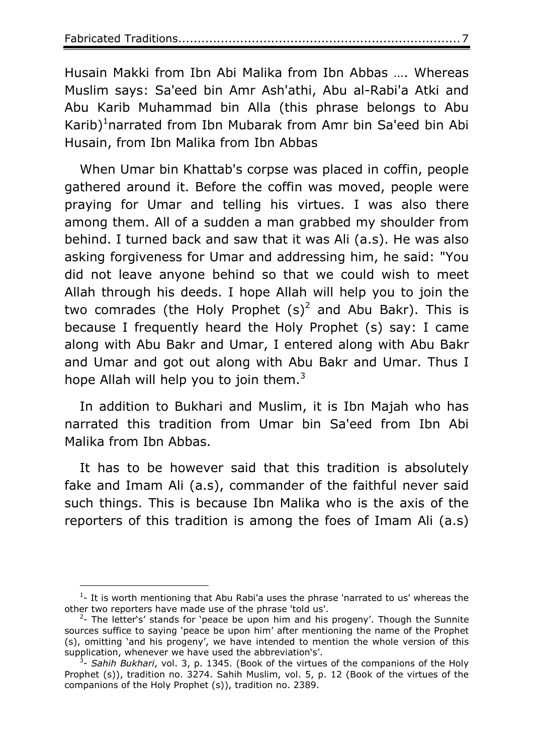Husain Makki from Ibn Abi Malika from Ibn Abbas …. Whereas Muslim says: Sa'eed bin Amr Ash'athi, Abu al-Rabi'a Atki and Abu Karib Muhammad bin Alla (this phrase belongs to Abu Karib)[1]narrated from Ibn Mubarak from Amr bin Sa'eed bin Abi Husain, from Ibn Malika from Ibn Abbas

When Umar bin Khattab's corpse was placed in coffin, people gathered around it. Before the coffin was moved, people were praying for Umar and telling his virtues. I was also there among them. All of a sudden a man grabbed my shoulder from behind. I turned back and saw that it was Ali (a.s). He was also asking forgiveness for Umar and addressing him, he said: "You did not leave anyone behind so that we could wish to meet Allah through his deeds. I hope Allah will help you to join the two comrades (the Holy Prophet (s)[2] and Abu Bakr). This is because I frequently heard the Holy Prophet (s) say: I came along with Abu Bakr and Umar, I entered along with Abu Bakr and Umar and got out along with Abu Bakr and Umar. Thus I hope Allah will help you to join them.[3]

In addition to Bukhari and Muslim, it is Ibn Majah who has narrated this tradition from Umar bin Sa'eed from Ibn Abi Malika from Ibn Abbas.

It has to be however said that this tradition is absolutely fake and Imam Ali (a.s), commander of the faithful never said such things. This is because Ibn Malika who is the axis of the reporters of this tradition is among the foes of Imam Ali (a.s)

---

[1]- It is worth mentioning that Abu Rabi'a uses the phrase 'narrated to us' whereas the other two reporters have made use of the phrase 'told us'.

[2]- The letter's' stands for 'peace be upon him and his progeny'. Though the Sunnite sources suffice to saying 'peace be upon him' after mentioning the name of the Prophet (s), omitting 'and his progeny', we have intended to mention the whole version of this supplication, whenever we have used the abbreviation's'.

[3]- *Sahih Bukhari*, vol. 3, p. 1345. (Book of the virtues of the companions of the Holy Prophet (s)), tradition no. 3274. Sahih Muslim, vol. 5, p. 12 (Book of the virtues of the companions of the Holy Prophet (s)), tradition no. 2389.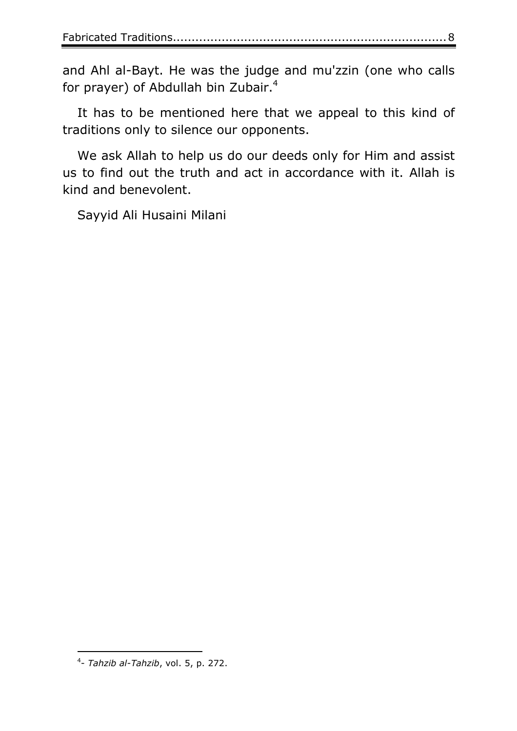and Ahl al-Bayt. He was the judge and mu'zzin (one who calls for prayer) of Abdullah bin Zubair.[4]

It has to be mentioned here that we appeal to this kind of traditions only to silence our opponents.

We ask Allah to help us do our deeds only for Him and assist us to find out the truth and act in accordance with it. Allah is kind and benevolent.

Sayyid Ali Husaini Milani

---

[4]- *Tahzib al-Tahzib*, vol. 5, p. 272.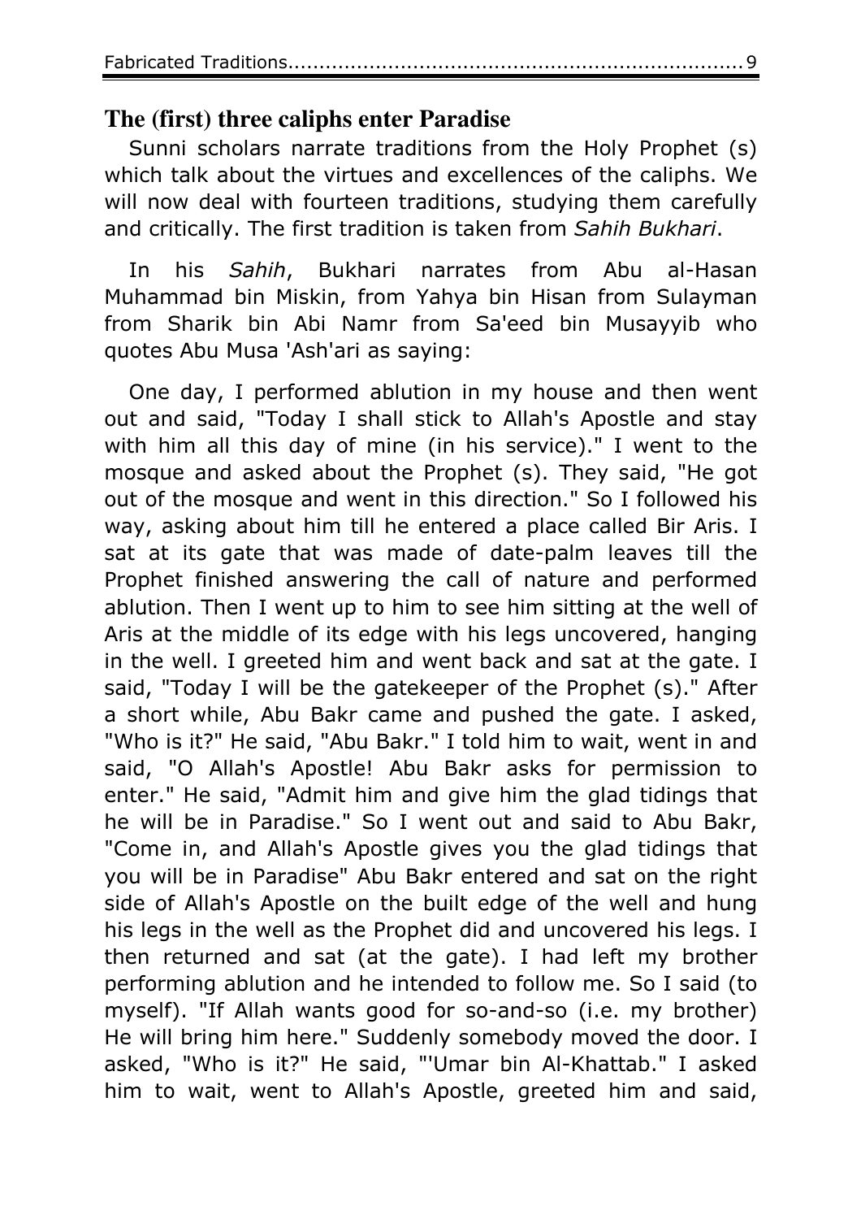## The (first) three caliphs enter Paradise

Sunni scholars narrate traditions from the Holy Prophet (s) which talk about the virtues and excellences of the caliphs. We will now deal with fourteen traditions, studying them carefully and critically. The first tradition is taken from *Sahih Bukhari*.

In his *Sahih*, Bukhari narrates from Abu al-Hasan Muhammad bin Miskin, from Yahya bin Hisan from Sulayman from Sharik bin Abi Namr from Sa'eed bin Musayyib who quotes Abu Musa 'Ash'ari as saying:

One day, I performed ablution in my house and then went out and said, "Today I shall stick to Allah's Apostle and stay with him all this day of mine (in his service)." I went to the mosque and asked about the Prophet (s). They said, "He got out of the mosque and went in this direction." So I followed his way, asking about him till he entered a place called Bir Aris. I sat at its gate that was made of date-palm leaves till the Prophet finished answering the call of nature and performed ablution. Then I went up to him to see him sitting at the well of Aris at the middle of its edge with his legs uncovered, hanging in the well. I greeted him and went back and sat at the gate. I said, "Today I will be the gatekeeper of the Prophet (s)." After a short while, Abu Bakr came and pushed the gate. I asked, "Who is it?" He said, "Abu Bakr." I told him to wait, went in and said, "O Allah's Apostle! Abu Bakr asks for permission to enter." He said, "Admit him and give him the glad tidings that he will be in Paradise." So I went out and said to Abu Bakr, "Come in, and Allah's Apostle gives you the glad tidings that you will be in Paradise" Abu Bakr entered and sat on the right side of Allah's Apostle on the built edge of the well and hung his legs in the well as the Prophet did and uncovered his legs. I then returned and sat (at the gate). I had left my brother performing ablution and he intended to follow me. So I said (to myself). "If Allah wants good for so-and-so (i.e. my brother) He will bring him here." Suddenly somebody moved the door. I asked, "Who is it?" He said, "'Umar bin Al-Khattab." I asked him to wait, went to Allah's Apostle, greeted him and said,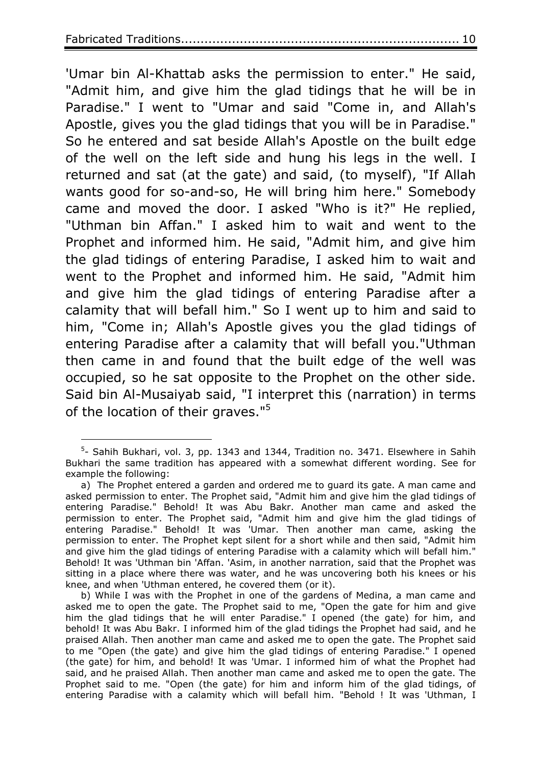'Umar bin Al-Khattab asks the permission to enter." He said, "Admit him, and give him the glad tidings that he will be in Paradise." I went to "Umar and said "Come in, and Allah's Apostle, gives you the glad tidings that you will be in Paradise." So he entered and sat beside Allah's Apostle on the built edge of the well on the left side and hung his legs in the well. I returned and sat (at the gate) and said, (to myself), "If Allah wants good for so-and-so, He will bring him here." Somebody came and moved the door. I asked "Who is it?" He replied, "Uthman bin Affan." I asked him to wait and went to the Prophet and informed him. He said, "Admit him, and give him the glad tidings of entering Paradise, I asked him to wait and went to the Prophet and informed him. He said, "Admit him and give him the glad tidings of entering Paradise after a calamity that will befall him." So I went up to him and said to him, "Come in; Allah's Apostle gives you the glad tidings of entering Paradise after a calamity that will befall you."Uthman then came in and found that the built edge of the well was occupied, so he sat opposite to the Prophet on the other side. Said bin Al-Musaiyab said, "I interpret this (narration) in terms of the location of their graves."[5]

---

[5]- Sahih Bukhari, vol. 3, pp. 1343 and 1344, Tradition no. 3471. Elsewhere in Sahih Bukhari the same tradition has appeared with a somewhat different wording. See for example the following:

a) The Prophet entered a garden and ordered me to guard its gate. A man came and asked permission to enter. The Prophet said, "Admit him and give him the glad tidings of entering Paradise." Behold! It was Abu Bakr. Another man came and asked the permission to enter. The Prophet said, "Admit him and give him the glad tidings of entering Paradise." Behold! It was 'Umar. Then another man came, asking the permission to enter. The Prophet kept silent for a short while and then said, "Admit him and give him the glad tidings of entering Paradise with a calamity which will befall him." Behold! It was 'Uthman bin 'Affan. 'Asim, in another narration, said that the Prophet was sitting in a place where there was water, and he was uncovering both his knees or his knee, and when 'Uthman entered, he covered them (or it).

b) While I was with the Prophet in one of the gardens of Medina, a man came and asked me to open the gate. The Prophet said to me, "Open the gate for him and give him the glad tidings that he will enter Paradise." I opened (the gate) for him, and behold! It was Abu Bakr. I informed him of the glad tidings the Prophet had said, and he praised Allah. Then another man came and asked me to open the gate. The Prophet said to me "Open (the gate) and give him the glad tidings of entering Paradise." I opened (the gate) for him, and behold! It was 'Umar. I informed him of what the Prophet had said, and he praised Allah. Then another man came and asked me to open the gate. The Prophet said to me. "Open (the gate) for him and inform him of the glad tidings, of entering Paradise with a calamity which will befall him. "Behold ! It was 'Uthman, I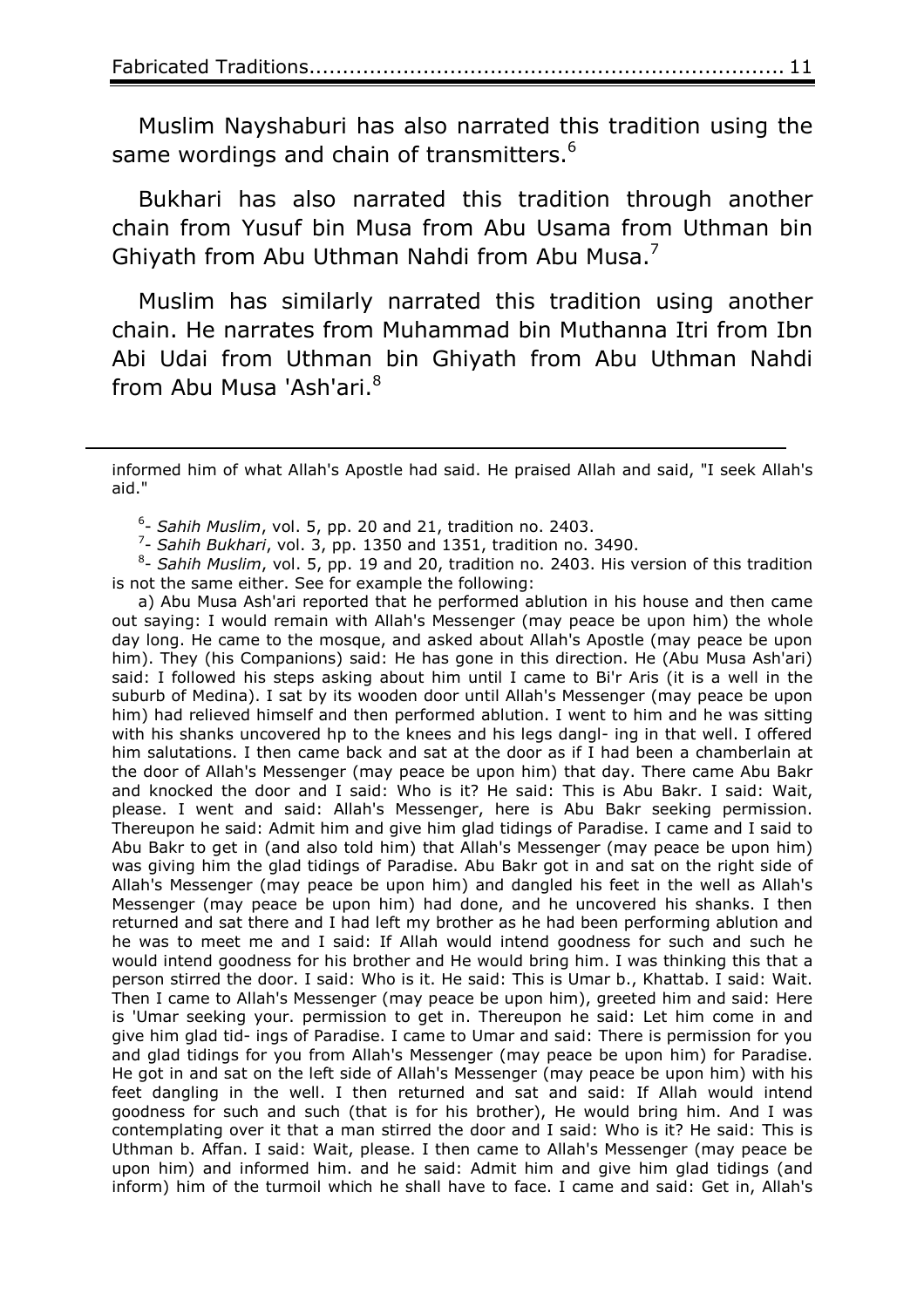Muslim Nayshaburi has also narrated this tradition using the same wordings and chain of transmitters.[6]

Bukhari has also narrated this tradition through another chain from Yusuf bin Musa from Abu Usama from Uthman bin Ghiyath from Abu Uthman Nahdi from Abu Musa.[7]

Muslim has similarly narrated this tradition using another chain. He narrates from Muhammad bin Muthanna Itri from Ibn Abi Udai from Uthman bin Ghiyath from Abu Uthman Nahdi from Abu Musa 'Ash'ari.[8]

---

informed him of what Allah's Apostle had said. He praised Allah and said, "I seek Allah's aid."

6- *Sahih Muslim*, vol. 5, pp. 20 and 21, tradition no. 2403.

7- *Sahih Bukhari*, vol. 3, pp. 1350 and 1351, tradition no. 3490.

8- *Sahih Muslim*, vol. 5, pp. 19 and 20, tradition no. 2403. His version of this tradition is not the same either. See for example the following:

a) Abu Musa Ash'ari reported that he performed ablution in his house and then came out saying: I would remain with Allah's Messenger (may peace be upon him) the whole day long. He came to the mosque, and asked about Allah's Apostle (may peace be upon him). They (his Companions) said: He has gone in this direction. He (Abu Musa Ash'ari) said: I followed his steps asking about him until I came to Bi'r Aris (it is a well in the suburb of Medina). I sat by its wooden door until Allah's Messenger (may peace be upon him) had relieved himself and then performed ablution. I went to him and he was sitting with his shanks uncovered hp to the knees and his legs dangl- ing in that well. I offered him salutations. I then came back and sat at the door as if I had been a chamberlain at the door of Allah's Messenger (may peace be upon him) that day. There came Abu Bakr and knocked the door and I said: Who is it? He said: This is Abu Bakr. I said: Wait, please. I went and said: Allah's Messenger, here is Abu Bakr seeking permission. Thereupon he said: Admit him and give him glad tidings of Paradise. I came and I said to Abu Bakr to get in (and also told him) that Allah's Messenger (may peace be upon him) was giving him the glad tidings of Paradise. Abu Bakr got in and sat on the right side of Allah's Messenger (may peace be upon him) and dangled his feet in the well as Allah's Messenger (may peace be upon him) had done, and he uncovered his shanks. I then returned and sat there and I had left my brother as he had been performing ablution and he was to meet me and I said: If Allah would intend goodness for such and such he would intend goodness for his brother and He would bring him. I was thinking this that a person stirred the door. I said: Who is it. He said: This is Umar b., Khattab. I said: Wait. Then I came to Allah's Messenger (may peace be upon him), greeted him and said: Here is 'Umar seeking your. permission to get in. Thereupon he said: Let him come in and give him glad tid- ings of Paradise. I came to Umar and said: There is permission for you and glad tidings for you from Allah's Messenger (may peace be upon him) for Paradise. He got in and sat on the left side of Allah's Messenger (may peace be upon him) with his feet dangling in the well. I then returned and sat and said: If Allah would intend goodness for such and such (that is for his brother), He would bring him. And I was contemplating over it that a man stirred the door and I said: Who is it? He said: This is Uthman b. Affan. I said: Wait, please. I then came to Allah's Messenger (may peace be upon him) and informed him. and he said: Admit him and give him glad tidings (and inform) him of the turmoil which he shall have to face. I came and said: Get in, Allah's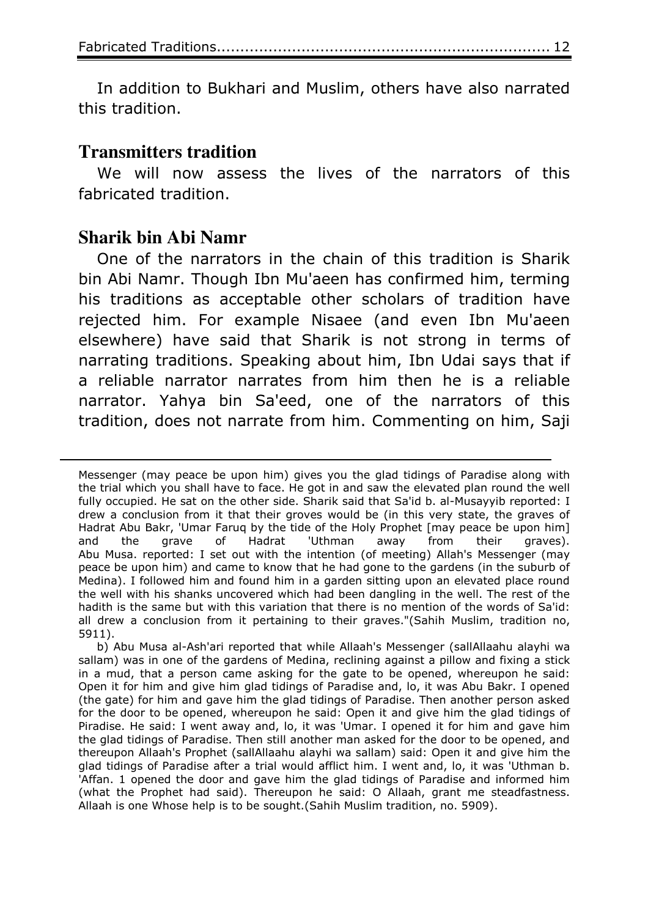In addition to Bukhari and Muslim, others have also narrated this tradition.

## Transmitters tradition

We will now assess the lives of the narrators of this fabricated tradition.

## Sharik bin Abi Namr

One of the narrators in the chain of this tradition is Sharik bin Abi Namr. Though Ibn Mu'aeen has confirmed him, terming his traditions as acceptable other scholars of tradition have rejected him. For example Nisaee (and even Ibn Mu'aeen elsewhere) have said that Sharik is not strong in terms of narrating traditions. Speaking about him, Ibn Udai says that if a reliable narrator narrates from him then he is a reliable narrator. Yahya bin Sa'eed, one of the narrators of this tradition, does not narrate from him. Commenting on him, Saji

---

Messenger (may peace be upon him) gives you the glad tidings of Paradise along with the trial which you shall have to face. He got in and saw the elevated plan round the well fully occupied. He sat on the other side. Sharik said that Sa'id b. al-Musayyib reported: I drew a conclusion from it that their groves would be (in this very state, the graves of Hadrat Abu Bakr, 'Umar Faruq by the tide of the Holy Prophet [may peace be upon him] and the grave of Hadrat 'Uthman away from their graves). Abu Musa. reported: I set out with the intention (of meeting) Allah's Messenger (may peace be upon him) and came to know that he had gone to the gardens (in the suburb of Medina). I followed him and found him in a garden sitting upon an elevated place round the well with his shanks uncovered which had been dangling in the well. The rest of the hadith is the same but with this variation that there is no mention of the words of Sa'id: all drew a conclusion from it pertaining to their graves."(Sahih Muslim, tradition no, 5911).

b) Abu Musa al-Ash'ari reported that while Allaah's Messenger (sallAllaahu alayhi wa sallam) was in one of the gardens of Medina, reclining against a pillow and fixing a stick in a mud, that a person came asking for the gate to be opened, whereupon he said: Open it for him and give him glad tidings of Paradise and, lo, it was Abu Bakr. I opened (the gate) for him and gave him the glad tidings of Paradise. Then another person asked for the door to be opened, whereupon he said: Open it and give him the glad tidings of Piradise. He said: I went away and, lo, it was 'Umar. I opened it for him and gave him the glad tidings of Paradise. Then still another man asked for the door to be opened, and thereupon Allaah's Prophet (sallAllaahu alayhi wa sallam) said: Open it and give him the glad tidings of Paradise after a trial would afflict him. I went and, lo, it was 'Uthman b. 'Affan. 1 opened the door and gave him the glad tidings of Paradise and informed him (what the Prophet had said). Thereupon he said: O Allaah, grant me steadfastness. Allaah is one Whose help is to be sought.(Sahih Muslim tradition, no. 5909).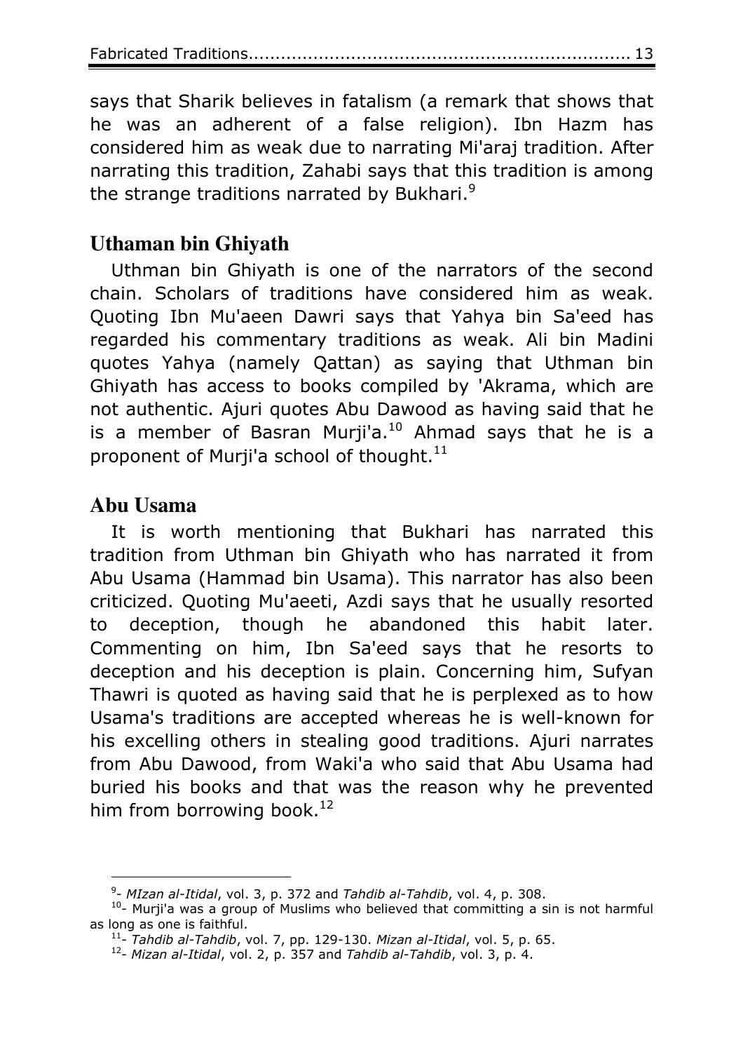says that Sharik believes in fatalism (a remark that shows that he was an adherent of a false religion). Ibn Hazm has considered him as weak due to narrating Mi'araj tradition. After narrating this tradition, Zahabi says that this tradition is among the strange traditions narrated by Bukhari.[9]

## Uthaman bin Ghiyath

Uthman bin Ghiyath is one of the narrators of the second chain. Scholars of traditions have considered him as weak. Quoting Ibn Mu'aeen Dawri says that Yahya bin Sa'eed has regarded his commentary traditions as weak. Ali bin Madini quotes Yahya (namely Qattan) as saying that Uthman bin Ghiyath has access to books compiled by 'Akrama, which are not authentic. Ajuri quotes Abu Dawood as having said that he is a member of Basran Murji'a.[10] Ahmad says that he is a proponent of Murji'a school of thought.[11]

## Abu Usama

It is worth mentioning that Bukhari has narrated this tradition from Uthman bin Ghiyath who has narrated it from Abu Usama (Hammad bin Usama). This narrator has also been criticized. Quoting Mu'aeeti, Azdi says that he usually resorted to deception, though he abandoned this habit later. Commenting on him, Ibn Sa'eed says that he resorts to deception and his deception is plain. Concerning him, Sufyan Thawri is quoted as having said that he is perplexed as to how Usama's traditions are accepted whereas he is well-known for his excelling others in stealing good traditions. Ajuri narrates from Abu Dawood, from Waki'a who said that Abu Usama had buried his books and that was the reason why he prevented him from borrowing book.[12]

---

[9]- *MIzan al-Itidal*, vol. 3, p. 372 and *Tahdib al-Tahdib*, vol. 4, p. 308.

[10]- Murji'a was a group of Muslims who believed that committing a sin is not harmful as long as one is faithful.

[11]- *Tahdib al-Tahdib*, vol. 7, pp. 129-130. *Mizan al-Itidal*, vol. 5, p. 65.

[12]- *Mizan al-Itidal*, vol. 2, p. 357 and *Tahdib al-Tahdib*, vol. 3, p. 4.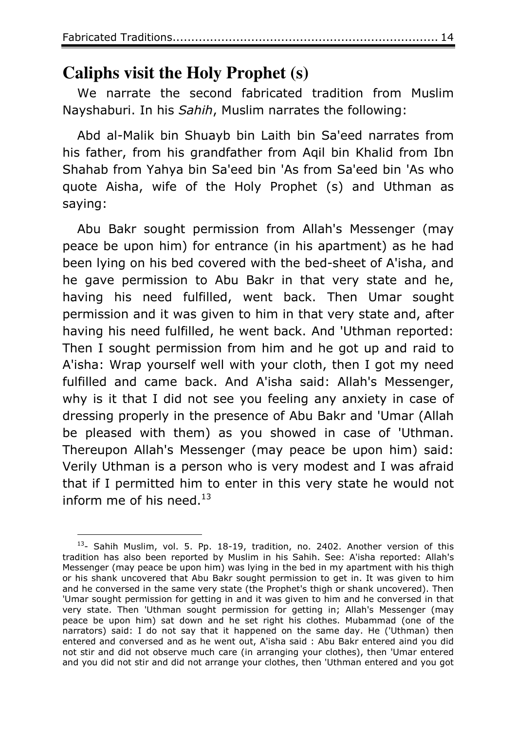## Caliphs visit the Holy Prophet (s)

We narrate the second fabricated tradition from Muslim Nayshaburi. In his *Sahih*, Muslim narrates the following:

Abd al-Malik bin Shuayb bin Laith bin Sa'eed narrates from his father, from his grandfather from Aqil bin Khalid from Ibn Shahab from Yahya bin Sa'eed bin 'As from Sa'eed bin 'As who quote Aisha, wife of the Holy Prophet (s) and Uthman as saying:

Abu Bakr sought permission from Allah's Messenger (may peace be upon him) for entrance (in his apartment) as he had been lying on his bed covered with the bed-sheet of A'isha, and he gave permission to Abu Bakr in that very state and he, having his need fulfilled, went back. Then Umar sought permission and it was given to him in that very state and, after having his need fulfilled, he went back. And 'Uthman reported: Then I sought permission from him and he got up and raid to A'isha: Wrap yourself well with your cloth, then I got my need fulfilled and came back. And A'isha said: Allah's Messenger, why is it that I did not see you feeling any anxiety in case of dressing properly in the presence of Abu Bakr and 'Umar (Allah be pleased with them) as you showed in case of 'Uthman. Thereupon Allah's Messenger (may peace be upon him) said: Verily Uthman is a person who is very modest and I was afraid that if I permitted him to enter in this very state he would not inform me of his need.[13]

---

[13]- Sahih Muslim, vol. 5. Pp. 18-19, tradition, no. 2402. Another version of this tradition has also been reported by Muslim in his Sahih. See: A'isha reported: Allah's Messenger (may peace be upon him) was lying in the bed in my apartment with his thigh or his shank uncovered that Abu Bakr sought permission to get in. It was given to him and he conversed in the same very state (the Prophet's thigh or shank uncovered). Then 'Umar sought permission for getting in and it was given to him and he conversed in that very state. Then 'Uthman sought permission for getting in; Allah's Messenger (may peace be upon him) sat down and he set right his clothes. Mubammad (one of the narrators) said: I do not say that it happened on the same day. He ('Uthman) then entered and conversed and as he went out, A'isha said : Abu Bakr entered aind you did not stir and did not observe much care (in arranging your clothes), then 'Umar entered and you did not stir and did not arrange your clothes, then 'Uthman entered and you got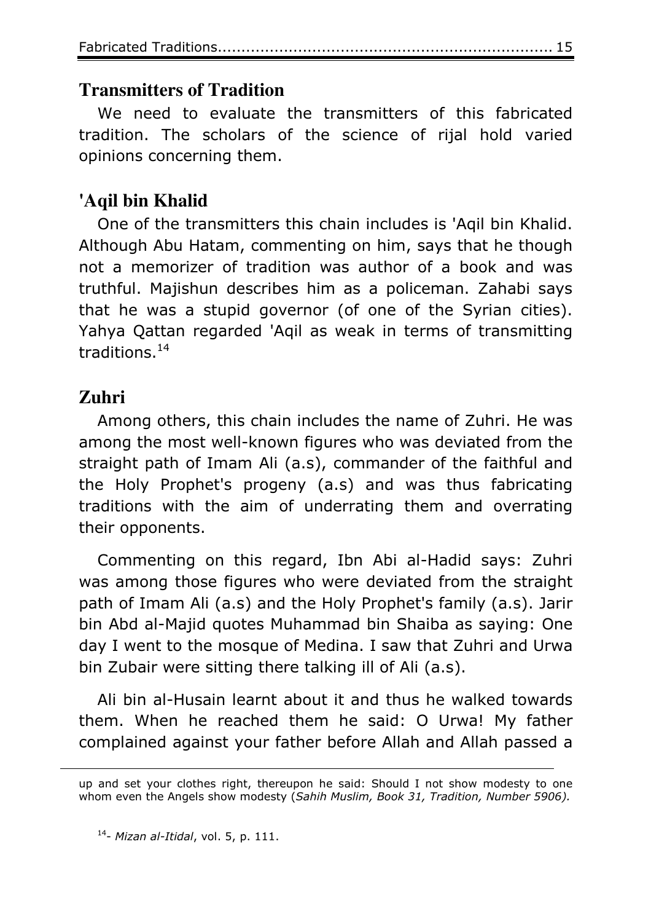## Transmitters of Tradition

We need to evaluate the transmitters of this fabricated tradition. The scholars of the science of rijal hold varied opinions concerning them.

## 'Aqil bin Khalid

One of the transmitters this chain includes is 'Aqil bin Khalid. Although Abu Hatam, commenting on him, says that he though not a memorizer of tradition was author of a book and was truthful. Majishun describes him as a policeman. Zahabi says that he was a stupid governor (of one of the Syrian cities). Yahya Qattan regarded 'Aqil as weak in terms of transmitting traditions.[14]

## Zuhri

Among others, this chain includes the name of Zuhri. He was among the most well-known figures who was deviated from the straight path of Imam Ali (a.s), commander of the faithful and the Holy Prophet's progeny (a.s) and was thus fabricating traditions with the aim of underrating them and overrating their opponents.

Commenting on this regard, Ibn Abi al-Hadid says: Zuhri was among those figures who were deviated from the straight path of Imam Ali (a.s) and the Holy Prophet's family (a.s). Jarir bin Abd al-Majid quotes Muhammad bin Shaiba as saying: One day I went to the mosque of Medina. I saw that Zuhri and Urwa bin Zubair were sitting there talking ill of Ali (a.s).

Ali bin al-Husain learnt about it and thus he walked towards them. When he reached them he said: O Urwa! My father complained against your father before Allah and Allah passed a

---

up and set your clothes right, thereupon he said: Should I not show modesty to one whom even the Angels show modesty (*Sahih Muslim, Book 31, Tradition, Number 5906).*

[14]- *Mizan al-Itidal*, vol. 5, p. 111.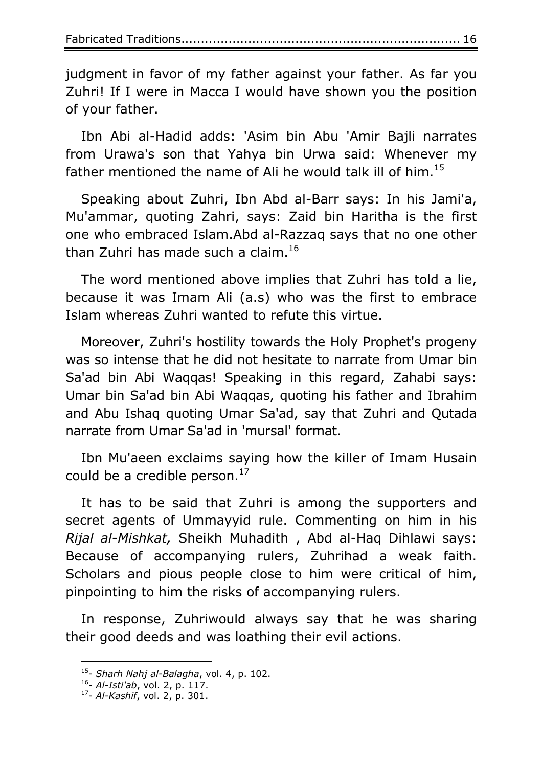judgment in favor of my father against your father. As far you Zuhri! If I were in Macca I would have shown you the position of your father.

Ibn Abi al-Hadid adds: 'Asim bin Abu 'Amir Bajli narrates from Urawa's son that Yahya bin Urwa said: Whenever my father mentioned the name of Ali he would talk ill of him.[15]

Speaking about Zuhri, Ibn Abd al-Barr says: In his Jami'a, Mu'ammar, quoting Zahri, says: Zaid bin Haritha is the first one who embraced Islam.Abd al-Razzaq says that no one other than Zuhri has made such a claim.[16]

The word mentioned above implies that Zuhri has told a lie, because it was Imam Ali (a.s) who was the first to embrace Islam whereas Zuhri wanted to refute this virtue.

Moreover, Zuhri's hostility towards the Holy Prophet's progeny was so intense that he did not hesitate to narrate from Umar bin Sa'ad bin Abi Waqqas! Speaking in this regard, Zahabi says: Umar bin Sa'ad bin Abi Waqqas, quoting his father and Ibrahim and Abu Ishaq quoting Umar Sa'ad, say that Zuhri and Qutada narrate from Umar Sa'ad in 'mursal' format.

Ibn Mu'aeen exclaims saying how the killer of Imam Husain could be a credible person.[17]

It has to be said that Zuhri is among the supporters and secret agents of Ummayyid rule. Commenting on him in his *Rijal al-Mishkat,* Sheikh Muhadith , Abd al-Haq Dihlawi says: Because of accompanying rulers, Zuhrihad a weak faith. Scholars and pious people close to him were critical of him, pinpointing to him the risks of accompanying rulers.

In response, Zuhriwould always say that he was sharing their good deeds and was loathing their evil actions.

---

[15]- *Sharh Nahj al-Balagha*, vol. 4, p. 102.

[16]- *Al-Isti'ab*, vol. 2, p. 117.

[17]- *Al-Kashif*, vol. 2, p. 301.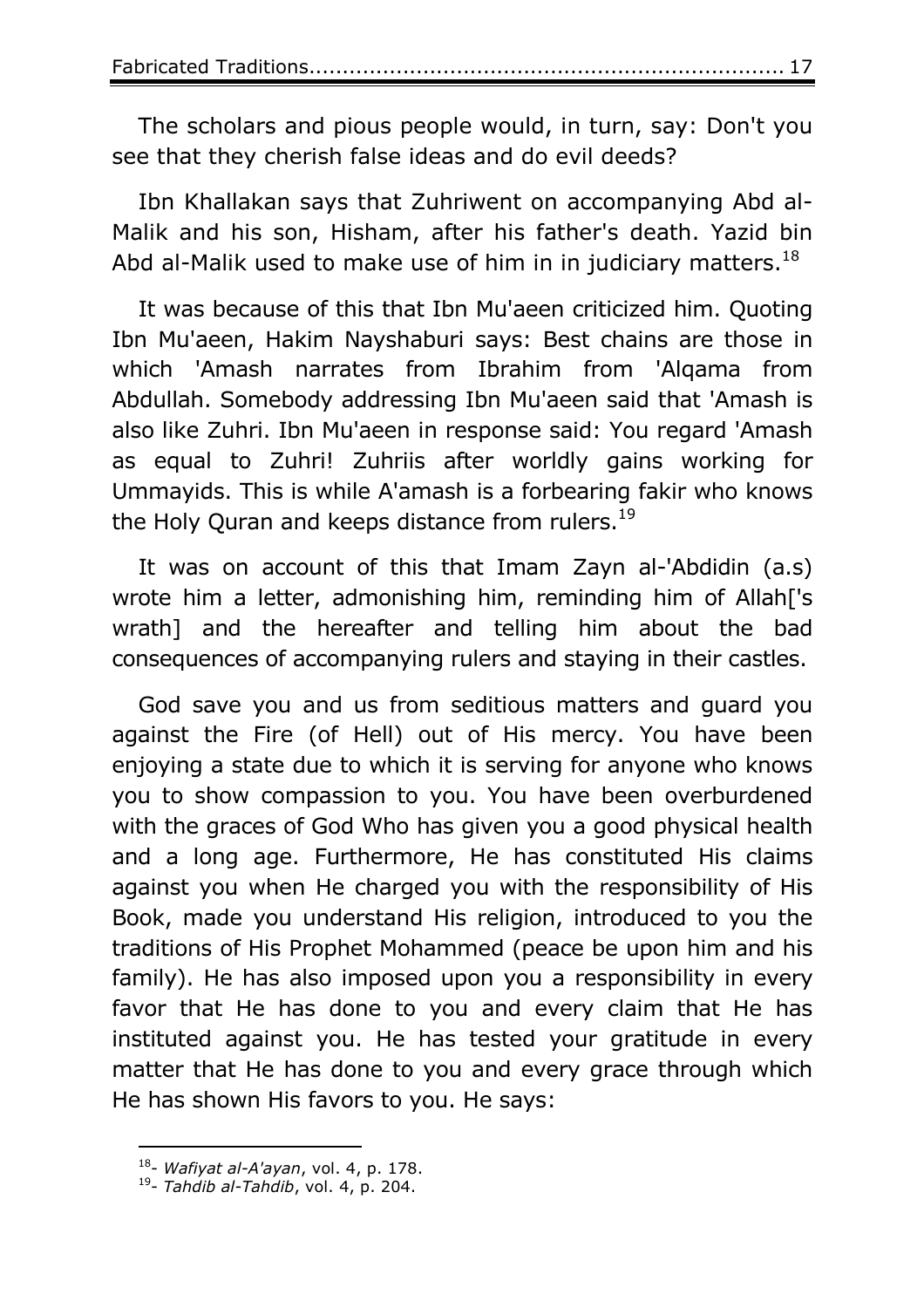The scholars and pious people would, in turn, say: Don't you see that they cherish false ideas and do evil deeds?

Ibn Khallakan says that Zuhriwent on accompanying Abd al-Malik and his son, Hisham, after his father's death. Yazid bin Abd al-Malik used to make use of him in in judiciary matters.[18]

It was because of this that Ibn Mu'aeen criticized him. Quoting Ibn Mu'aeen, Hakim Nayshaburi says: Best chains are those in which 'Amash narrates from Ibrahim from 'Alqama from Abdullah. Somebody addressing Ibn Mu'aeen said that 'Amash is also like Zuhri. Ibn Mu'aeen in response said: You regard 'Amash as equal to Zuhri! Zuhriis after worldly gains working for Ummayids. This is while A'amash is a forbearing fakir who knows the Holy Quran and keeps distance from rulers.[19]

It was on account of this that Imam Zayn al-'Abdidin (a.s) wrote him a letter, admonishing him, reminding him of Allah['s wrath] and the hereafter and telling him about the bad consequences of accompanying rulers and staying in their castles.

God save you and us from seditious matters and guard you against the Fire (of Hell) out of His mercy. You have been enjoying a state due to which it is serving for anyone who knows you to show compassion to you. You have been overburdened with the graces of God Who has given you a good physical health and a long age. Furthermore, He has constituted His claims against you when He charged you with the responsibility of His Book, made you understand His religion, introduced to you the traditions of His Prophet Mohammed (peace be upon him and his family). He has also imposed upon you a responsibility in every favor that He has done to you and every claim that He has instituted against you. He has tested your gratitude in every matter that He has done to you and every grace through which He has shown His favors to you. He says:

---

[18]- *Wafiyat al-A'ayan*, vol. 4, p. 178.

[19]- *Tahdib al-Tahdib*, vol. 4, p. 204.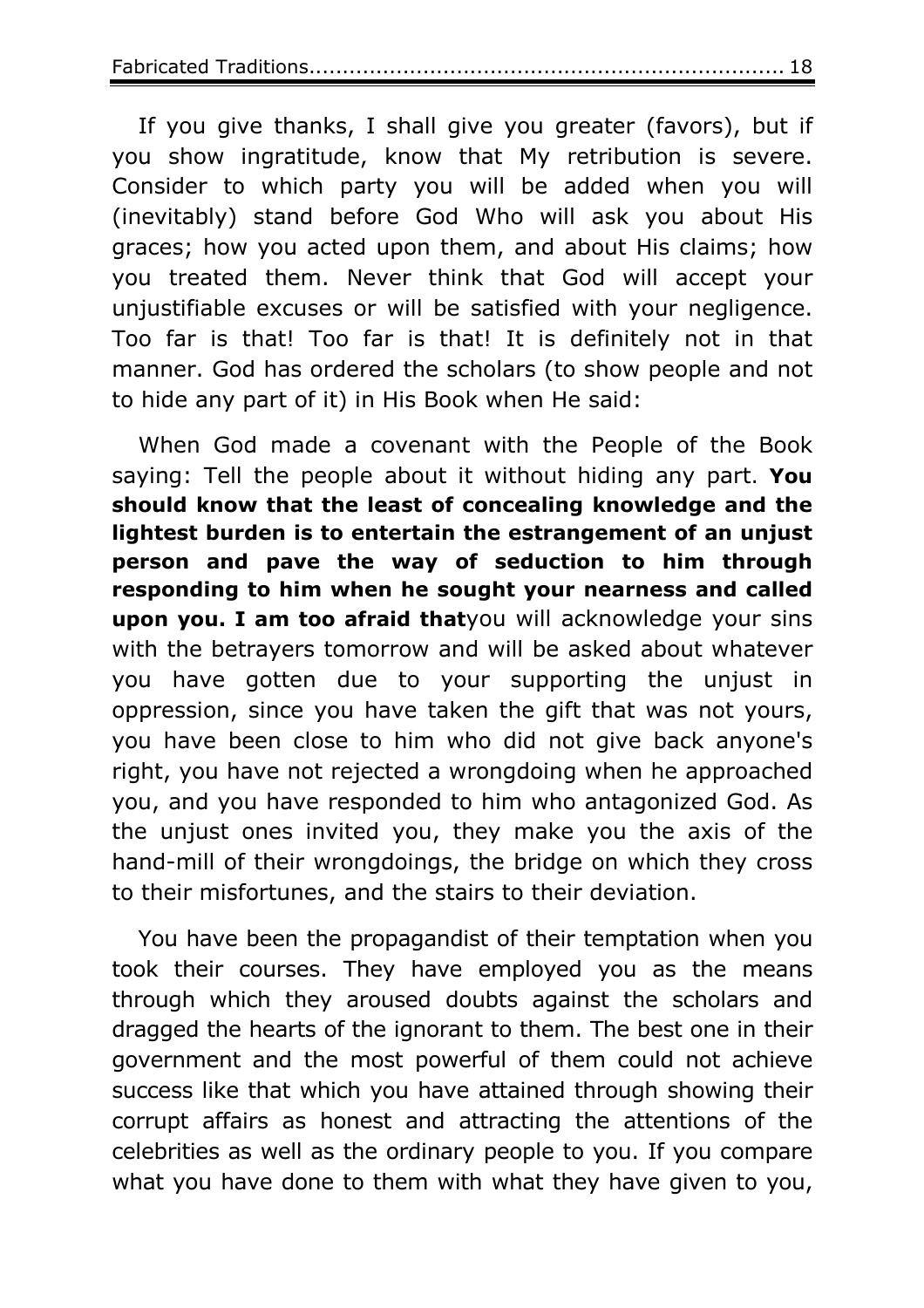If you give thanks, I shall give you greater (favors), but if you show ingratitude, know that My retribution is severe. Consider to which party you will be added when you will (inevitably) stand before God Who will ask you about His graces; how you acted upon them, and about His claims; how you treated them. Never think that God will accept your unjustifiable excuses or will be satisfied with your negligence. Too far is that! Too far is that! It is definitely not in that manner. God has ordered the scholars (to show people and not to hide any part of it) in His Book when He said:

When God made a covenant with the People of the Book saying: Tell the people about it without hiding any part. **You should know that the least of concealing knowledge and the lightest burden is to entertain the estrangement of an unjust person and pave the way of seduction to him through responding to him when he sought your nearness and called upon you. I am too afraid that**you will acknowledge your sins with the betrayers tomorrow and will be asked about whatever you have gotten due to your supporting the unjust in oppression, since you have taken the gift that was not yours, you have been close to him who did not give back anyone's right, you have not rejected a wrongdoing when he approached you, and you have responded to him who antagonized God. As the unjust ones invited you, they make you the axis of the hand-mill of their wrongdoings, the bridge on which they cross to their misfortunes, and the stairs to their deviation.

You have been the propagandist of their temptation when you took their courses. They have employed you as the means through which they aroused doubts against the scholars and dragged the hearts of the ignorant to them. The best one in their government and the most powerful of them could not achieve success like that which you have attained through showing their corrupt affairs as honest and attracting the attentions of the celebrities as well as the ordinary people to you. If you compare what you have done to them with what they have given to you,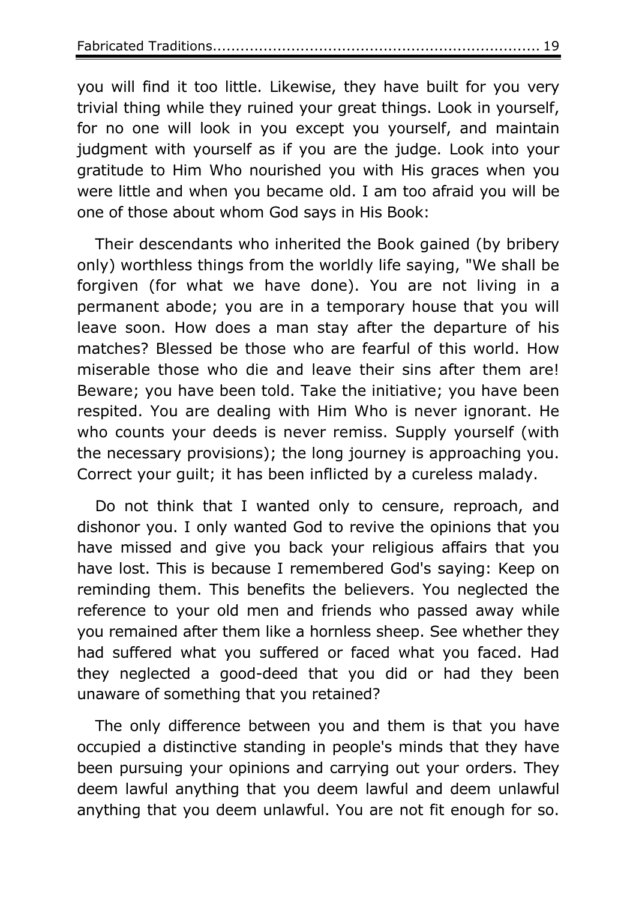you will find it too little. Likewise, they have built for you very trivial thing while they ruined your great things. Look in yourself, for no one will look in you except you yourself, and maintain judgment with yourself as if you are the judge. Look into your gratitude to Him Who nourished you with His graces when you were little and when you became old. I am too afraid you will be one of those about whom God says in His Book:

Their descendants who inherited the Book gained (by bribery only) worthless things from the worldly life saying, "We shall be forgiven (for what we have done). You are not living in a permanent abode; you are in a temporary house that you will leave soon. How does a man stay after the departure of his matches? Blessed be those who are fearful of this world. How miserable those who die and leave their sins after them are! Beware; you have been told. Take the initiative; you have been respited. You are dealing with Him Who is never ignorant. He who counts your deeds is never remiss. Supply yourself (with the necessary provisions); the long journey is approaching you. Correct your guilt; it has been inflicted by a cureless malady.

Do not think that I wanted only to censure, reproach, and dishonor you. I only wanted God to revive the opinions that you have missed and give you back your religious affairs that you have lost. This is because I remembered God's saying: Keep on reminding them. This benefits the believers. You neglected the reference to your old men and friends who passed away while you remained after them like a hornless sheep. See whether they had suffered what you suffered or faced what you faced. Had they neglected a good-deed that you did or had they been unaware of something that you retained?

The only difference between you and them is that you have occupied a distinctive standing in people's minds that they have been pursuing your opinions and carrying out your orders. They deem lawful anything that you deem lawful and deem unlawful anything that you deem unlawful. You are not fit enough for so.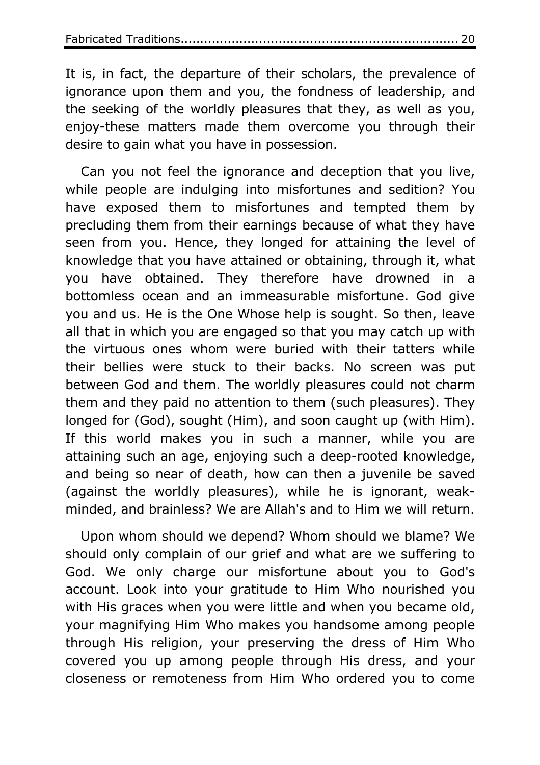It is, in fact, the departure of their scholars, the prevalence of ignorance upon them and you, the fondness of leadership, and the seeking of the worldly pleasures that they, as well as you, enjoy-these matters made them overcome you through their desire to gain what you have in possession.

Can you not feel the ignorance and deception that you live, while people are indulging into misfortunes and sedition? You have exposed them to misfortunes and tempted them by precluding them from their earnings because of what they have seen from you. Hence, they longed for attaining the level of knowledge that you have attained or obtaining, through it, what you have obtained. They therefore have drowned in a bottomless ocean and an immeasurable misfortune. God give you and us. He is the One Whose help is sought. So then, leave all that in which you are engaged so that you may catch up with the virtuous ones whom were buried with their tatters while their bellies were stuck to their backs. No screen was put between God and them. The worldly pleasures could not charm them and they paid no attention to them (such pleasures). They longed for (God), sought (Him), and soon caught up (with Him). If this world makes you in such a manner, while you are attaining such an age, enjoying such a deep-rooted knowledge, and being so near of death, how can then a juvenile be saved (against the worldly pleasures), while he is ignorant, weak-minded, and brainless? We are Allah's and to Him we will return.

Upon whom should we depend? Whom should we blame? We should only complain of our grief and what are we suffering to God. We only charge our misfortune about you to God's account. Look into your gratitude to Him Who nourished you with His graces when you were little and when you became old, your magnifying Him Who makes you handsome among people through His religion, your preserving the dress of Him Who covered you up among people through His dress, and your closeness or remoteness from Him Who ordered you to come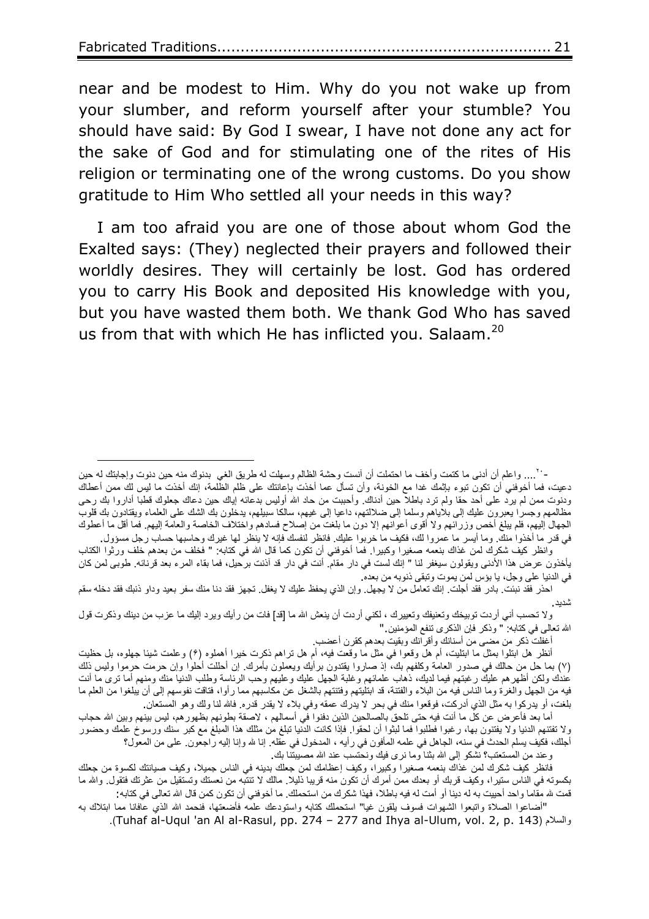near and be modest to Him. Why do you not wake up from your slumber, and reform yourself after your stumble? You should have said: By God I swear, I have not done any act for the sake of God and for stimulating one of the rites of His religion or terminating one of the wrong customs. Do you show gratitude to Him Who settled all your needs in this way?

I am too afraid you are one of those about whom God the Exalted says: (They) neglected their prayers and followed their worldly desires. They will certainly be lost. God has ordered you to carry His Book and deposited His knowledge with you, but you have wasted them both. We thank God Who has saved us from that with which He has inflicted you. Salaam.[20]

---

[20]- .... واعلم أن أدنى ما كتمت وأخف ما احتملت أن آنست وحشة الظالم وسهلت له طريق الغي بدنوك منه حين دنوت وإجابتك له حين دعيت، فما أخوفني أن تكون تبوء بإثمك غدا مع الخونة، وأن تسأل عما أخذت بإعانتك على ظلم الظلمة، إنك أخذت ما ليس لك ممن أعطاك ودنوت ممن لم يرد على أحد حقا ولم ترد باطلا حين أدناك. وأحببت من حاد الله أوليس بدعائه إياك حين دعاك جعلوك قطبا أداروا بك رحى مظالمهم وجسرا يعبرون عليك إلى بلاياهم وسلما إلى ضلالتهم، داعيا إلى غيهم، سالكا سبيلهم، يدخلون بك الشك على العلماء ويقتادون بك قلوب الجهال إليهم، فلم يبلغ أخص وزرائهم ولا أقوى أعوانهم إلا دون ما بلغت من إصلاح فسادهم واختلاف الخاصة والعامة إليهم. فما أقل ما أعطوك في قدر ما أخذوا منك. وما أيسر ما عمروا لك، فكيف ما خربوا عليك. فانظر لنفسك فإنه لا ينظر لها غيرك وحاسبها حساب رجل مسؤول.

وانظر كيف شكرك لمن غذاك بنعمه صغيرا وكبيرا. فما أخوفني أن تكون كما قال الله في كتابه: " فخلف من بعدهم خلف ورثوا الكتاب يأخذون عرض هذا الأدنى ويقولون سيغفر لنا " إنك لست في دار مقام. أنت في دار قد آذنت برحيل، فما بقاء المرء بعد قرنائه. طوبى لمن كان في الدنيا على وجل، يا بؤس لمن يموت وتبقى ذنوبه من بعده.

احذر فقد نبئت. بادر فقد أجلت. إنك تعامل من لا يجهل. وإن الذي يحفظ عليك لا يغفل. تجهز فقد دنا منك سفر بعيد وداو ذنبك فقد دخله سقم شديد.

ولا تحسب أني أردت توبيخك وتعنيفك وتعييرك ، لكني أردت أن ينعش الله ما [قد] فات من رأيك ويرد إليك ما عزب من دينك وذكرت قول الله تعالى في كتابه: " وذكر فإن الذكرى تنفع المؤمنين."

أغفلت ذكر من مضى من أسنانك وأقرانك وبقيت بعدهم كقرن أعضب.

أنظر هل ابتلوا بمثل ما ابتليت، أم هل وقعوا في مثل ما وقعت فيه، أم هل تراهم ذكرت خيرا أهملوه (۶) وعلمت شيئا جهلوه، بل حظيت (۷) بما حل من حالك في صدور العامة وكلفهم بك، إذ صاروا يقتدون برأيك ويعملون بأمرك. إن أحللت أحلوا وإن حرمت حرموا وليس ذلك عندك ولكن أظهرهم عليك رغبتهم فيما لديك، ذهاب علمائهم وغلبة الجهل عليك وعليهم وحب الرئاسة وطلب الدنيا منك ومنهم أما ترى ما أنت فيه من الجهل والغرة وما الناس فيه من البلاء والفتنة، قد ابتليتهم وفتنتهم بالشغل عن مكاسبهم مما رأوا، فتاقت نفوسهم إلى أن يبلغوا من العلم ما بلغت، أو يدركوا به مثل الذي أدركت، فوقعوا منك في بحر لا يدرك عمقه وفي بلاء لا يقدر قدره. فالله لنا ولك وهو المستعان.

أما بعد فأعرض عن كل ما أنت فيه حتى تلحق بالصالحين الذين دفنوا في أسمالهم ، لاصقة بطونهم بظهورهم، ليس بينهم وبين الله حجاب ولا تفتنهم الدنيا ولا يفتنون بها، رغبوا فطلبوا فما لبثوا أن لحقوا. فإذا كانت الدنيا تبلغ من مثلك هذا المبلغ مع كبر سنك ورسوخ علمك وحضور أجلك، فكيف يسلم الحدث في سنه، الجاهل في علمه المأفون في رأيه ، المدخول في عقله. إنا لله وإنا إليه راجعون. على من المعول؟

وعند من المستعتب؟ نشكو إلى الله بثنا وما نرى فيك ونحتسب عند الله مصيبتنا بك.

فانظر كيف شكرك لمن غذاك بنعمه صغيرا وكبيرا، وكيف إعظامك لمن جعلك بدينه في الناس جميلا، وكيف صيانتك لكسوة من جعلك بكسوته في الناس ستيرا، وكيف قربك أو بعدك ممن أمرك أن تكون منه قريبا ذليلا. مالك لا تنتبه من نعستك وتستقيل من عثرتك فتقول. والله ما قمت لله مقاما واحد أحييت به له دينا أو أمت له فيه باطلا، فهذا شكرك من استحملك. ما أخوفني أن تكون كمن قال الله تعالى في كتابه:

"أضاعوا الصلاة واتبعوا الشهوات فسوف يلقون غيا" استحملك كتابه واستودعك علمه فأضعتها، فنحمد الله الذي عافانا مما ابتلاك به والسلام (Tuhaf al-Uqul 'an Al al-Rasul, pp. 274 – 277 and Ihya al-Ulum, vol. 2, p. 143).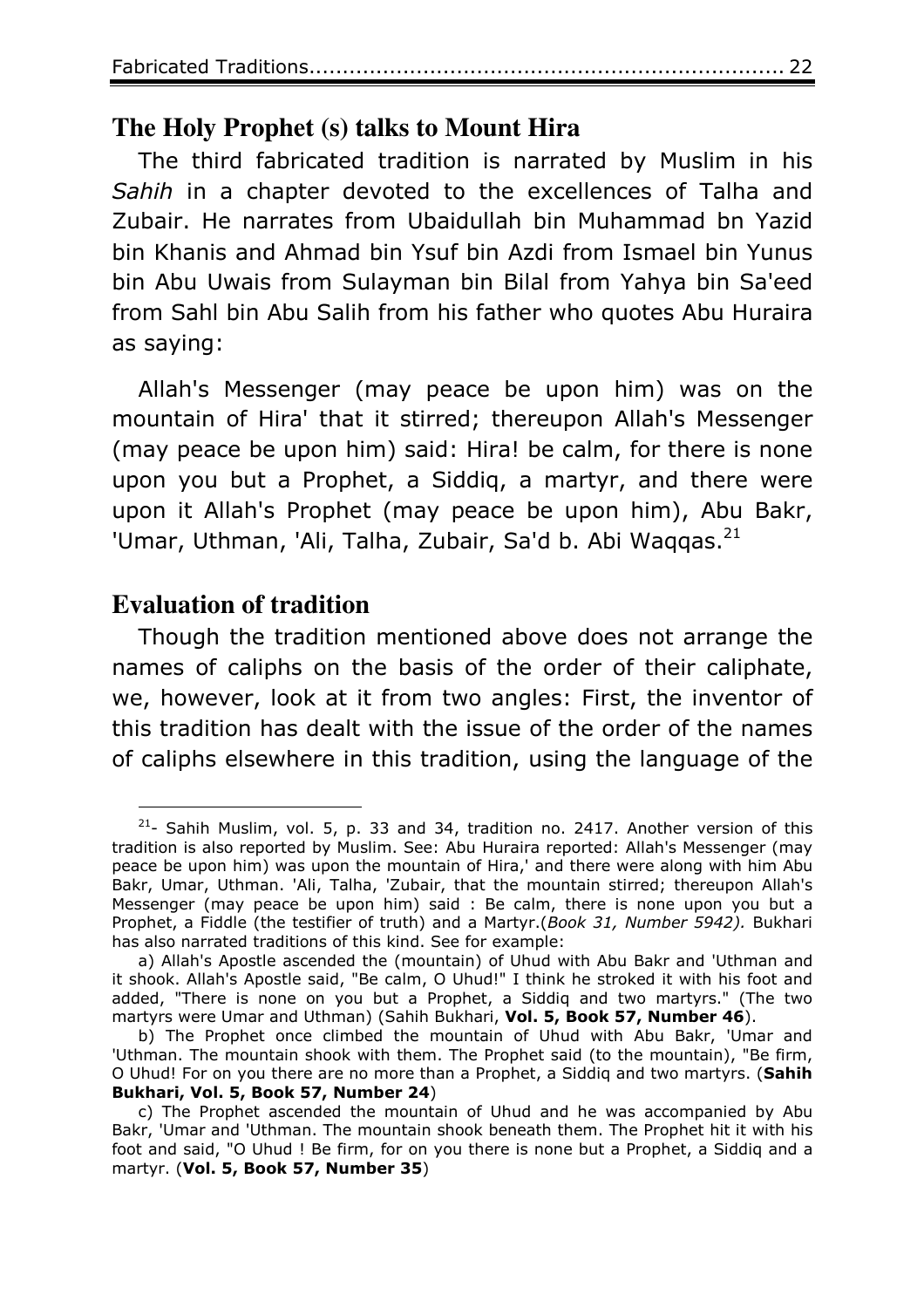## The Holy Prophet (s) talks to Mount Hira

The third fabricated tradition is narrated by Muslim in his *Sahih* in a chapter devoted to the excellences of Talha and Zubair. He narrates from Ubaidullah bin Muhammad bn Yazid bin Khanis and Ahmad bin Ysuf bin Azdi from Ismael bin Yunus bin Abu Uwais from Sulayman bin Bilal from Yahya bin Sa'eed from Sahl bin Abu Salih from his father who quotes Abu Huraira as saying:

Allah's Messenger (may peace be upon him) was on the mountain of Hira' that it stirred; thereupon Allah's Messenger (may peace be upon him) said: Hira! be calm, for there is none upon you but a Prophet, a Siddiq, a martyr, and there were upon it Allah's Prophet (may peace be upon him), Abu Bakr, 'Umar, Uthman, 'Ali, Talha, Zubair, Sa'd b. Abi Waqqas.[21]

## Evaluation of tradition

Though the tradition mentioned above does not arrange the names of caliphs on the basis of the order of their caliphate, we, however, look at it from two angles: First, the inventor of this tradition has dealt with the issue of the order of the names of caliphs elsewhere in this tradition, using the language of the

---

[21]- Sahih Muslim, vol. 5, p. 33 and 34, tradition no. 2417. Another version of this tradition is also reported by Muslim. See: Abu Huraira reported: Allah's Messenger (may peace be upon him) was upon the mountain of Hira,' and there were along with him Abu Bakr, Umar, Uthman. 'Ali, Talha, 'Zubair, that the mountain stirred; thereupon Allah's Messenger (may peace be upon him) said : Be calm, there is none upon you but a Prophet, a Fiddle (the testifier of truth) and a Martyr.(*Book 31, Number 5942).* Bukhari has also narrated traditions of this kind. See for example:

a) Allah's Apostle ascended the (mountain) of Uhud with Abu Bakr and 'Uthman and it shook. Allah's Apostle said, "Be calm, O Uhud!" I think he stroked it with his foot and added, "There is none on you but a Prophet, a Siddiq and two martyrs." (The two martyrs were Umar and Uthman) (Sahih Bukhari, **Vol. 5, Book 57, Number 46**).

b) The Prophet once climbed the mountain of Uhud with Abu Bakr, 'Umar and 'Uthman. The mountain shook with them. The Prophet said (to the mountain), "Be firm, O Uhud! For on you there are no more than a Prophet, a Siddiq and two martyrs. (**Sahih Bukhari, Vol. 5, Book 57, Number 24**)

c) The Prophet ascended the mountain of Uhud and he was accompanied by Abu Bakr, 'Umar and 'Uthman. The mountain shook beneath them. The Prophet hit it with his foot and said, "O Uhud ! Be firm, for on you there is none but a Prophet, a Siddiq and a martyr. (**Vol. 5, Book 57, Number 35**)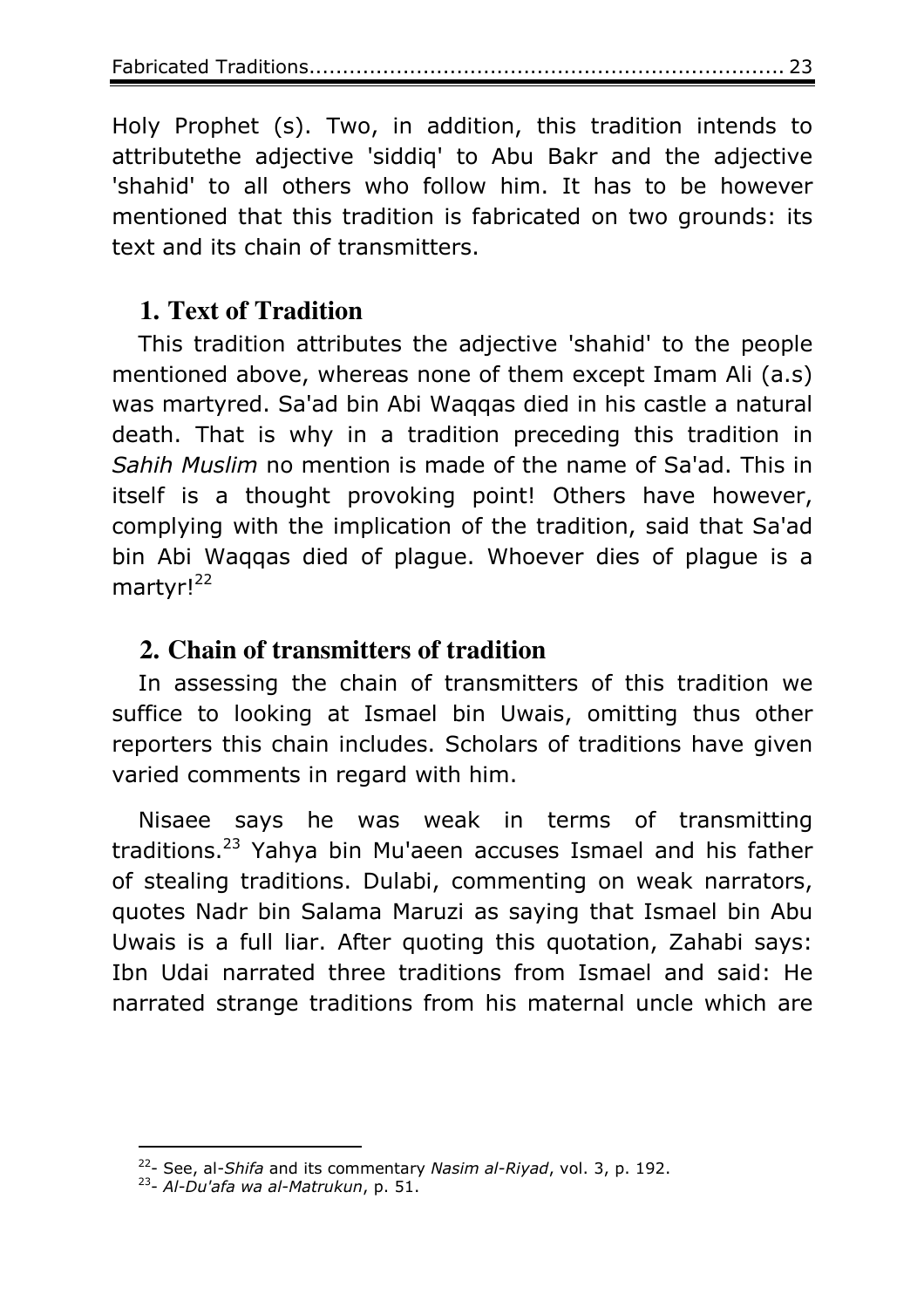Holy Prophet (s). Two, in addition, this tradition intends to attributethe adjective 'siddiq' to Abu Bakr and the adjective 'shahid' to all others who follow him. It has to be however mentioned that this tradition is fabricated on two grounds: its text and its chain of transmitters.

## 1. Text of Tradition

This tradition attributes the adjective 'shahid' to the people mentioned above, whereas none of them except Imam Ali (a.s) was martyred. Sa'ad bin Abi Waqqas died in his castle a natural death. That is why in a tradition preceding this tradition in *Sahih Muslim* no mention is made of the name of Sa'ad. This in itself is a thought provoking point! Others have however, complying with the implication of the tradition, said that Sa'ad bin Abi Waqqas died of plague. Whoever dies of plague is a martyr![22]

## 2. Chain of transmitters of tradition

In assessing the chain of transmitters of this tradition we suffice to looking at Ismael bin Uwais, omitting thus other reporters this chain includes. Scholars of traditions have given varied comments in regard with him.

Nisaee says he was weak in terms of transmitting traditions.[23] Yahya bin Mu'aeen accuses Ismael and his father of stealing traditions. Dulabi, commenting on weak narrators, quotes Nadr bin Salama Maruzi as saying that Ismael bin Abu Uwais is a full liar. After quoting this quotation, Zahabi says: Ibn Udai narrated three traditions from Ismael and said: He narrated strange traditions from his maternal uncle which are

---

[22]- See, al-*Shifa* and its commentary *Nasim al-Riyad*, vol. 3, p. 192.

[23]- *Al-Du'afa wa al-Matrukun*, p. 51.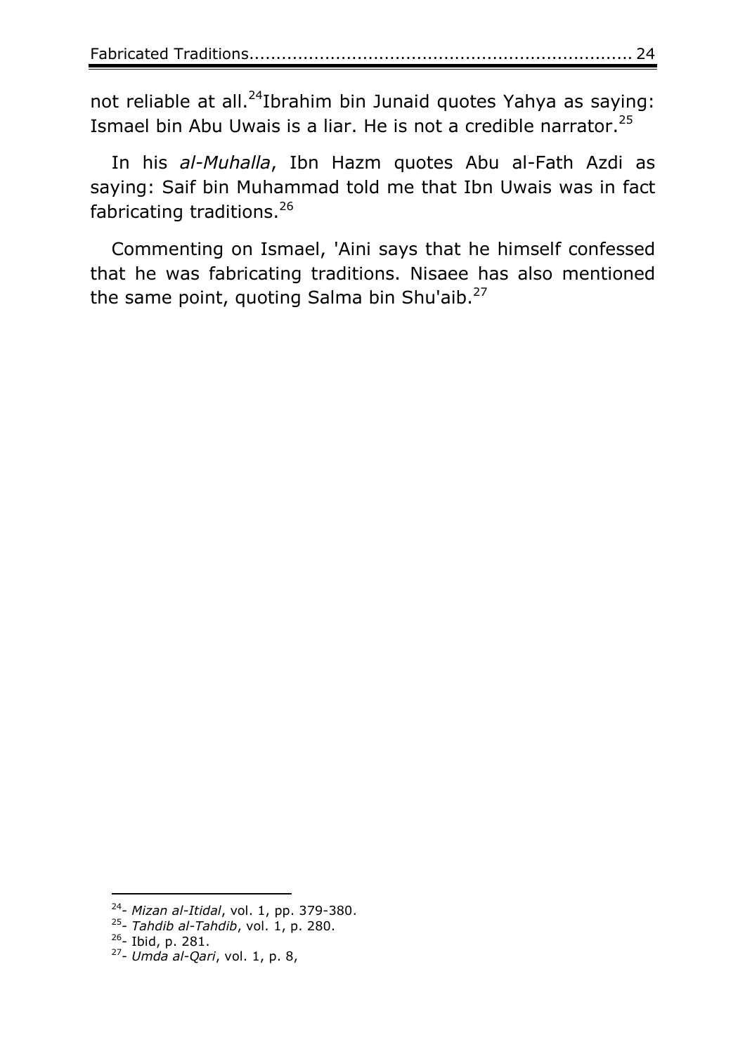not reliable at all.[24] Ibrahim bin Junaid quotes Yahya as saying: Ismael bin Abu Uwais is a liar. He is not a credible narrator.[25]

In his *al-Muhalla*, Ibn Hazm quotes Abu al-Fath Azdi as saying: Saif bin Muhammad told me that Ibn Uwais was in fact fabricating traditions.[26]

Commenting on Ismael, 'Aini says that he himself confessed that he was fabricating traditions. Nisaee has also mentioned the same point, quoting Salma bin Shu'aib.[27]

---

[24]- *Mizan al-Itidal*, vol. 1, pp. 379-380.

[25]- *Tahdib al-Tahdib*, vol. 1, p. 280.

[26]- Ibid, p. 281.

[27]- *Umda al-Qari*, vol. 1, p. 8,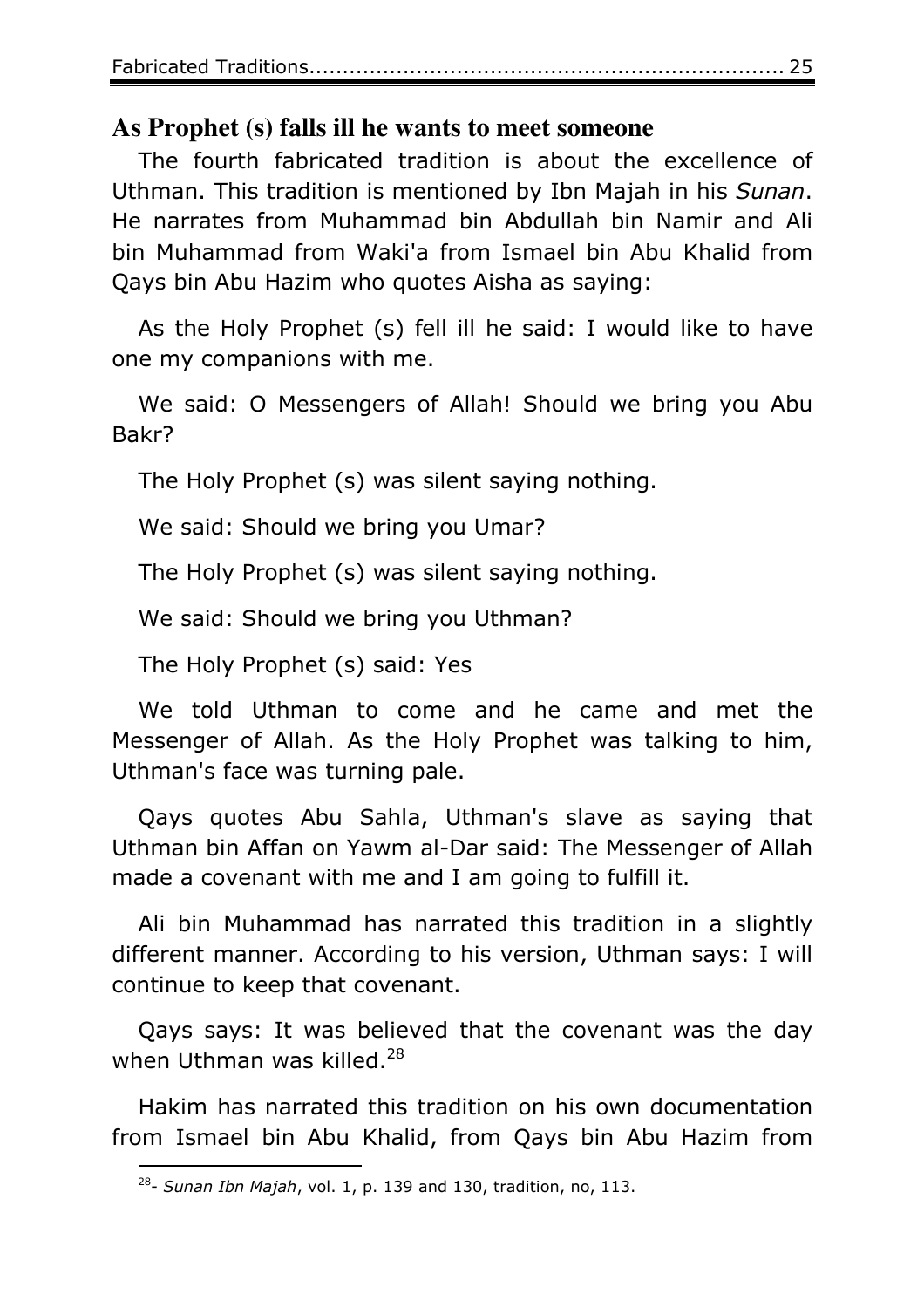## As Prophet (s) falls ill he wants to meet someone

The fourth fabricated tradition is about the excellence of Uthman. This tradition is mentioned by Ibn Majah in his *Sunan*. He narrates from Muhammad bin Abdullah bin Namir and Ali bin Muhammad from Waki'a from Ismael bin Abu Khalid from Qays bin Abu Hazim who quotes Aisha as saying:

As the Holy Prophet (s) fell ill he said: I would like to have one my companions with me.

We said: O Messengers of Allah! Should we bring you Abu Bakr?

The Holy Prophet (s) was silent saying nothing.

We said: Should we bring you Umar?

The Holy Prophet (s) was silent saying nothing.

We said: Should we bring you Uthman?

The Holy Prophet (s) said: Yes

We told Uthman to come and he came and met the Messenger of Allah. As the Holy Prophet was talking to him, Uthman's face was turning pale.

Qays quotes Abu Sahla, Uthman's slave as saying that Uthman bin Affan on Yawm al-Dar said: The Messenger of Allah made a covenant with me and I am going to fulfill it.

Ali bin Muhammad has narrated this tradition in a slightly different manner. According to his version, Uthman says: I will continue to keep that covenant.

Qays says: It was believed that the covenant was the day when Uthman was killed.[28]

Hakim has narrated this tradition on his own documentation from Ismael bin Abu Khalid, from Qays bin Abu Hazim from

[28]- *Sunan Ibn Majah*, vol. 1, p. 139 and 130, tradition, no, 113.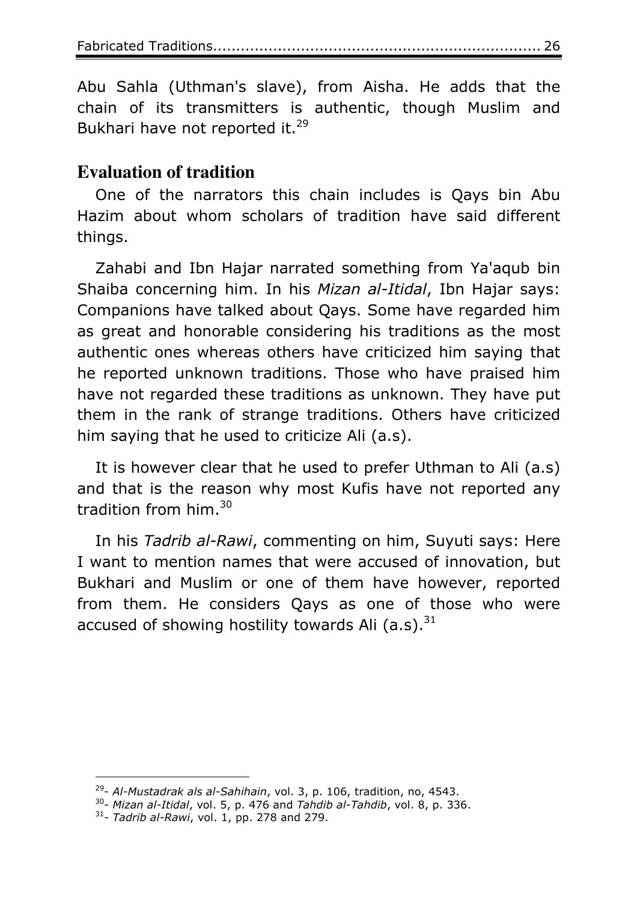Abu Sahla (Uthman's slave), from Aisha. He adds that the chain of its transmitters is authentic, though Muslim and Bukhari have not reported it.[29]

## Evaluation of tradition

One of the narrators this chain includes is Qays bin Abu Hazim about whom scholars of tradition have said different things.

Zahabi and Ibn Hajar narrated something from Ya'aqub bin Shaiba concerning him. In his *Mizan al-Itidal*, Ibn Hajar says: Companions have talked about Qays. Some have regarded him as great and honorable considering his traditions as the most authentic ones whereas others have criticized him saying that he reported unknown traditions. Those who have praised him have not regarded these traditions as unknown. They have put them in the rank of strange traditions. Others have criticized him saying that he used to criticize Ali (a.s).

It is however clear that he used to prefer Uthman to Ali (a.s) and that is the reason why most Kufis have not reported any tradition from him.[30]

In his *Tadrib al-Rawi*, commenting on him, Suyuti says: Here I want to mention names that were accused of innovation, but Bukhari and Muslim or one of them have however, reported from them. He considers Qays as one of those who were accused of showing hostility towards Ali (a.s).[31]

---

[29]- *Al-Mustadrak als al-Sahihain*, vol. 3, p. 106, tradition, no, 4543.

[30]- *Mizan al-Itidal*, vol. 5, p. 476 and *Tahdib al-Tahdib*, vol. 8, p. 336.

[31]- *Tadrib al-Rawi*, vol. 1, pp. 278 and 279.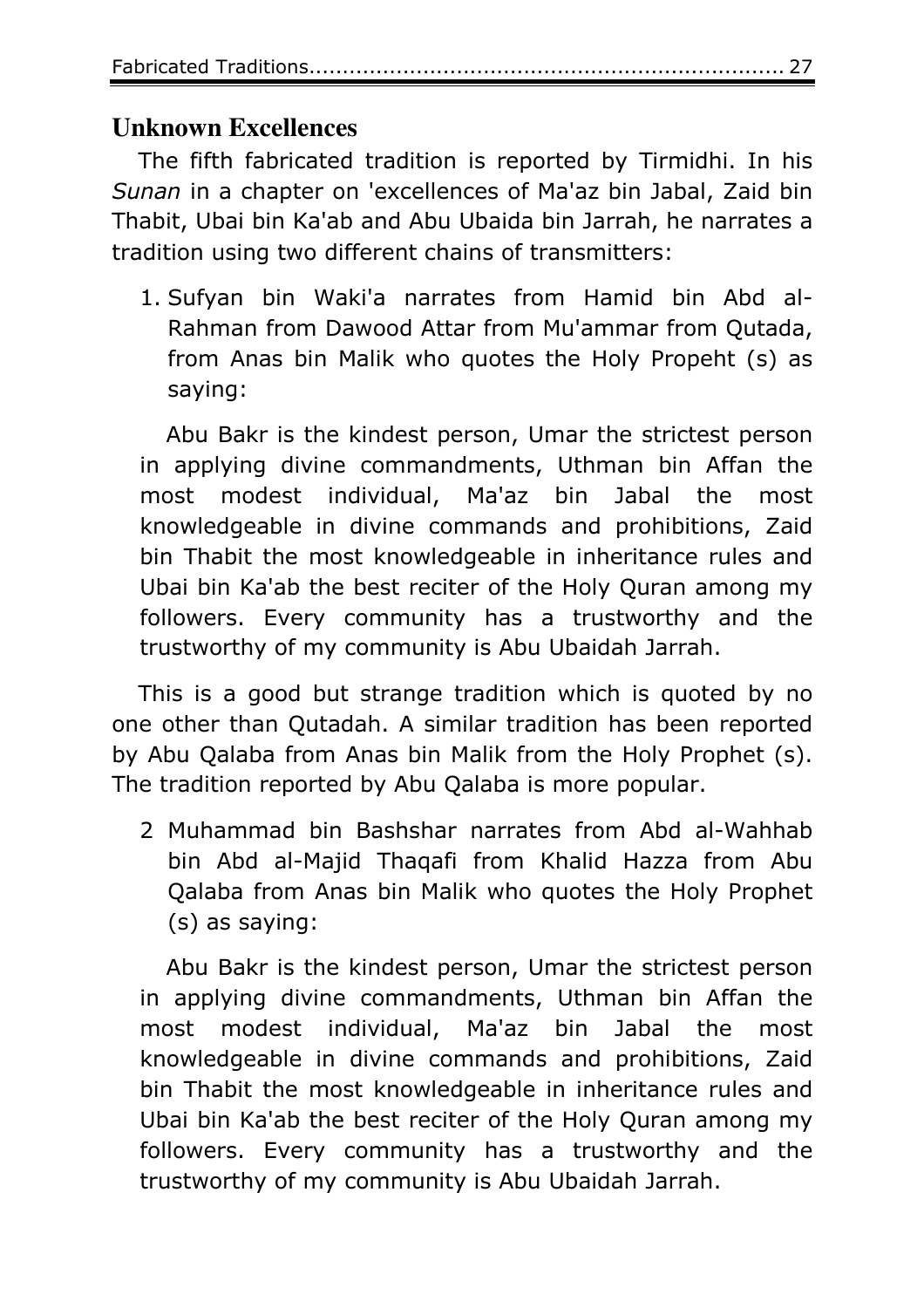## Unknown Excellences

The fifth fabricated tradition is reported by Tirmidhi. In his *Sunan* in a chapter on 'excellences of Ma'az bin Jabal, Zaid bin Thabit, Ubai bin Ka'ab and Abu Ubaida bin Jarrah, he narrates a tradition using two different chains of transmitters:

1. Sufyan bin Waki'a narrates from Hamid bin Abd al-Rahman from Dawood Attar from Mu'ammar from Qutada, from Anas bin Malik who quotes the Holy Propeht (s) as saying:

> Abu Bakr is the kindest person, Umar the strictest person in applying divine commandments, Uthman bin Affan the most modest individual, Ma'az bin Jabal the most knowledgeable in divine commands and prohibitions, Zaid bin Thabit the most knowledgeable in inheritance rules and Ubai bin Ka'ab the best reciter of the Holy Quran among my followers. Every community has a trustworthy and the trustworthy of my community is Abu Ubaidah Jarrah.

This is a good but strange tradition which is quoted by no one other than Qutadah. A similar tradition has been reported by Abu Qalaba from Anas bin Malik from the Holy Prophet (s). The tradition reported by Abu Qalaba is more popular.

2 Muhammad bin Bashshar narrates from Abd al-Wahhab bin Abd al-Majid Thaqafi from Khalid Hazza from Abu Qalaba from Anas bin Malik who quotes the Holy Prophet (s) as saying:

> Abu Bakr is the kindest person, Umar the strictest person in applying divine commandments, Uthman bin Affan the most modest individual, Ma'az bin Jabal the most knowledgeable in divine commands and prohibitions, Zaid bin Thabit the most knowledgeable in inheritance rules and Ubai bin Ka'ab the best reciter of the Holy Quran among my followers. Every community has a trustworthy and the trustworthy of my community is Abu Ubaidah Jarrah.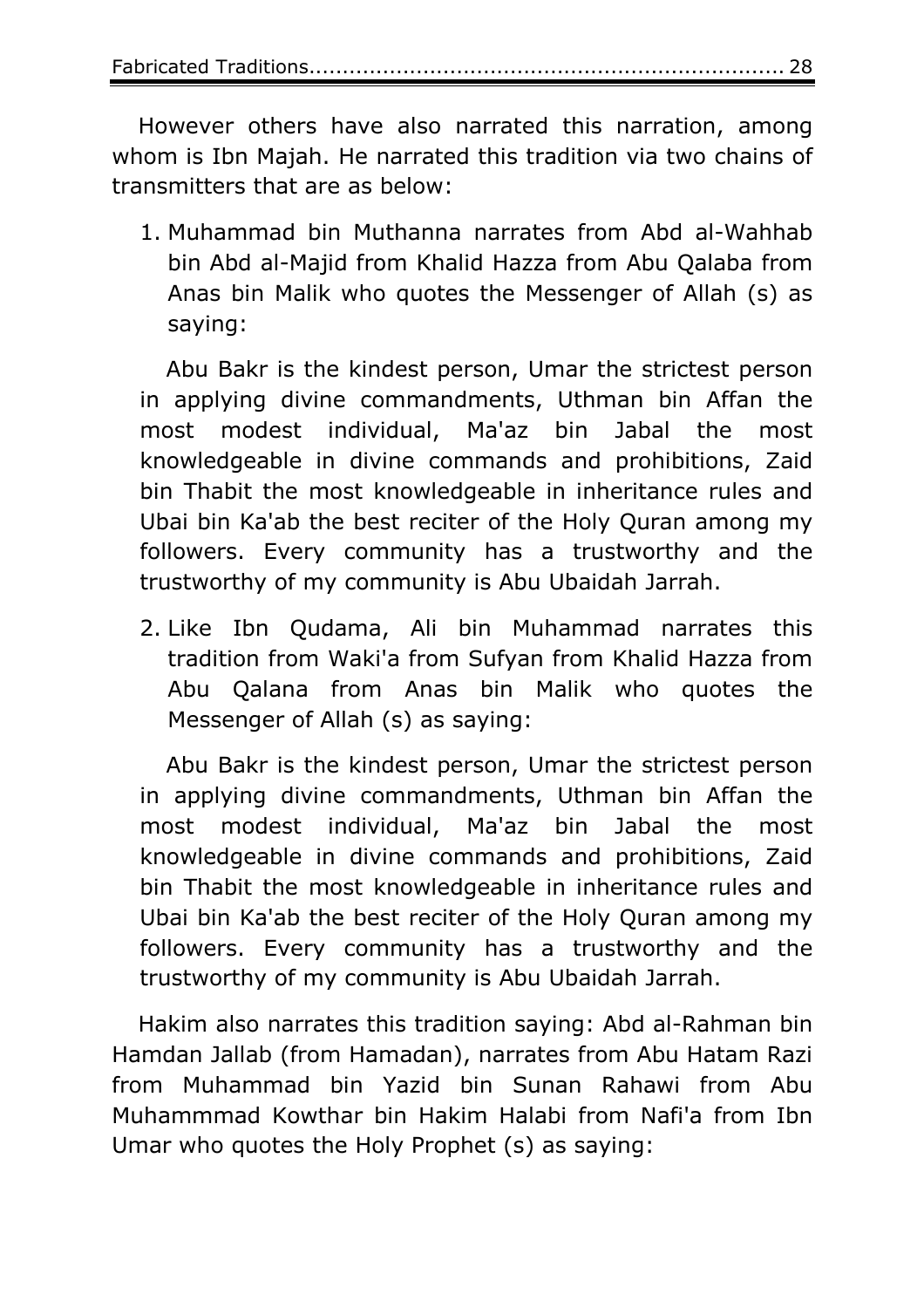However others have also narrated this narration, among whom is Ibn Majah. He narrated this tradition via two chains of transmitters that are as below:

1. Muhammad bin Muthanna narrates from Abd al-Wahhab bin Abd al-Majid from Khalid Hazza from Abu Qalaba from Anas bin Malik who quotes the Messenger of Allah (s) as saying:

   Abu Bakr is the kindest person, Umar the strictest person in applying divine commandments, Uthman bin Affan the most modest individual, Ma'az bin Jabal the most knowledgeable in divine commands and prohibitions, Zaid bin Thabit the most knowledgeable in inheritance rules and Ubai bin Ka'ab the best reciter of the Holy Quran among my followers. Every community has a trustworthy and the trustworthy of my community is Abu Ubaidah Jarrah.

2. Like Ibn Qudama, Ali bin Muhammad narrates this tradition from Waki'a from Sufyan from Khalid Hazza from Abu Qalana from Anas bin Malik who quotes the Messenger of Allah (s) as saying:

   Abu Bakr is the kindest person, Umar the strictest person in applying divine commandments, Uthman bin Affan the most modest individual, Ma'az bin Jabal the most knowledgeable in divine commands and prohibitions, Zaid bin Thabit the most knowledgeable in inheritance rules and Ubai bin Ka'ab the best reciter of the Holy Quran among my followers. Every community has a trustworthy and the trustworthy of my community is Abu Ubaidah Jarrah.

Hakim also narrates this tradition saying: Abd al-Rahman bin Hamdan Jallab (from Hamadan), narrates from Abu Hatam Razi from Muhammad bin Yazid bin Sunan Rahawi from Abu Muhammmad Kowthar bin Hakim Halabi from Nafi'a from Ibn Umar who quotes the Holy Prophet (s) as saying: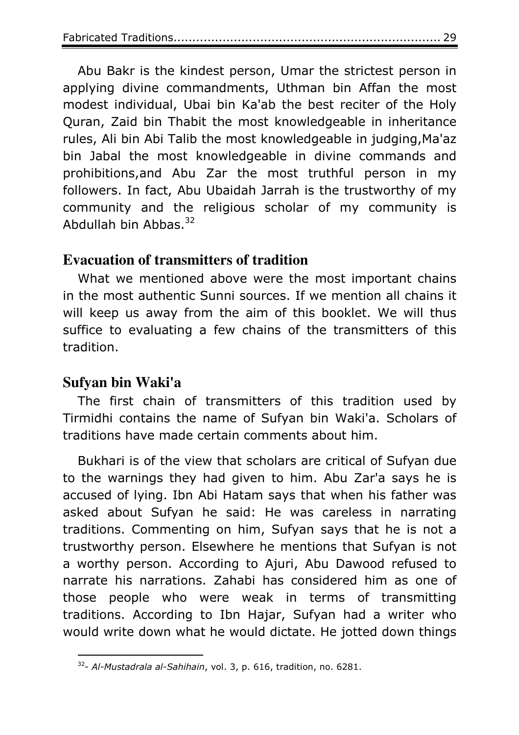Abu Bakr is the kindest person, Umar the strictest person in applying divine commandments, Uthman bin Affan the most modest individual, Ubai bin Ka'ab the best reciter of the Holy Quran, Zaid bin Thabit the most knowledgeable in inheritance rules, Ali bin Abi Talib the most knowledgeable in judging,Ma'az bin Jabal the most knowledgeable in divine commands and prohibitions,and Abu Zar the most truthful person in my followers. In fact, Abu Ubaidah Jarrah is the trustworthy of my community and the religious scholar of my community is Abdullah bin Abbas.[32]

## Evacuation of transmitters of tradition

What we mentioned above were the most important chains in the most authentic Sunni sources. If we mention all chains it will keep us away from the aim of this booklet. We will thus suffice to evaluating a few chains of the transmitters of this tradition.

## Sufyan bin Waki'a

The first chain of transmitters of this tradition used by Tirmidhi contains the name of Sufyan bin Waki'a. Scholars of traditions have made certain comments about him.

Bukhari is of the view that scholars are critical of Sufyan due to the warnings they had given to him. Abu Zar'a says he is accused of lying. Ibn Abi Hatam says that when his father was asked about Sufyan he said: He was careless in narrating traditions. Commenting on him, Sufyan says that he is not a trustworthy person. Elsewhere he mentions that Sufyan is not a worthy person. According to Ajuri, Abu Dawood refused to narrate his narrations. Zahabi has considered him as one of those people who were weak in terms of transmitting traditions. According to Ibn Hajar, Sufyan had a writer who would write down what he would dictate. He jotted down things

---

[32]- *Al-Mustadrala al-Sahihain*, vol. 3, p. 616, tradition, no. 6281.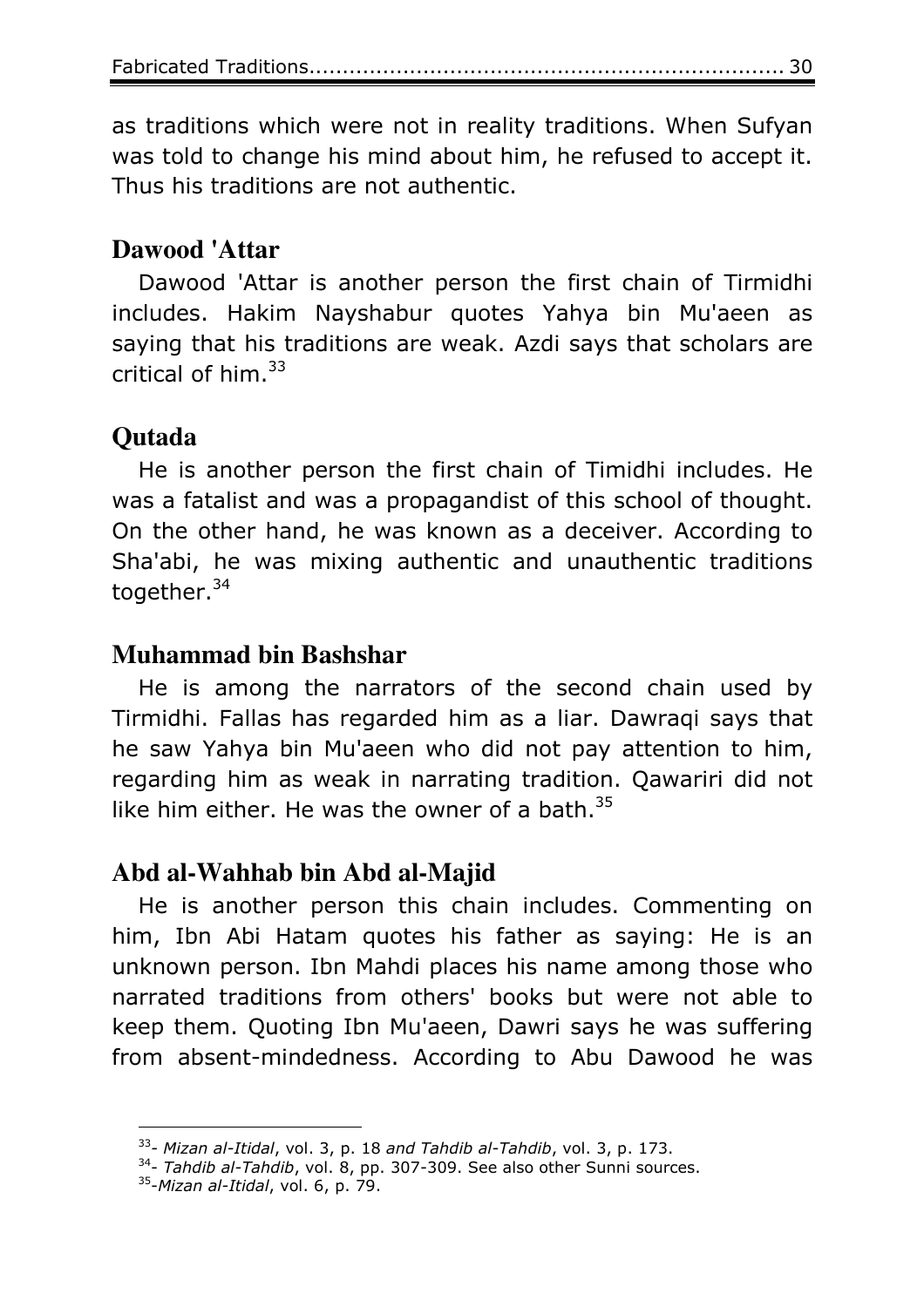as traditions which were not in reality traditions. When Sufyan was told to change his mind about him, he refused to accept it. Thus his traditions are not authentic.

## Dawood 'Attar

Dawood 'Attar is another person the first chain of Tirmidhi includes. Hakim Nayshabur quotes Yahya bin Mu'aeen as saying that his traditions are weak. Azdi says that scholars are critical of him.[33]

## Qutada

He is another person the first chain of Timidhi includes. He was a fatalist and was a propagandist of this school of thought. On the other hand, he was known as a deceiver. According to Sha'abi, he was mixing authentic and unauthentic traditions together.[34]

## Muhammad bin Bashshar

He is among the narrators of the second chain used by Tirmidhi. Fallas has regarded him as a liar. Dawraqi says that he saw Yahya bin Mu'aeen who did not pay attention to him, regarding him as weak in narrating tradition. Qawariri did not like him either. He was the owner of a bath.[35]

## Abd al-Wahhab bin Abd al-Majid

He is another person this chain includes. Commenting on him, Ibn Abi Hatam quotes his father as saying: He is an unknown person. Ibn Mahdi places his name among those who narrated traditions from others' books but were not able to keep them. Quoting Ibn Mu'aeen, Dawri says he was suffering from absent-mindedness. According to Abu Dawood he was

---

[33]- *Mizan al-Itidal*, vol. 3, p. 18 *and Tahdib al-Tahdib*, vol. 3, p. 173.

[34]- *Tahdib al-Tahdib*, vol. 8, pp. 307-309. See also other Sunni sources.

[35]-*Mizan al-Itidal*, vol. 6, p. 79.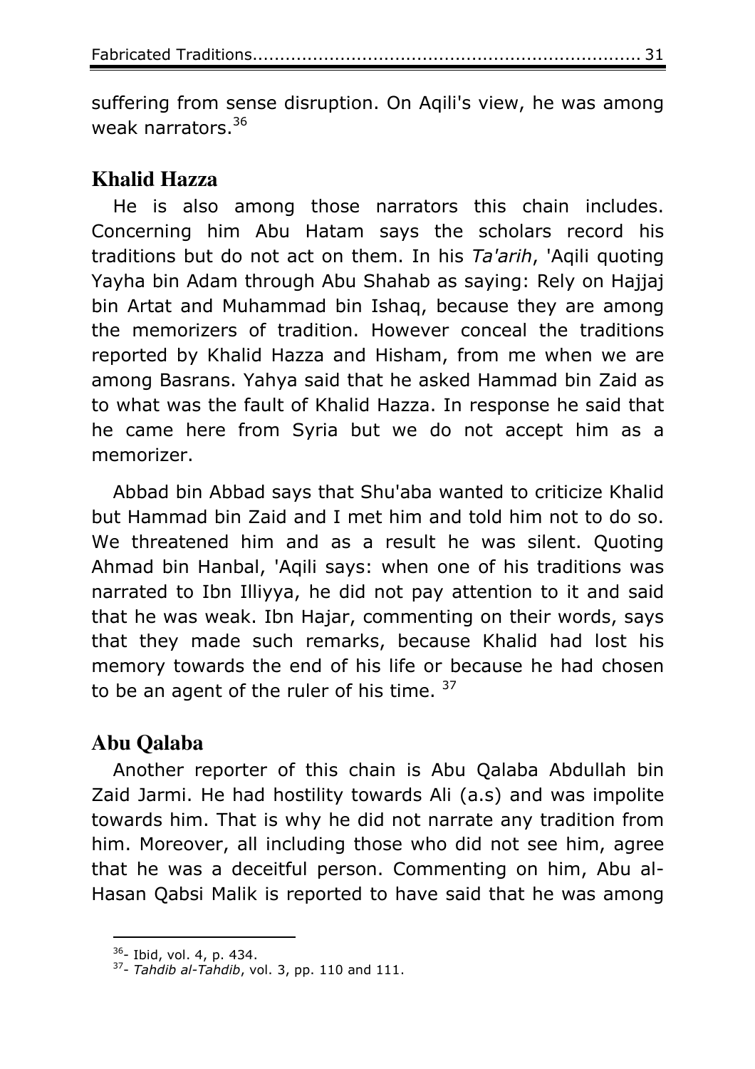suffering from sense disruption. On Aqili's view, he was among weak narrators.[36]

## Khalid Hazza

He is also among those narrators this chain includes. Concerning him Abu Hatam says the scholars record his traditions but do not act on them. In his *Ta'arih*, 'Aqili quoting Yayha bin Adam through Abu Shahab as saying: Rely on Hajjaj bin Artat and Muhammad bin Ishaq, because they are among the memorizers of tradition. However conceal the traditions reported by Khalid Hazza and Hisham, from me when we are among Basrans. Yahya said that he asked Hammad bin Zaid as to what was the fault of Khalid Hazza. In response he said that he came here from Syria but we do not accept him as a memorizer.

Abbad bin Abbad says that Shu'aba wanted to criticize Khalid but Hammad bin Zaid and I met him and told him not to do so. We threatened him and as a result he was silent. Quoting Ahmad bin Hanbal, 'Aqili says: when one of his traditions was narrated to Ibn Illiyya, he did not pay attention to it and said that he was weak. Ibn Hajar, commenting on their words, says that they made such remarks, because Khalid had lost his memory towards the end of his life or because he had chosen to be an agent of the ruler of his time. [37]

## Abu Qalaba

Another reporter of this chain is Abu Qalaba Abdullah bin Zaid Jarmi. He had hostility towards Ali (a.s) and was impolite towards him. That is why he did not narrate any tradition from him. Moreover, all including those who did not see him, agree that he was a deceitful person. Commenting on him, Abu al-Hasan Qabsi Malik is reported to have said that he was among

---

[36]- Ibid, vol. 4, p. 434.

[37]- *Tahdib al-Tahdib*, vol. 3, pp. 110 and 111.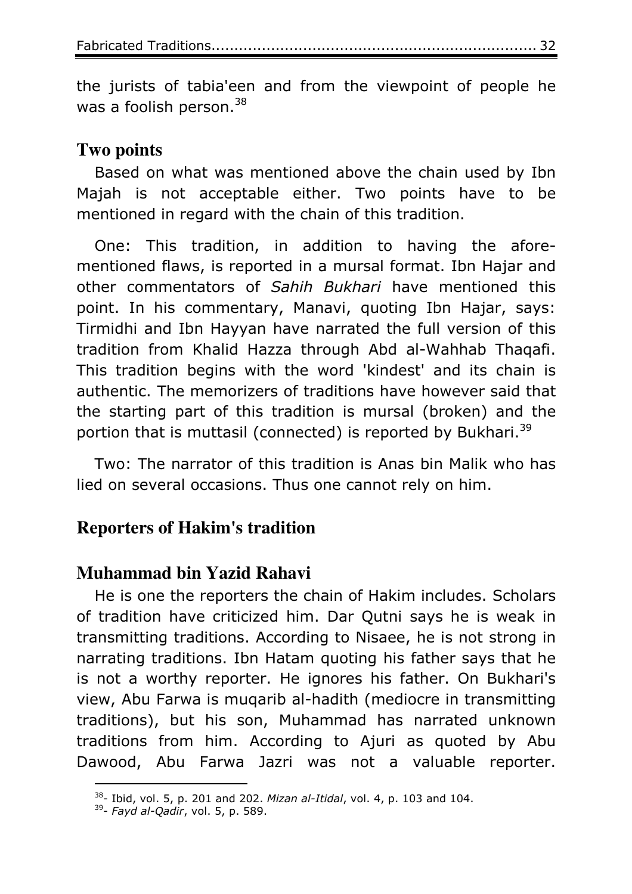the jurists of tabia'een and from the viewpoint of people he was a foolish person.[38]

## Two points

Based on what was mentioned above the chain used by Ibn Majah is not acceptable either. Two points have to be mentioned in regard with the chain of this tradition.

One: This tradition, in addition to having the aforementioned flaws, is reported in a mursal format. Ibn Hajar and other commentators of *Sahih Bukhari* have mentioned this point. In his commentary, Manavi, quoting Ibn Hajar, says: Tirmidhi and Ibn Hayyan have narrated the full version of this tradition from Khalid Hazza through Abd al-Wahhab Thaqafi. This tradition begins with the word 'kindest' and its chain is authentic. The memorizers of traditions have however said that the starting part of this tradition is mursal (broken) and the portion that is muttasil (connected) is reported by Bukhari.[39]

Two: The narrator of this tradition is Anas bin Malik who has lied on several occasions. Thus one cannot rely on him.

## Reporters of Hakim's tradition

## Muhammad bin Yazid Rahavi

He is one the reporters the chain of Hakim includes. Scholars of tradition have criticized him. Dar Qutni says he is weak in transmitting traditions. According to Nisaee, he is not strong in narrating traditions. Ibn Hatam quoting his father says that he is not a worthy reporter. He ignores his father. On Bukhari's view, Abu Farwa is muqarib al-hadith (mediocre in transmitting traditions), but his son, Muhammad has narrated unknown traditions from him. According to Ajuri as quoted by Abu Dawood, Abu Farwa Jazri was not a valuable reporter.

---

[38]- Ibid, vol. 5, p. 201 and 202. *Mizan al-Itidal*, vol. 4, p. 103 and 104.

[39]- *Fayd al-Qadir*, vol. 5, p. 589.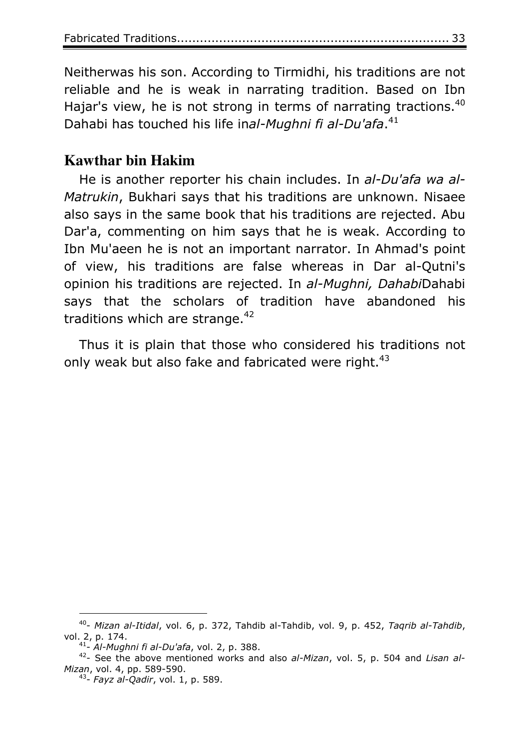Neitherwas his son. According to Tirmidhi, his traditions are not reliable and he is weak in narrating tradition. Based on Ibn Hajar's view, he is not strong in terms of narrating tractions.[40] Dahabi has touched his life in*al-Mughni fi al-Du'afa*.[41]

## Kawthar bin Hakim

He is another reporter his chain includes. In *al-Du'afa wa al-Matrukin*, Bukhari says that his traditions are unknown. Nisaee also says in the same book that his traditions are rejected. Abu Dar'a, commenting on him says that he is weak. According to Ibn Mu'aeen he is not an important narrator. In Ahmad's point of view, his traditions are false whereas in Dar al-Qutni's opinion his traditions are rejected. In *al-Mughni, Dahabi*Dahabi says that the scholars of tradition have abandoned his traditions which are strange.[42]

Thus it is plain that those who considered his traditions not only weak but also fake and fabricated were right.[43]

---

[40]- *Mizan al-Itidal*, vol. 6, p. 372, Tahdib al-Tahdib, vol. 9, p. 452, *Taqrib al-Tahdib*, vol. 2, p. 174.

[41]- *Al-Mughni fi al-Du'afa*, vol. 2, p. 388.

[42]- See the above mentioned works and also *al-Mizan*, vol. 5, p. 504 and *Lisan al-Mizan*, vol. 4, pp. 589-590.

[43]- *Fayz al-Qadir*, vol. 1, p. 589.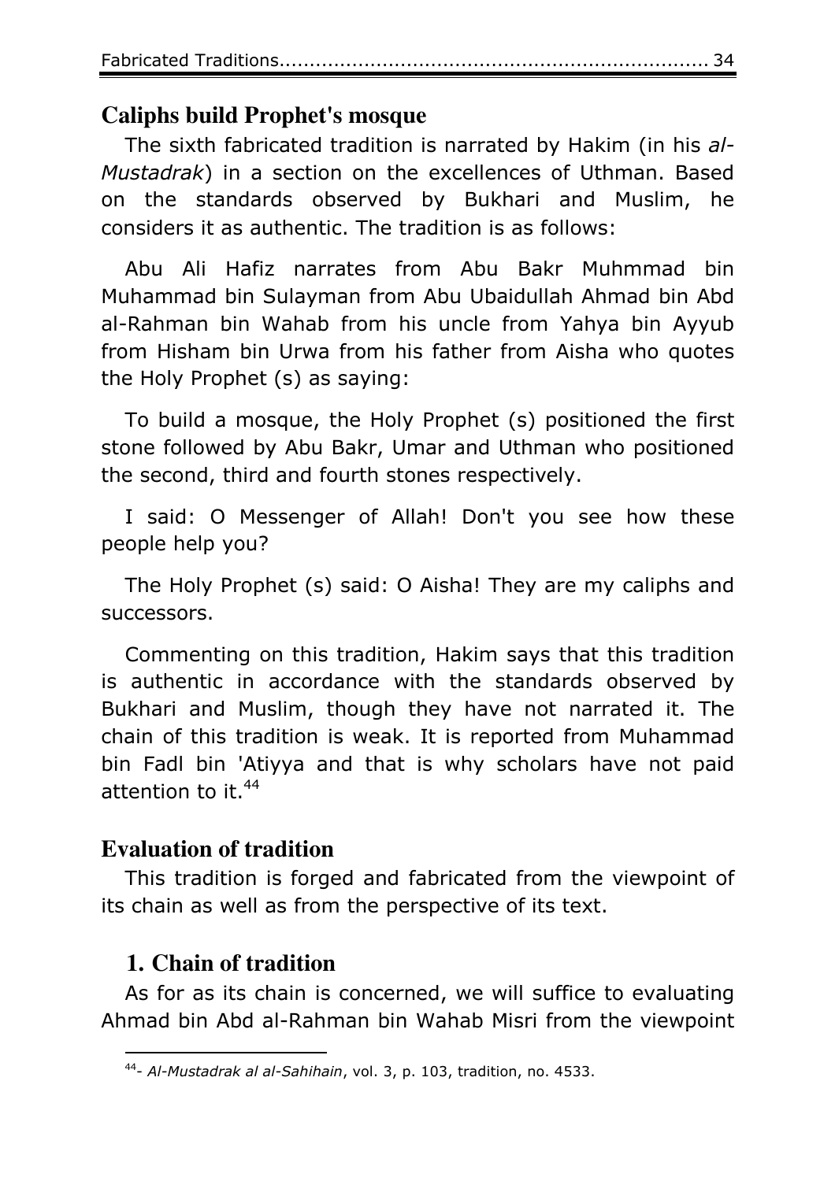## Caliphs build Prophet's mosque

The sixth fabricated tradition is narrated by Hakim (in his *al-Mustadrak*) in a section on the excellences of Uthman. Based on the standards observed by Bukhari and Muslim, he considers it as authentic. The tradition is as follows:

Abu Ali Hafiz narrates from Abu Bakr Muhmmad bin Muhammad bin Sulayman from Abu Ubaidullah Ahmad bin Abd al-Rahman bin Wahab from his uncle from Yahya bin Ayyub from Hisham bin Urwa from his father from Aisha who quotes the Holy Prophet (s) as saying:

To build a mosque, the Holy Prophet (s) positioned the first stone followed by Abu Bakr, Umar and Uthman who positioned the second, third and fourth stones respectively.

I said: O Messenger of Allah! Don't you see how these people help you?

The Holy Prophet (s) said: O Aisha! They are my caliphs and successors.

Commenting on this tradition, Hakim says that this tradition is authentic in accordance with the standards observed by Bukhari and Muslim, though they have not narrated it. The chain of this tradition is weak. It is reported from Muhammad bin Fadl bin 'Atiyya and that is why scholars have not paid attention to it.[44]

## Evaluation of tradition

This tradition is forged and fabricated from the viewpoint of its chain as well as from the perspective of its text.

### 1. Chain of tradition

As for as its chain is concerned, we will suffice to evaluating Ahmad bin Abd al-Rahman bin Wahab Misri from the viewpoint

---

[44]- *Al-Mustadrak al al-Sahihain*, vol. 3, p. 103, tradition, no. 4533.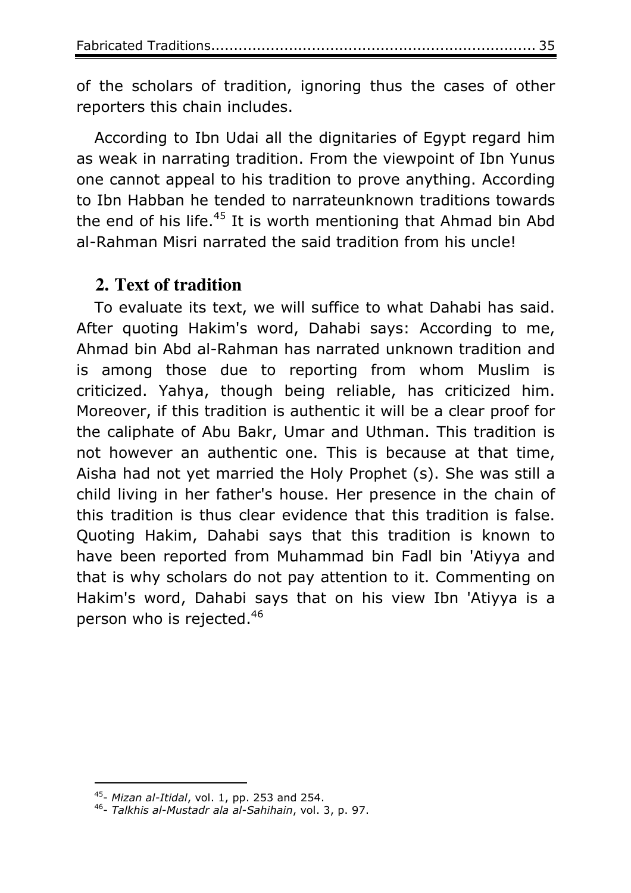of the scholars of tradition, ignoring thus the cases of other reporters this chain includes.

According to Ibn Udai all the dignitaries of Egypt regard him as weak in narrating tradition. From the viewpoint of Ibn Yunus one cannot appeal to his tradition to prove anything. According to Ibn Habban he tended to narrateunknown traditions towards the end of his life.[45] It is worth mentioning that Ahmad bin Abd al-Rahman Misri narrated the said tradition from his uncle!

## 2. Text of tradition

To evaluate its text, we will suffice to what Dahabi has said. After quoting Hakim's word, Dahabi says: According to me, Ahmad bin Abd al-Rahman has narrated unknown tradition and is among those due to reporting from whom Muslim is criticized. Yahya, though being reliable, has criticized him. Moreover, if this tradition is authentic it will be a clear proof for the caliphate of Abu Bakr, Umar and Uthman. This tradition is not however an authentic one. This is because at that time, Aisha had not yet married the Holy Prophet (s). She was still a child living in her father's house. Her presence in the chain of this tradition is thus clear evidence that this tradition is false. Quoting Hakim, Dahabi says that this tradition is known to have been reported from Muhammad bin Fadl bin 'Atiyya and that is why scholars do not pay attention to it. Commenting on Hakim's word, Dahabi says that on his view Ibn 'Atiyya is a person who is rejected.[46]

---

[45]- *Mizan al-Itidal*, vol. 1, pp. 253 and 254.

[46]- *Talkhis al-Mustadr ala al-Sahihain*, vol. 3, p. 97.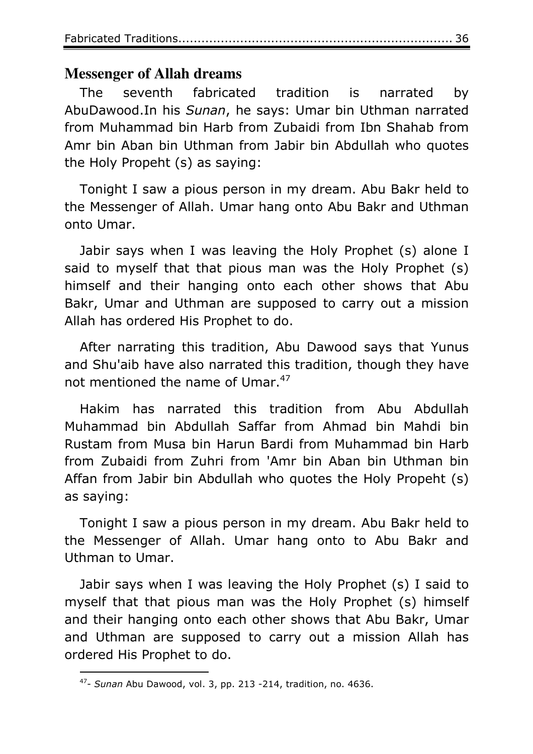## Messenger of Allah dreams

The seventh fabricated tradition is narrated by AbuDawood.In his *Sunan*, he says: Umar bin Uthman narrated from Muhammad bin Harb from Zubaidi from Ibn Shahab from Amr bin Aban bin Uthman from Jabir bin Abdullah who quotes the Holy Propeht (s) as saying:

Tonight I saw a pious person in my dream. Abu Bakr held to the Messenger of Allah. Umar hang onto Abu Bakr and Uthman onto Umar.

Jabir says when I was leaving the Holy Prophet (s) alone I said to myself that that pious man was the Holy Prophet (s) himself and their hanging onto each other shows that Abu Bakr, Umar and Uthman are supposed to carry out a mission Allah has ordered His Prophet to do.

After narrating this tradition, Abu Dawood says that Yunus and Shu'aib have also narrated this tradition, though they have not mentioned the name of Umar.[47]

Hakim has narrated this tradition from Abu Abdullah Muhammad bin Abdullah Saffar from Ahmad bin Mahdi bin Rustam from Musa bin Harun Bardi from Muhammad bin Harb from Zubaidi from Zuhri from 'Amr bin Aban bin Uthman bin Affan from Jabir bin Abdullah who quotes the Holy Propeht (s) as saying:

Tonight I saw a pious person in my dream. Abu Bakr held to the Messenger of Allah. Umar hang onto to Abu Bakr and Uthman to Umar.

Jabir says when I was leaving the Holy Prophet (s) I said to myself that that pious man was the Holy Prophet (s) himself and their hanging onto each other shows that Abu Bakr, Umar and Uthman are supposed to carry out a mission Allah has ordered His Prophet to do.

---

[47]- *Sunan* Abu Dawood, vol. 3, pp. 213 -214, tradition, no. 4636.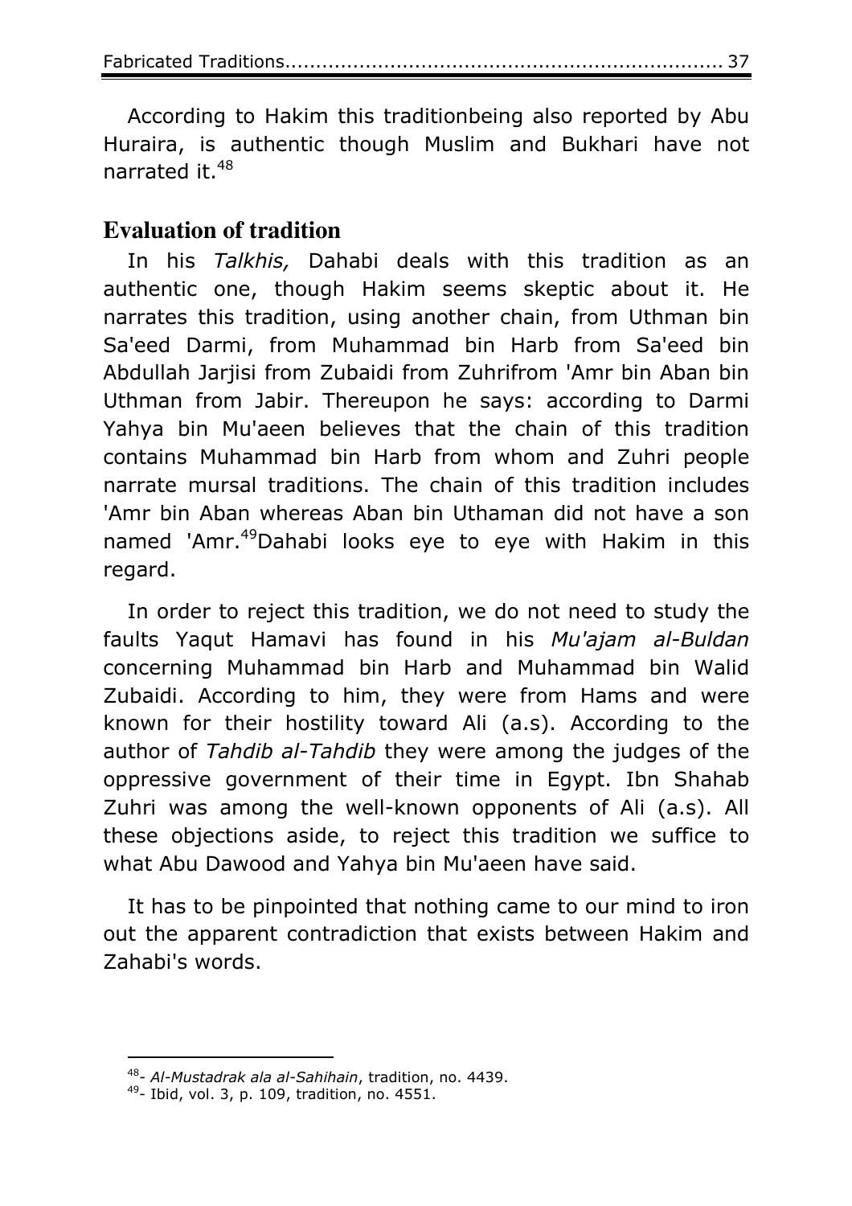According to Hakim this traditionbeing also reported by Abu Huraira, is authentic though Muslim and Bukhari have not narrated it.[48]

## Evaluation of tradition

In his *Talkhis,* Dahabi deals with this tradition as an authentic one, though Hakim seems skeptic about it. He narrates this tradition, using another chain, from Uthman bin Sa'eed Darmi, from Muhammad bin Harb from Sa'eed bin Abdullah Jarjisi from Zubaidi from Zuhrifrom 'Amr bin Aban bin Uthman from Jabir. Thereupon he says: according to Darmi Yahya bin Mu'aeen believes that the chain of this tradition contains Muhammad bin Harb from whom and Zuhri people narrate mursal traditions. The chain of this tradition includes 'Amr bin Aban whereas Aban bin Uthaman did not have a son named 'Amr.[49]Dahabi looks eye to eye with Hakim in this regard.

In order to reject this tradition, we do not need to study the faults Yaqut Hamavi has found in his *Mu'ajam al-Buldan* concerning Muhammad bin Harb and Muhammad bin Walid Zubaidi. According to him, they were from Hams and were known for their hostility toward Ali (a.s). According to the author of *Tahdib al-Tahdib* they were among the judges of the oppressive government of their time in Egypt. Ibn Shahab Zuhri was among the well-known opponents of Ali (a.s). All these objections aside, to reject this tradition we suffice to what Abu Dawood and Yahya bin Mu'aeen have said.

It has to be pinpointed that nothing came to our mind to iron out the apparent contradiction that exists between Hakim and Zahabi's words.

---

[48]- *Al-Mustadrak ala al-Sahihain*, tradition, no. 4439.

[49]- Ibid, vol. 3, p. 109, tradition, no. 4551.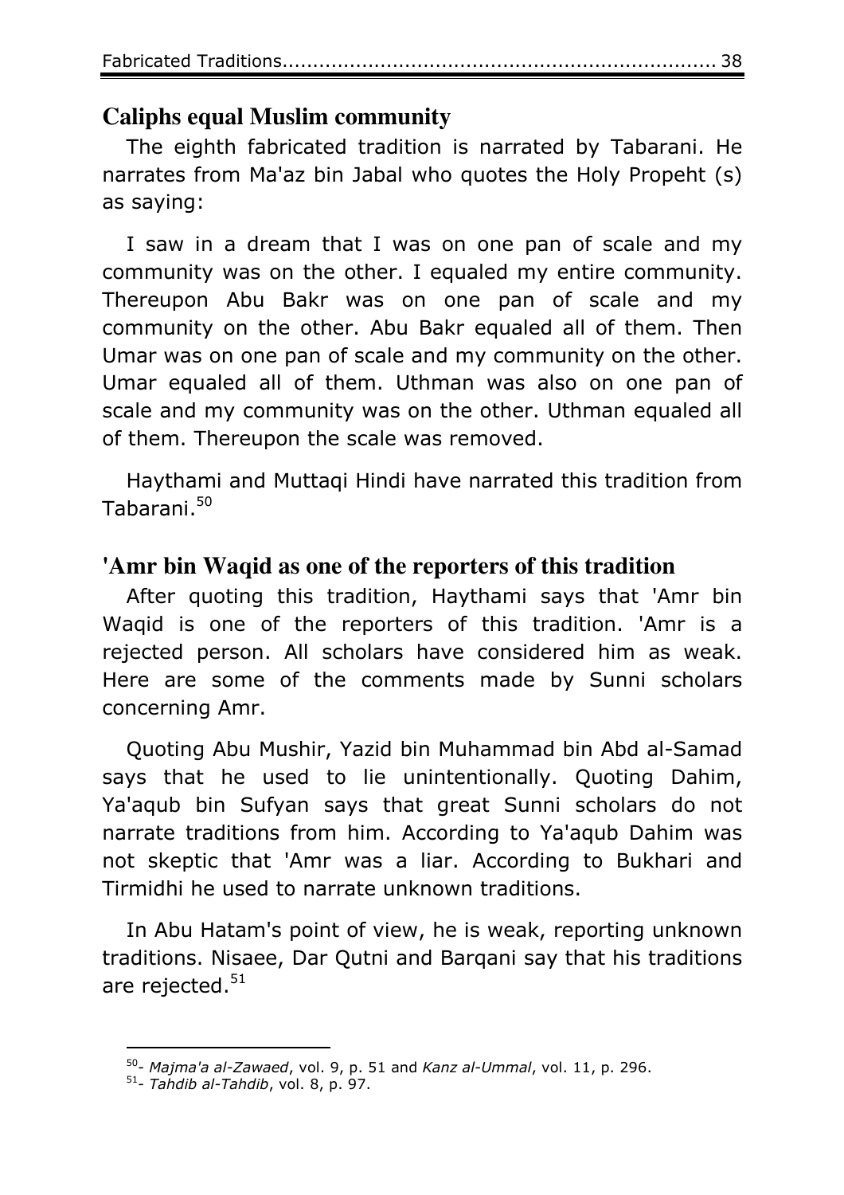## Caliphs equal Muslim community

The eighth fabricated tradition is narrated by Tabarani. He narrates from Ma'az bin Jabal who quotes the Holy Propeht (s) as saying:

I saw in a dream that I was on one pan of scale and my community was on the other. I equaled my entire community. Thereupon Abu Bakr was on one pan of scale and my community on the other. Abu Bakr equaled all of them. Then Umar was on one pan of scale and my community on the other. Umar equaled all of them. Uthman was also on one pan of scale and my community was on the other. Uthman equaled all of them. Thereupon the scale was removed.

Haythami and Muttaqi Hindi have narrated this tradition from Tabarani.[50]

## 'Amr bin Waqid as one of the reporters of this tradition

After quoting this tradition, Haythami says that 'Amr bin Waqid is one of the reporters of this tradition. 'Amr is a rejected person. All scholars have considered him as weak. Here are some of the comments made by Sunni scholars concerning Amr.

Quoting Abu Mushir, Yazid bin Muhammad bin Abd al-Samad says that he used to lie unintentionally. Quoting Dahim, Ya'aqub bin Sufyan says that great Sunni scholars do not narrate traditions from him. According to Ya'aqub Dahim was not skeptic that 'Amr was a liar. According to Bukhari and Tirmidhi he used to narrate unknown traditions.

In Abu Hatam's point of view, he is weak, reporting unknown traditions. Nisaee, Dar Qutni and Barqani say that his traditions are rejected.[51]

---

[50]- *Majma'a al-Zawaed*, vol. 9, p. 51 and *Kanz al-Ummal*, vol. 11, p. 296.

[51]- *Tahdib al-Tahdib*, vol. 8, p. 97.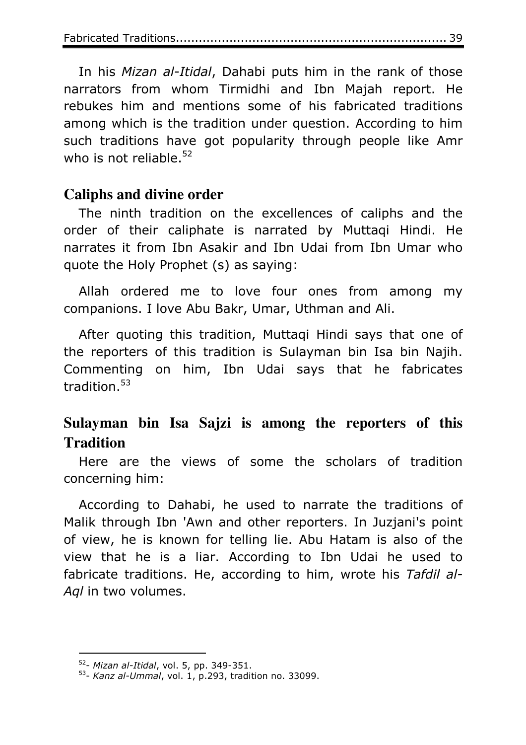In his *Mizan al-Itidal*, Dahabi puts him in the rank of those narrators from whom Tirmidhi and Ibn Majah report. He rebukes him and mentions some of his fabricated traditions among which is the tradition under question. According to him such traditions have got popularity through people like Amr who is not reliable.[52]

## Caliphs and divine order

The ninth tradition on the excellences of caliphs and the order of their caliphate is narrated by Muttaqi Hindi. He narrates it from Ibn Asakir and Ibn Udai from Ibn Umar who quote the Holy Prophet (s) as saying:

Allah ordered me to love four ones from among my companions. I love Abu Bakr, Umar, Uthman and Ali.

After quoting this tradition, Muttaqi Hindi says that one of the reporters of this tradition is Sulayman bin Isa bin Najih. Commenting on him, Ibn Udai says that he fabricates tradition.[53]

## Sulayman bin Isa Sajzi is among the reporters of this Tradition

Here are the views of some the scholars of tradition concerning him:

According to Dahabi, he used to narrate the traditions of Malik through Ibn 'Awn and other reporters. In Juzjani's point of view, he is known for telling lie. Abu Hatam is also of the view that he is a liar. According to Ibn Udai he used to fabricate traditions. He, according to him, wrote his *Tafdil al-Aql* in two volumes.

---

[52]- *Mizan al-Itidal*, vol. 5, pp. 349-351.

[53]- *Kanz al-Ummal*, vol. 1, p.293, tradition no. 33099.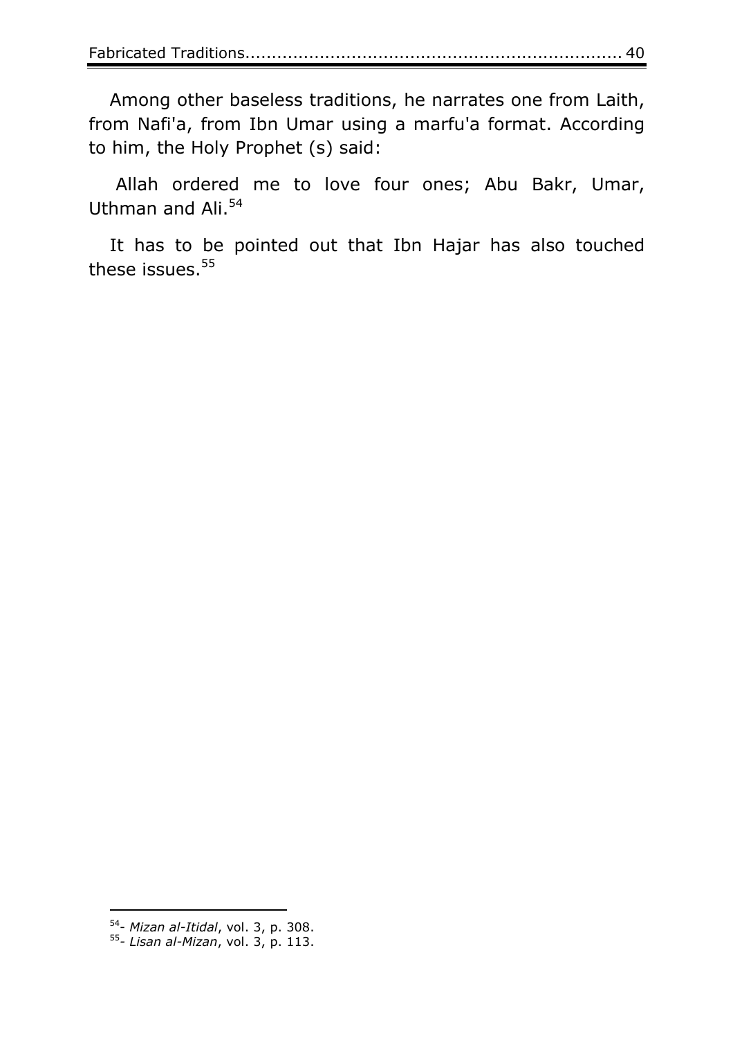Among other baseless traditions, he narrates one from Laith, from Nafi'a, from Ibn Umar using a marfu'a format. According to him, the Holy Prophet (s) said:

Allah ordered me to love four ones; Abu Bakr, Umar, Uthman and Ali.[54]

It has to be pointed out that Ibn Hajar has also touched these issues.[55]

---

[54]- *Mizan al-Itidal*, vol. 3, p. 308.

[55]- *Lisan al-Mizan*, vol. 3, p. 113.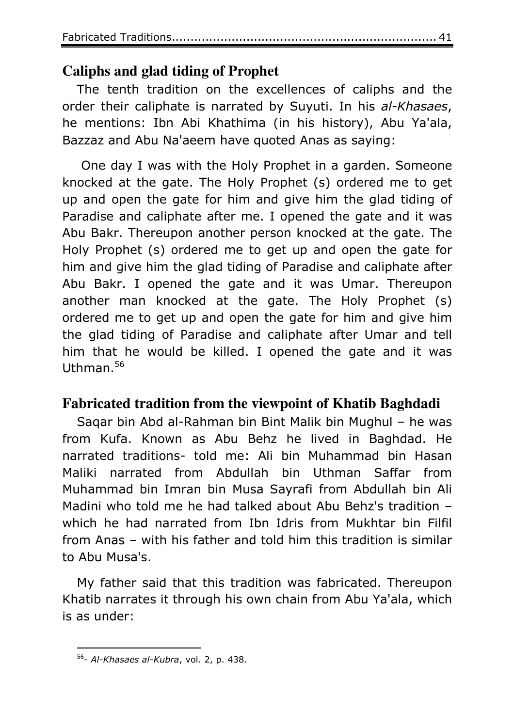## Caliphs and glad tiding of Prophet

The tenth tradition on the excellences of caliphs and the order their caliphate is narrated by Suyuti. In his *al-Khasaes*, he mentions: Ibn Abi Khathima (in his history), Abu Ya'ala, Bazzaz and Abu Na'aeem have quoted Anas as saying:

One day I was with the Holy Prophet in a garden. Someone knocked at the gate. The Holy Prophet (s) ordered me to get up and open the gate for him and give him the glad tiding of Paradise and caliphate after me. I opened the gate and it was Abu Bakr. Thereupon another person knocked at the gate. The Holy Prophet (s) ordered me to get up and open the gate for him and give him the glad tiding of Paradise and caliphate after Abu Bakr. I opened the gate and it was Umar. Thereupon another man knocked at the gate. The Holy Prophet (s) ordered me to get up and open the gate for him and give him the glad tiding of Paradise and caliphate after Umar and tell him that he would be killed. I opened the gate and it was Uthman.[56]

## Fabricated tradition from the viewpoint of Khatib Baghdadi

Saqar bin Abd al-Rahman bin Bint Malik bin Mughul – he was from Kufa. Known as Abu Behz he lived in Baghdad. He narrated traditions- told me: Ali bin Muhammad bin Hasan Maliki narrated from Abdullah bin Uthman Saffar from Muhammad bin Imran bin Musa Sayrafi from Abdullah bin Ali Madini who told me he had talked about Abu Behz's tradition – which he had narrated from Ibn Idris from Mukhtar bin Filfil from Anas – with his father and told him this tradition is similar to Abu Musa's.

My father said that this tradition was fabricated. Thereupon Khatib narrates it through his own chain from Abu Ya'ala, which is as under:

---

[56]- *Al-Khasaes al-Kubra*, vol. 2, p. 438.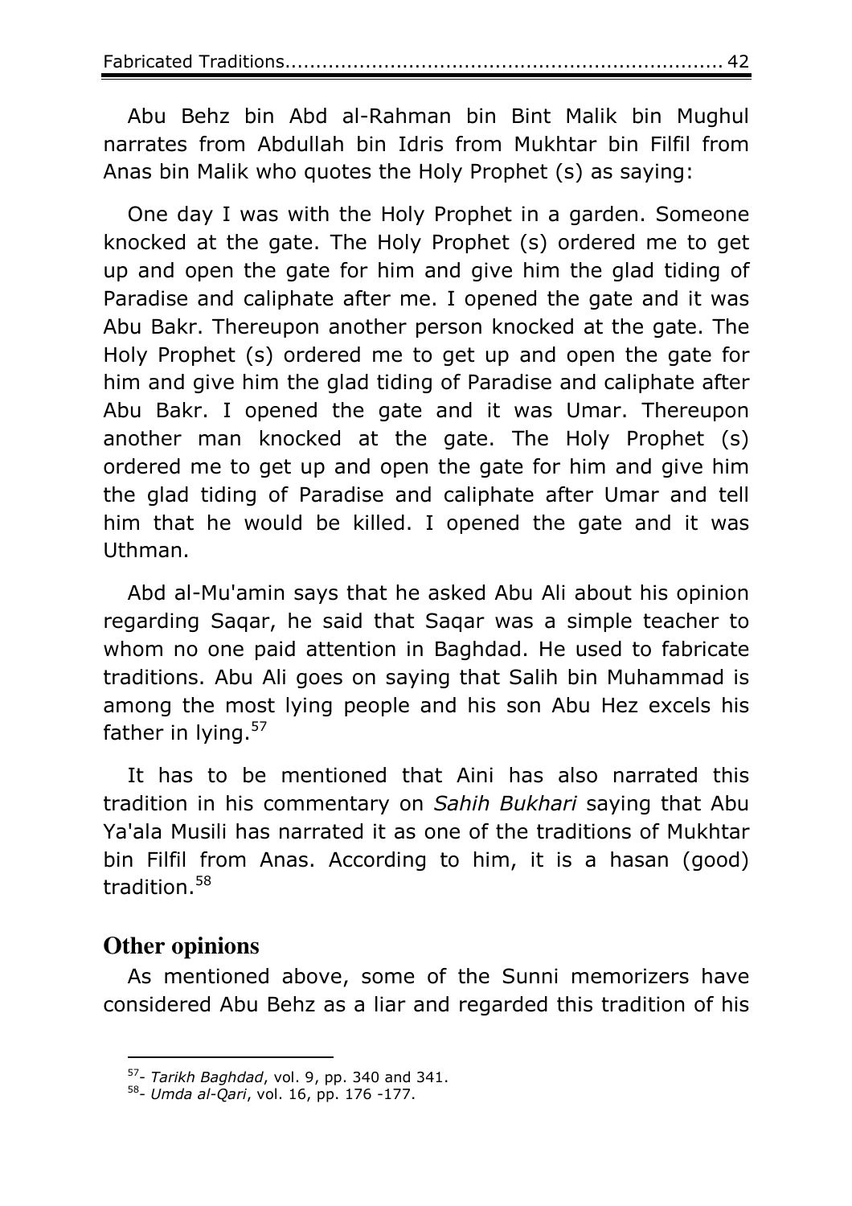Abu Behz bin Abd al-Rahman bin Bint Malik bin Mughul narrates from Abdullah bin Idris from Mukhtar bin Filfil from Anas bin Malik who quotes the Holy Prophet (s) as saying:

One day I was with the Holy Prophet in a garden. Someone knocked at the gate. The Holy Prophet (s) ordered me to get up and open the gate for him and give him the glad tiding of Paradise and caliphate after me. I opened the gate and it was Abu Bakr. Thereupon another person knocked at the gate. The Holy Prophet (s) ordered me to get up and open the gate for him and give him the glad tiding of Paradise and caliphate after Abu Bakr. I opened the gate and it was Umar. Thereupon another man knocked at the gate. The Holy Prophet (s) ordered me to get up and open the gate for him and give him the glad tiding of Paradise and caliphate after Umar and tell him that he would be killed. I opened the gate and it was Uthman.

Abd al-Mu'amin says that he asked Abu Ali about his opinion regarding Saqar, he said that Saqar was a simple teacher to whom no one paid attention in Baghdad. He used to fabricate traditions. Abu Ali goes on saying that Salih bin Muhammad is among the most lying people and his son Abu Hez excels his father in lying.[57]

It has to be mentioned that Aini has also narrated this tradition in his commentary on *Sahih Bukhari* saying that Abu Ya'ala Musili has narrated it as one of the traditions of Mukhtar bin Filfil from Anas. According to him, it is a hasan (good) tradition.[58]

## Other opinions

As mentioned above, some of the Sunni memorizers have considered Abu Behz as a liar and regarded this tradition of his

---

[57]- *Tarikh Baghdad*, vol. 9, pp. 340 and 341.

[58]- *Umda al-Qari*, vol. 16, pp. 176 -177.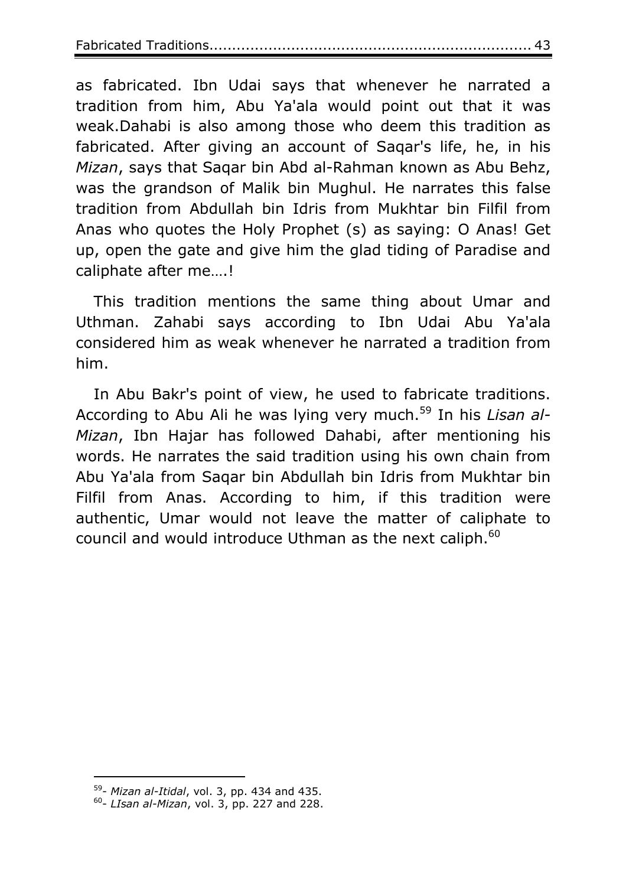as fabricated. Ibn Udai says that whenever he narrated a tradition from him, Abu Ya'ala would point out that it was weak.Dahabi is also among those who deem this tradition as fabricated. After giving an account of Saqar's life, he, in his *Mizan*, says that Saqar bin Abd al-Rahman known as Abu Behz, was the grandson of Malik bin Mughul. He narrates this false tradition from Abdullah bin Idris from Mukhtar bin Filfil from Anas who quotes the Holy Prophet (s) as saying: O Anas! Get up, open the gate and give him the glad tiding of Paradise and caliphate after me….!

This tradition mentions the same thing about Umar and Uthman. Zahabi says according to Ibn Udai Abu Ya'ala considered him as weak whenever he narrated a tradition from him.

In Abu Bakr's point of view, he used to fabricate traditions. According to Abu Ali he was lying very much.[59] In his *Lisan al-Mizan*, Ibn Hajar has followed Dahabi, after mentioning his words. He narrates the said tradition using his own chain from Abu Ya'ala from Saqar bin Abdullah bin Idris from Mukhtar bin Filfil from Anas. According to him, if this tradition were authentic, Umar would not leave the matter of caliphate to council and would introduce Uthman as the next caliph.[60]

---

[59]- *Mizan al-Itidal*, vol. 3, pp. 434 and 435.

[60]- *LIsan al-Mizan*, vol. 3, pp. 227 and 228.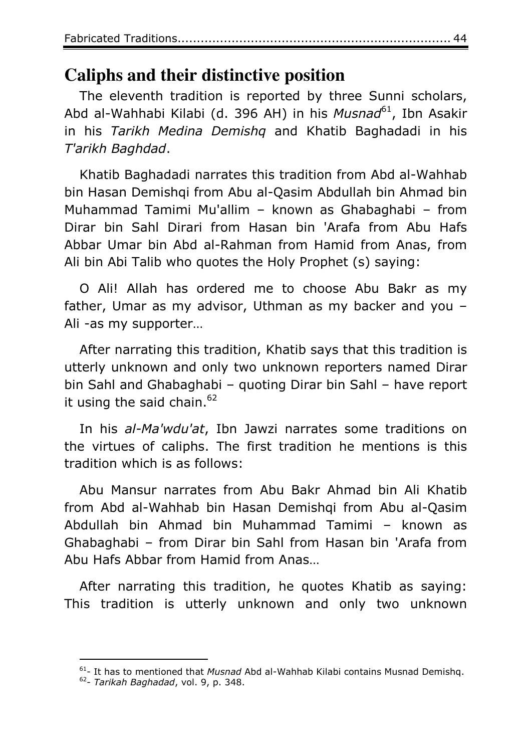## Caliphs and their distinctive position

The eleventh tradition is reported by three Sunni scholars, Abd al-Wahhabi Kilabi (d. 396 AH) in his *Musnad*[61], Ibn Asakir in his *Tarikh Medina Demishq* and Khatib Baghadadi in his *T'arikh Baghdad*.

Khatib Baghadadi narrates this tradition from Abd al-Wahhab bin Hasan Demishqi from Abu al-Qasim Abdullah bin Ahmad bin Muhammad Tamimi Mu'allim – known as Ghabaghabi – from Dirar bin Sahl Dirari from Hasan bin 'Arafa from Abu Hafs Abbar Umar bin Abd al-Rahman from Hamid from Anas, from Ali bin Abi Talib who quotes the Holy Prophet (s) saying:

O Ali! Allah has ordered me to choose Abu Bakr as my father, Umar as my advisor, Uthman as my backer and you – Ali -as my supporter…

After narrating this tradition, Khatib says that this tradition is utterly unknown and only two unknown reporters named Dirar bin Sahl and Ghabaghabi – quoting Dirar bin Sahl – have report it using the said chain.[62]

In his *al-Ma'wdu'at*, Ibn Jawzi narrates some traditions on the virtues of caliphs. The first tradition he mentions is this tradition which is as follows:

Abu Mansur narrates from Abu Bakr Ahmad bin Ali Khatib from Abd al-Wahhab bin Hasan Demishqi from Abu al-Qasim Abdullah bin Ahmad bin Muhammad Tamimi – known as Ghabaghabi – from Dirar bin Sahl from Hasan bin 'Arafa from Abu Hafs Abbar from Hamid from Anas…

After narrating this tradition, he quotes Khatib as saying: This tradition is utterly unknown and only two unknown

---

[61]- It has to mentioned that *Musnad* Abd al-Wahhab Kilabi contains Musnad Demishq.

[62]- *Tarikah Baghadad*, vol. 9, p. 348.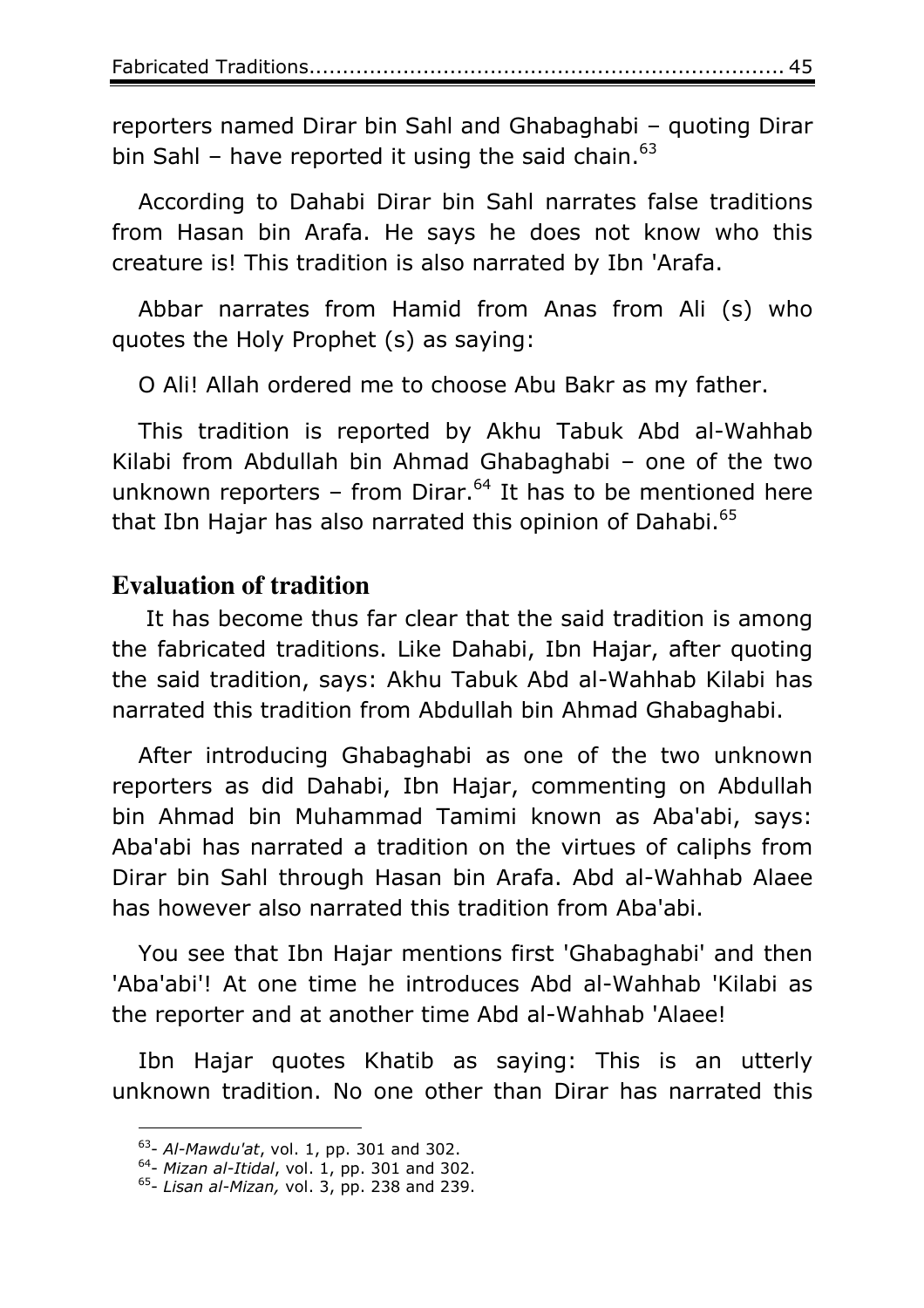reporters named Dirar bin Sahl and Ghabaghabi – quoting Dirar bin Sahl – have reported it using the said chain.[63]

According to Dahabi Dirar bin Sahl narrates false traditions from Hasan bin Arafa. He says he does not know who this creature is! This tradition is also narrated by Ibn 'Arafa.

Abbar narrates from Hamid from Anas from Ali (s) who quotes the Holy Prophet (s) as saying:

O Ali! Allah ordered me to choose Abu Bakr as my father.

This tradition is reported by Akhu Tabuk Abd al-Wahhab Kilabi from Abdullah bin Ahmad Ghabaghabi – one of the two unknown reporters – from Dirar.[64] It has to be mentioned here that Ibn Hajar has also narrated this opinion of Dahabi.[65]

## Evaluation of tradition

It has become thus far clear that the said tradition is among the fabricated traditions. Like Dahabi, Ibn Hajar, after quoting the said tradition, says: Akhu Tabuk Abd al-Wahhab Kilabi has narrated this tradition from Abdullah bin Ahmad Ghabaghabi.

After introducing Ghabaghabi as one of the two unknown reporters as did Dahabi, Ibn Hajar, commenting on Abdullah bin Ahmad bin Muhammad Tamimi known as Aba'abi, says: Aba'abi has narrated a tradition on the virtues of caliphs from Dirar bin Sahl through Hasan bin Arafa. Abd al-Wahhab Alaee has however also narrated this tradition from Aba'abi.

You see that Ibn Hajar mentions first 'Ghabaghabi' and then 'Aba'abi'! At one time he introduces Abd al-Wahhab 'Kilabi as the reporter and at another time Abd al-Wahhab 'Alaee!

Ibn Hajar quotes Khatib as saying: This is an utterly unknown tradition. No one other than Dirar has narrated this

---

[63]- *Al-Mawdu'at*, vol. 1, pp. 301 and 302.

[64]- *Mizan al-Itidal*, vol. 1, pp. 301 and 302.

[65]- *Lisan al-Mizan,* vol. 3, pp. 238 and 239.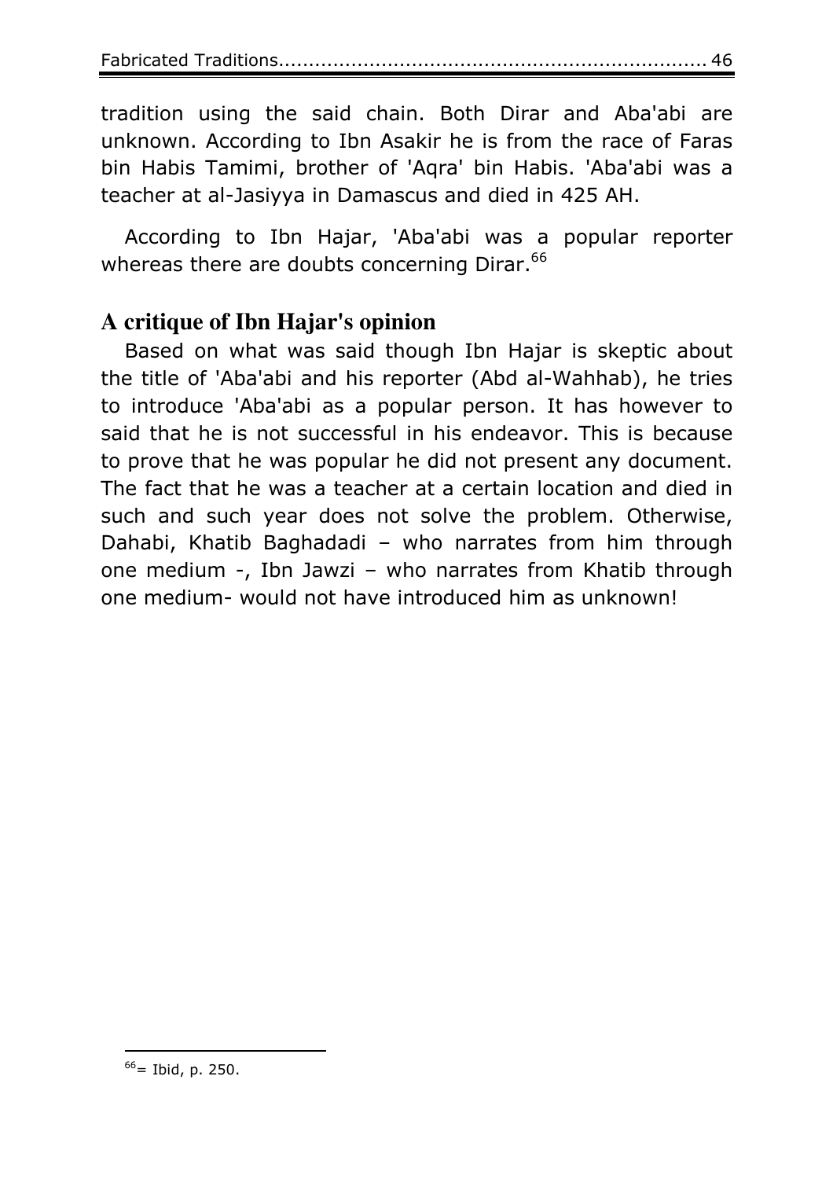tradition using the said chain. Both Dirar and Aba'abi are unknown. According to Ibn Asakir he is from the race of Faras bin Habis Tamimi, brother of 'Aqra' bin Habis. 'Aba'abi was a teacher at al-Jasiyya in Damascus and died in 425 AH.

According to Ibn Hajar, 'Aba'abi was a popular reporter whereas there are doubts concerning Dirar.[66]

## A critique of Ibn Hajar's opinion

Based on what was said though Ibn Hajar is skeptic about the title of 'Aba'abi and his reporter (Abd al-Wahhab), he tries to introduce 'Aba'abi as a popular person. It has however to said that he is not successful in his endeavor. This is because to prove that he was popular he did not present any document. The fact that he was a teacher at a certain location and died in such and such year does not solve the problem. Otherwise, Dahabi, Khatib Baghadadi – who narrates from him through one medium -, Ibn Jawzi – who narrates from Khatib through one medium- would not have introduced him as unknown!

---

[66]= Ibid, p. 250.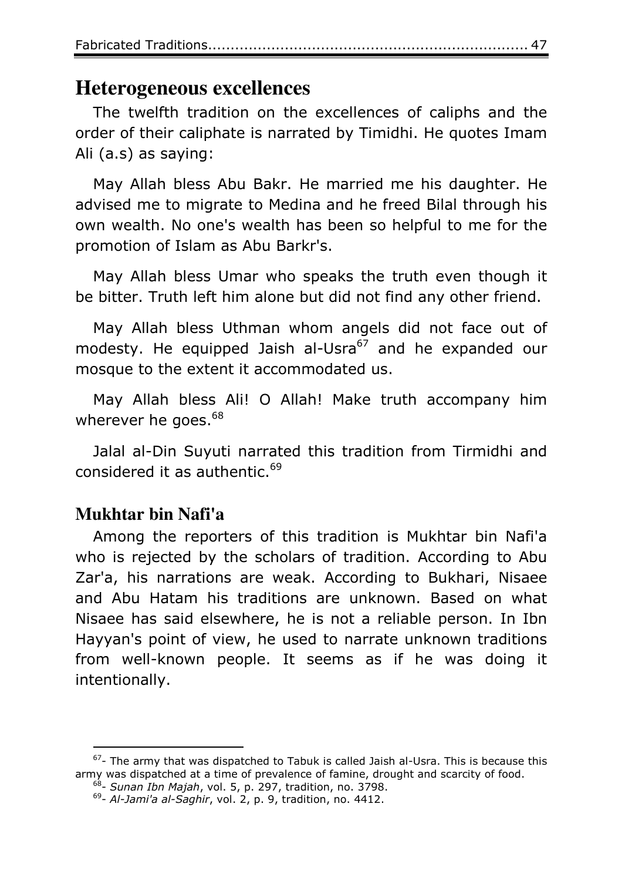## Heterogeneous excellences

The twelfth tradition on the excellences of caliphs and the order of their caliphate is narrated by Timidhi. He quotes Imam Ali (a.s) as saying:

May Allah bless Abu Bakr. He married me his daughter. He advised me to migrate to Medina and he freed Bilal through his own wealth. No one's wealth has been so helpful to me for the promotion of Islam as Abu Barkr's.

May Allah bless Umar who speaks the truth even though it be bitter. Truth left him alone but did not find any other friend.

May Allah bless Uthman whom angels did not face out of modesty. He equipped Jaish al-Usra[67] and he expanded our mosque to the extent it accommodated us.

May Allah bless Ali! O Allah! Make truth accompany him wherever he goes.[68]

Jalal al-Din Suyuti narrated this tradition from Tirmidhi and considered it as authentic.[69]

### Mukhtar bin Nafi'a

Among the reporters of this tradition is Mukhtar bin Nafi'a who is rejected by the scholars of tradition. According to Abu Zar'a, his narrations are weak. According to Bukhari, Nisaee and Abu Hatam his traditions are unknown. Based on what Nisaee has said elsewhere, he is not a reliable person. In Ibn Hayyan's point of view, he used to narrate unknown traditions from well-known people. It seems as if he was doing it intentionally.

---

[67]- The army that was dispatched to Tabuk is called Jaish al-Usra. This is because this army was dispatched at a time of prevalence of famine, drought and scarcity of food.

[68]- *Sunan Ibn Majah*, vol. 5, p. 297, tradition, no. 3798.

[69]- *Al-Jami'a al-Saghir*, vol. 2, p. 9, tradition, no. 4412.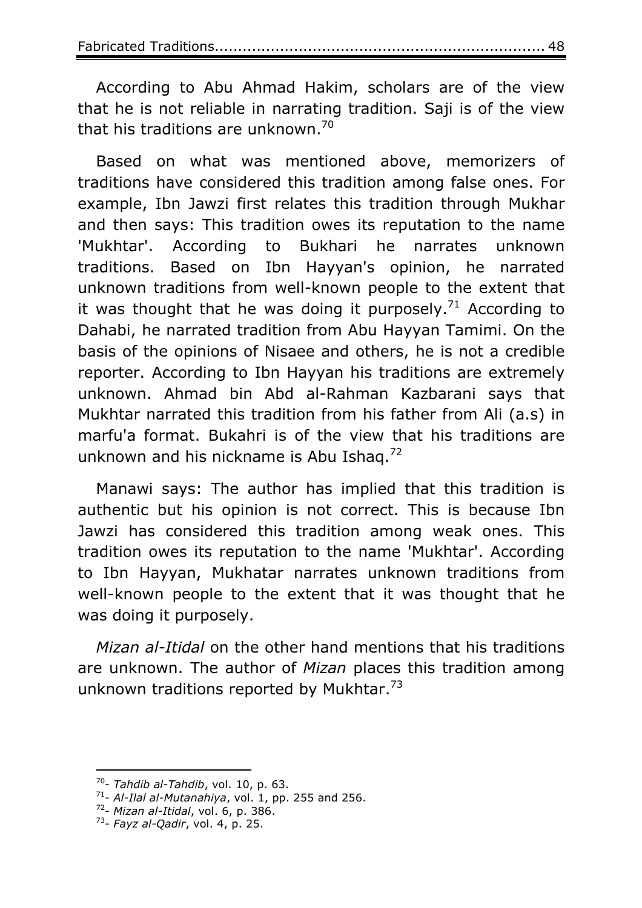According to Abu Ahmad Hakim, scholars are of the view that he is not reliable in narrating tradition. Saji is of the view that his traditions are unknown.[70]

Based on what was mentioned above, memorizers of traditions have considered this tradition among false ones. For example, Ibn Jawzi first relates this tradition through Mukhar and then says: This tradition owes its reputation to the name 'Mukhtar'. According to Bukhari he narrates unknown traditions. Based on Ibn Hayyan's opinion, he narrated unknown traditions from well-known people to the extent that it was thought that he was doing it purposely.[71] According to Dahabi, he narrated tradition from Abu Hayyan Tamimi. On the basis of the opinions of Nisaee and others, he is not a credible reporter. According to Ibn Hayyan his traditions are extremely unknown. Ahmad bin Abd al-Rahman Kazbarani says that Mukhtar narrated this tradition from his father from Ali (a.s) in marfu'a format. Bukahri is of the view that his traditions are unknown and his nickname is Abu Ishaq.[72]

Manawi says: The author has implied that this tradition is authentic but his opinion is not correct. This is because Ibn Jawzi has considered this tradition among weak ones. This tradition owes its reputation to the name 'Mukhtar'. According to Ibn Hayyan, Mukhatar narrates unknown traditions from well-known people to the extent that it was thought that he was doing it purposely.

*Mizan al-Itidal* on the other hand mentions that his traditions are unknown. The author of *Mizan* places this tradition among unknown traditions reported by Mukhtar.[73]

---

[70]- *Tahdib al-Tahdib*, vol. 10, p. 63.

[71]- *Al-Ilal al-Mutanahiya*, vol. 1, pp. 255 and 256.

[72]- *Mizan al-Itidal*, vol. 6, p. 386.

[73]- *Fayz al-Qadir*, vol. 4, p. 25.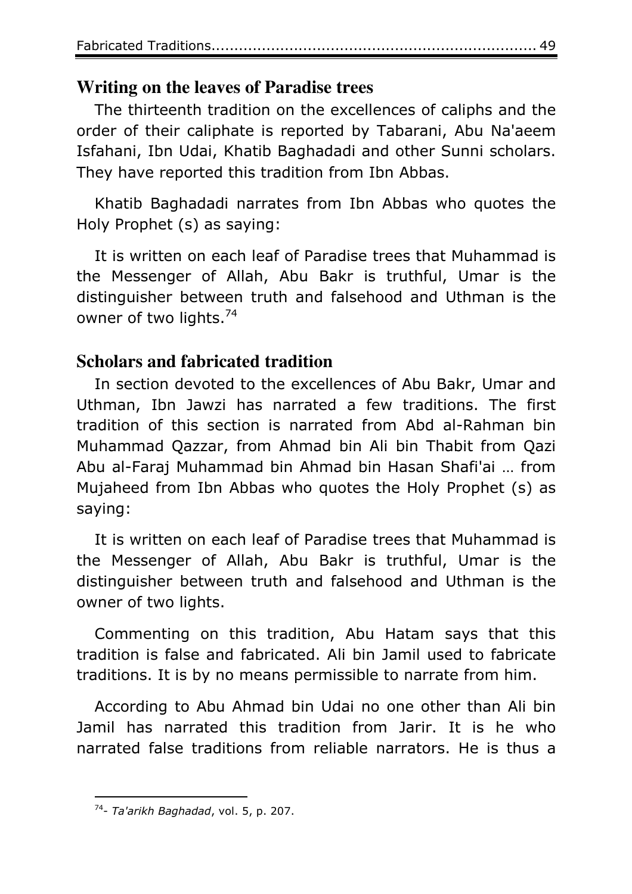## Writing on the leaves of Paradise trees

The thirteenth tradition on the excellences of caliphs and the order of their caliphate is reported by Tabarani, Abu Na'aeem Isfahani, Ibn Udai, Khatib Baghadadi and other Sunni scholars. They have reported this tradition from Ibn Abbas.

Khatib Baghadadi narrates from Ibn Abbas who quotes the Holy Prophet (s) as saying:

It is written on each leaf of Paradise trees that Muhammad is the Messenger of Allah, Abu Bakr is truthful, Umar is the distinguisher between truth and falsehood and Uthman is the owner of two lights.[74]

## Scholars and fabricated tradition

In section devoted to the excellences of Abu Bakr, Umar and Uthman, Ibn Jawzi has narrated a few traditions. The first tradition of this section is narrated from Abd al-Rahman bin Muhammad Qazzar, from Ahmad bin Ali bin Thabit from Qazi Abu al-Faraj Muhammad bin Ahmad bin Hasan Shafi'ai … from Mujaheed from Ibn Abbas who quotes the Holy Prophet (s) as saying:

It is written on each leaf of Paradise trees that Muhammad is the Messenger of Allah, Abu Bakr is truthful, Umar is the distinguisher between truth and falsehood and Uthman is the owner of two lights.

Commenting on this tradition, Abu Hatam says that this tradition is false and fabricated. Ali bin Jamil used to fabricate traditions. It is by no means permissible to narrate from him.

According to Abu Ahmad bin Udai no one other than Ali bin Jamil has narrated this tradition from Jarir. It is he who narrated false traditions from reliable narrators. He is thus a

---

[74]- *Ta'arikh Baghadad*, vol. 5, p. 207.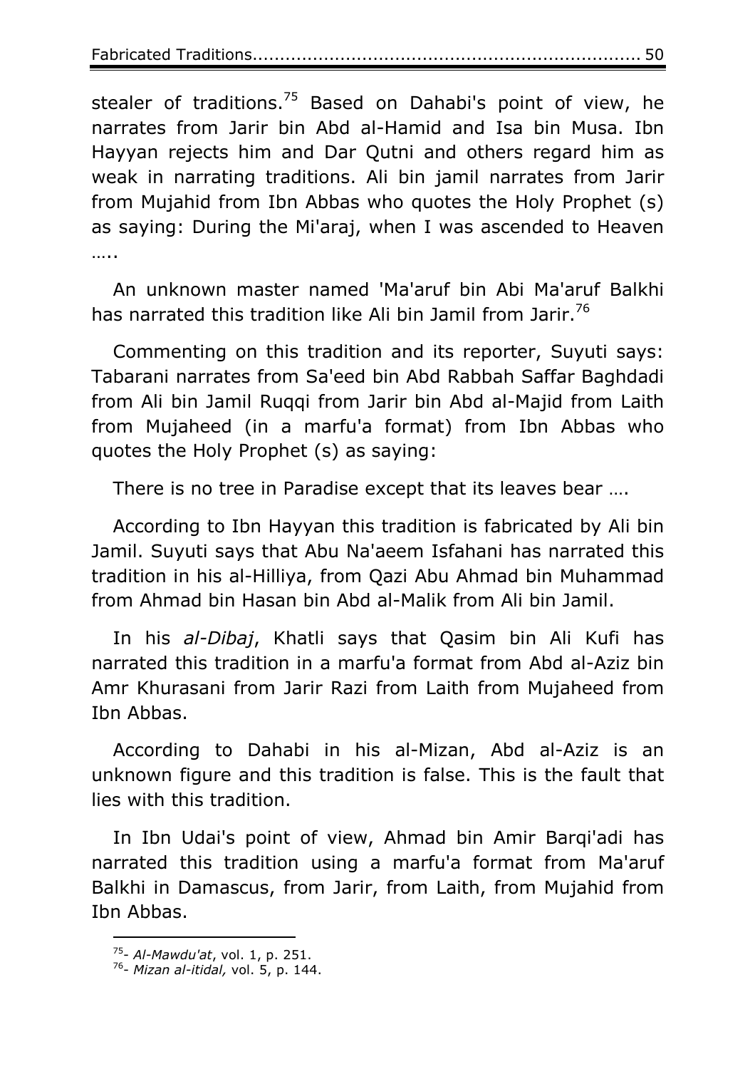stealer of traditions.[75] Based on Dahabi's point of view, he narrates from Jarir bin Abd al-Hamid and Isa bin Musa. Ibn Hayyan rejects him and Dar Qutni and others regard him as weak in narrating traditions. Ali bin jamil narrates from Jarir from Mujahid from Ibn Abbas who quotes the Holy Prophet (s) as saying: During the Mi'araj, when I was ascended to Heaven …..

An unknown master named 'Ma'aruf bin Abi Ma'aruf Balkhi has narrated this tradition like Ali bin Jamil from Jarir.[76]

Commenting on this tradition and its reporter, Suyuti says: Tabarani narrates from Sa'eed bin Abd Rabbah Saffar Baghdadi from Ali bin Jamil Ruqqi from Jarir bin Abd al-Majid from Laith from Mujaheed (in a marfu'a format) from Ibn Abbas who quotes the Holy Prophet (s) as saying:

There is no tree in Paradise except that its leaves bear ….

According to Ibn Hayyan this tradition is fabricated by Ali bin Jamil. Suyuti says that Abu Na'aeem Isfahani has narrated this tradition in his al-Hilliya, from Qazi Abu Ahmad bin Muhammad from Ahmad bin Hasan bin Abd al-Malik from Ali bin Jamil.

In his *al-Dibaj*, Khatli says that Qasim bin Ali Kufi has narrated this tradition in a marfu'a format from Abd al-Aziz bin Amr Khurasani from Jarir Razi from Laith from Mujaheed from Ibn Abbas.

According to Dahabi in his al-Mizan, Abd al-Aziz is an unknown figure and this tradition is false. This is the fault that lies with this tradition.

In Ibn Udai's point of view, Ahmad bin Amir Barqi'adi has narrated this tradition using a marfu'a format from Ma'aruf Balkhi in Damascus, from Jarir, from Laith, from Mujahid from Ibn Abbas.

---

[75]- *Al-Mawdu'at*, vol. 1, p. 251.

[76]- *Mizan al-itidal,* vol. 5, p. 144.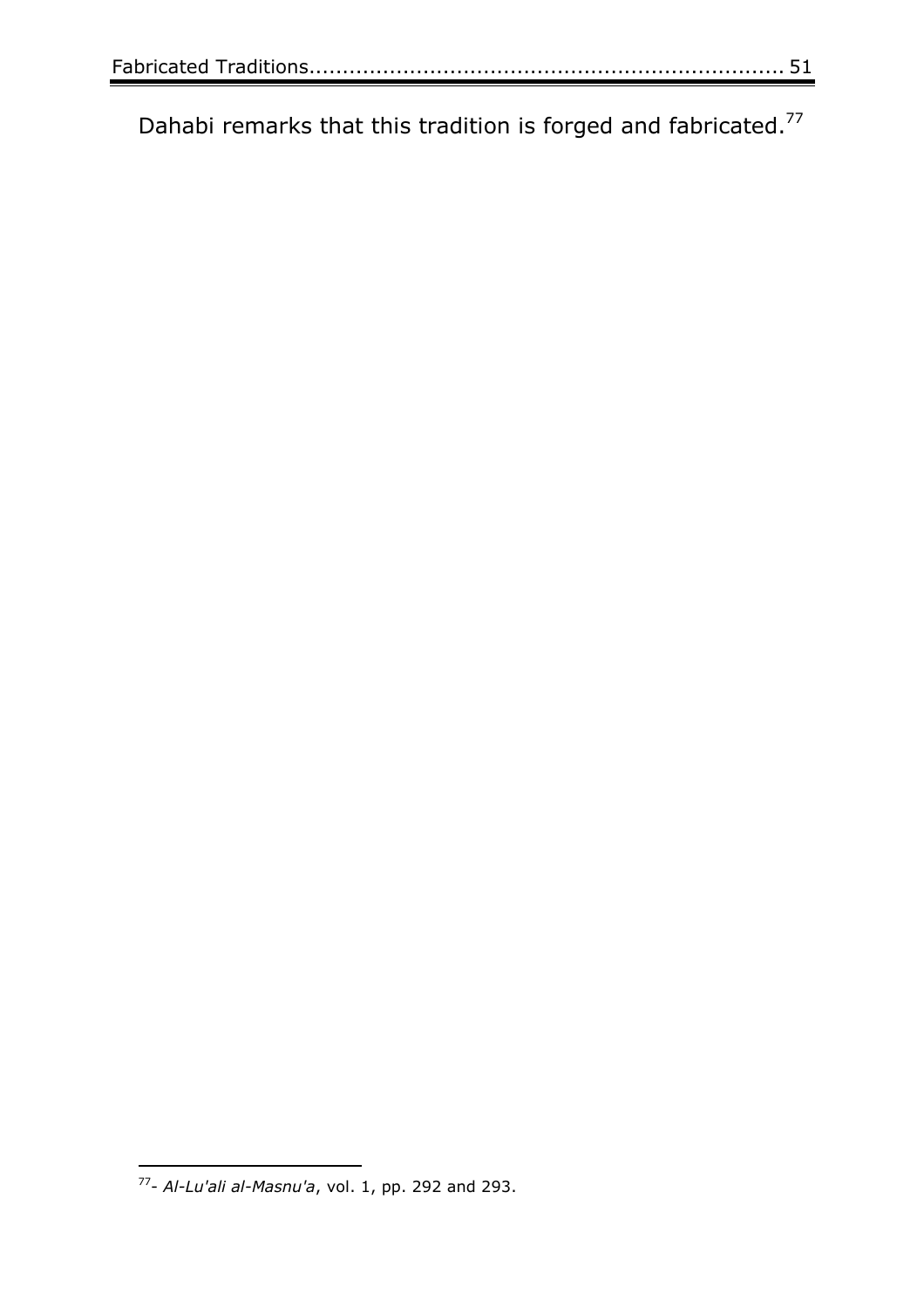Dahabi remarks that this tradition is forged and fabricated.[77]

[77]- *Al-Lu'ali al-Masnu'a*, vol. 1, pp. 292 and 293.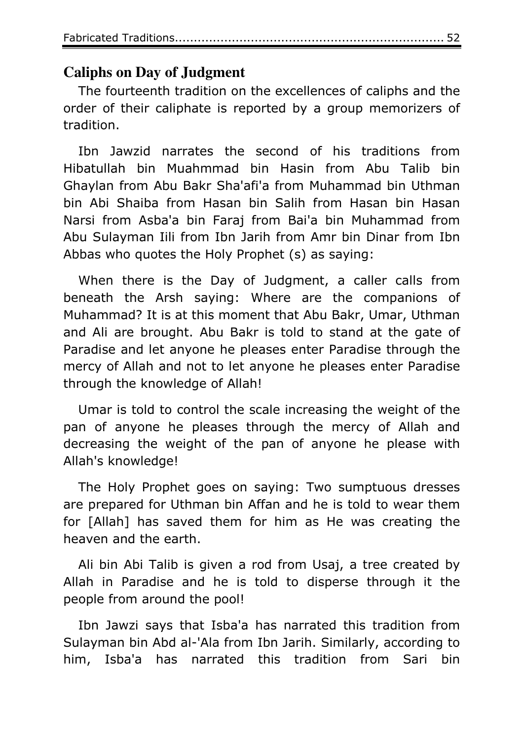## Caliphs on Day of Judgment

The fourteenth tradition on the excellences of caliphs and the order of their caliphate is reported by a group memorizers of tradition.

Ibn Jawzid narrates the second of his traditions from Hibatullah bin Muahmmad bin Hasin from Abu Talib bin Ghaylan from Abu Bakr Sha'afi'a from Muhammad bin Uthman bin Abi Shaiba from Hasan bin Salih from Hasan bin Hasan Narsi from Asba'a bin Faraj from Bai'a bin Muhammad from Abu Sulayman Iili from Ibn Jarih from Amr bin Dinar from Ibn Abbas who quotes the Holy Prophet (s) as saying:

When there is the Day of Judgment, a caller calls from beneath the Arsh saying: Where are the companions of Muhammad? It is at this moment that Abu Bakr, Umar, Uthman and Ali are brought. Abu Bakr is told to stand at the gate of Paradise and let anyone he pleases enter Paradise through the mercy of Allah and not to let anyone he pleases enter Paradise through the knowledge of Allah!

Umar is told to control the scale increasing the weight of the pan of anyone he pleases through the mercy of Allah and decreasing the weight of the pan of anyone he please with Allah's knowledge!

The Holy Prophet goes on saying: Two sumptuous dresses are prepared for Uthman bin Affan and he is told to wear them for [Allah] has saved them for him as He was creating the heaven and the earth.

Ali bin Abi Talib is given a rod from Usaj, a tree created by Allah in Paradise and he is told to disperse through it the people from around the pool!

Ibn Jawzi says that Isba'a has narrated this tradition from Sulayman bin Abd al-'Ala from Ibn Jarih. Similarly, according to him, Isba'a has narrated this tradition from Sari bin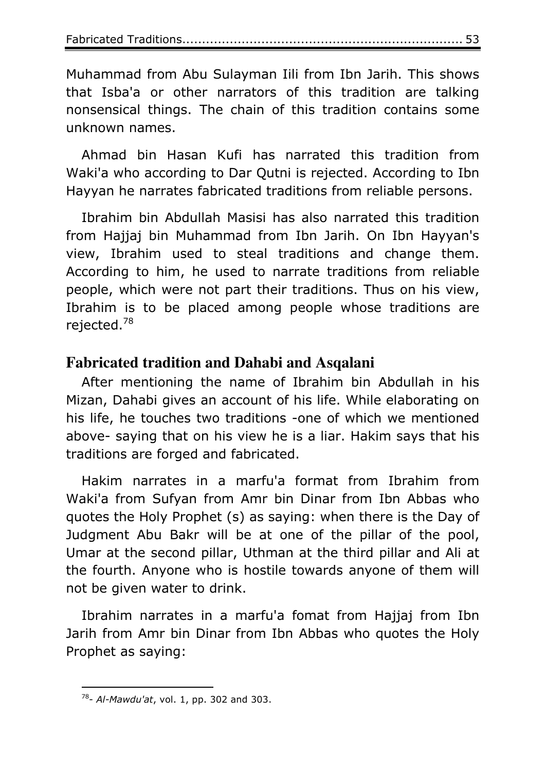Muhammad from Abu Sulayman Iili from Ibn Jarih. This shows that Isba'a or other narrators of this tradition are talking nonsensical things. The chain of this tradition contains some unknown names.

Ahmad bin Hasan Kufi has narrated this tradition from Waki'a who according to Dar Qutni is rejected. According to Ibn Hayyan he narrates fabricated traditions from reliable persons.

Ibrahim bin Abdullah Masisi has also narrated this tradition from Hajjaj bin Muhammad from Ibn Jarih. On Ibn Hayyan's view, Ibrahim used to steal traditions and change them. According to him, he used to narrate traditions from reliable people, which were not part their traditions. Thus on his view, Ibrahim is to be placed among people whose traditions are rejected.[78]

## Fabricated tradition and Dahabi and Asqalani

After mentioning the name of Ibrahim bin Abdullah in his Mizan, Dahabi gives an account of his life. While elaborating on his life, he touches two traditions -one of which we mentioned above- saying that on his view he is a liar. Hakim says that his traditions are forged and fabricated.

Hakim narrates in a marfu'a format from Ibrahim from Waki'a from Sufyan from Amr bin Dinar from Ibn Abbas who quotes the Holy Prophet (s) as saying: when there is the Day of Judgment Abu Bakr will be at one of the pillar of the pool, Umar at the second pillar, Uthman at the third pillar and Ali at the fourth. Anyone who is hostile towards anyone of them will not be given water to drink.

Ibrahim narrates in a marfu'a fomat from Hajjaj from Ibn Jarih from Amr bin Dinar from Ibn Abbas who quotes the Holy Prophet as saying:

---

[78]- *Al-Mawdu'at*, vol. 1, pp. 302 and 303.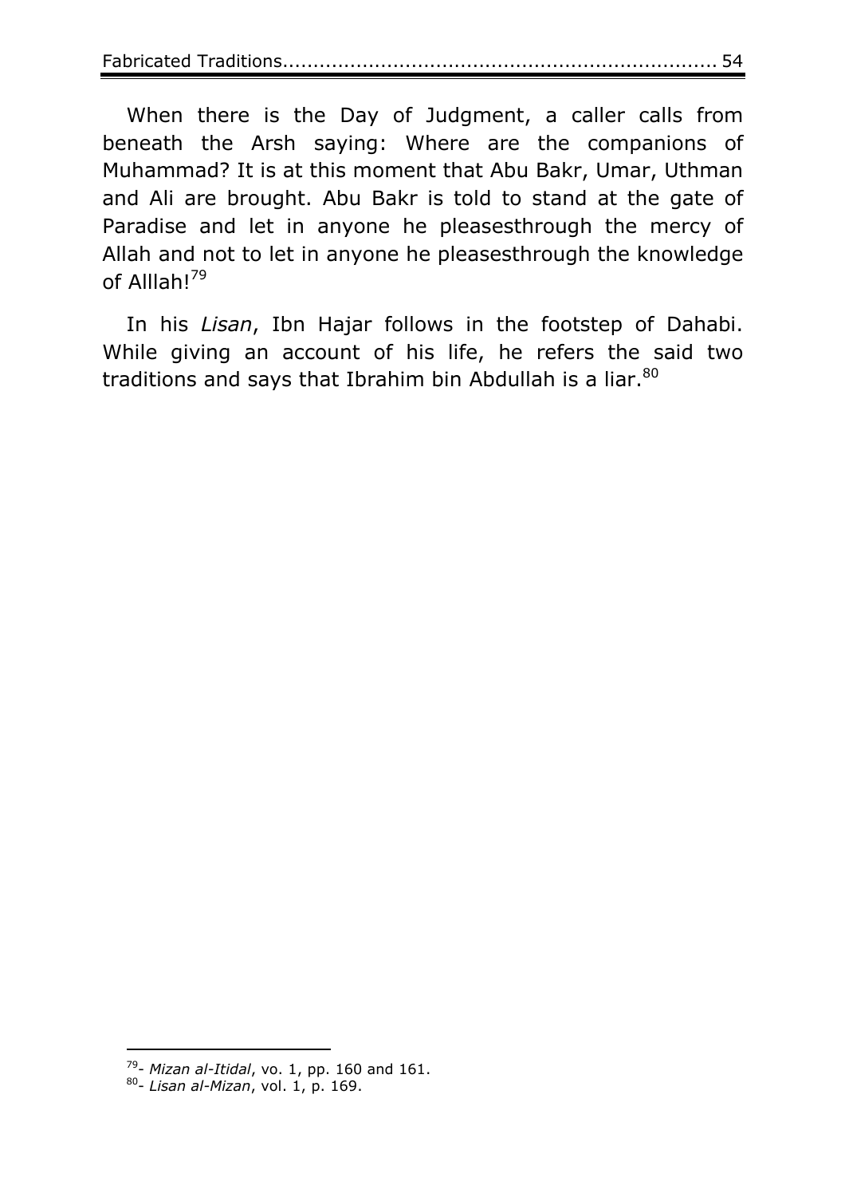When there is the Day of Judgment, a caller calls from beneath the Arsh saying: Where are the companions of Muhammad? It is at this moment that Abu Bakr, Umar, Uthman and Ali are brought. Abu Bakr is told to stand at the gate of Paradise and let in anyone he pleasesthrough the mercy of Allah and not to let in anyone he pleasesthrough the knowledge of Alllah![79]

In his *Lisan*, Ibn Hajar follows in the footstep of Dahabi. While giving an account of his life, he refers the said two traditions and says that Ibrahim bin Abdullah is a liar.[80]

---

[79]- *Mizan al-Itidal*, vo. 1, pp. 160 and 161.

[80]- *Lisan al-Mizan*, vol. 1, p. 169.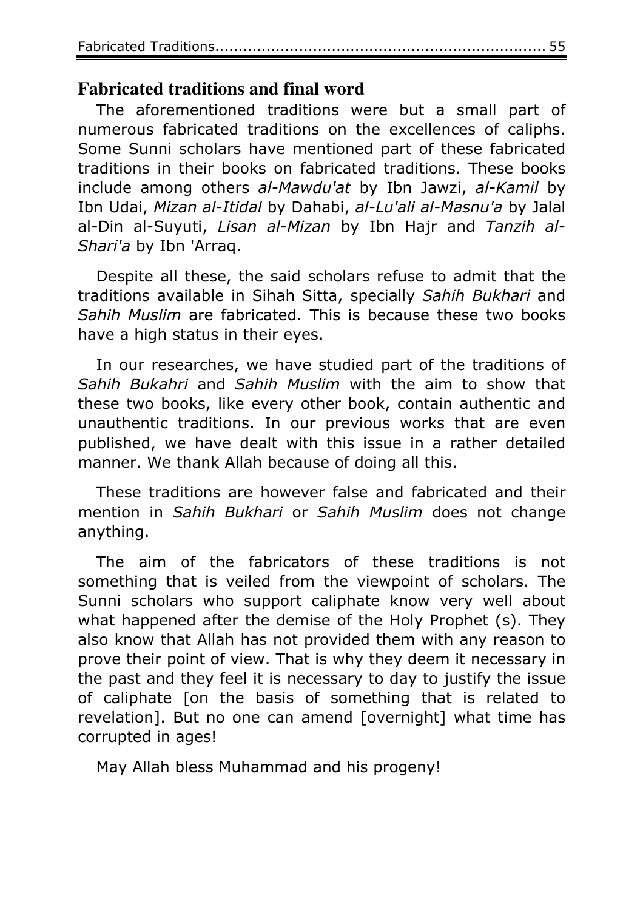## Fabricated traditions and final word

The aforementioned traditions were but a small part of numerous fabricated traditions on the excellences of caliphs. Some Sunni scholars have mentioned part of these fabricated traditions in their books on fabricated traditions. These books include among others *al-Mawdu'at* by Ibn Jawzi, *al-Kamil* by Ibn Udai, *Mizan al-Itidal* by Dahabi, *al-Lu'ali al-Masnu'a* by Jalal al-Din al-Suyuti, *Lisan al-Mizan* by Ibn Hajr and *Tanzih al-Shari'a* by Ibn 'Arraq.

Despite all these, the said scholars refuse to admit that the traditions available in Sihah Sitta, specially *Sahih Bukhari* and *Sahih Muslim* are fabricated. This is because these two books have a high status in their eyes.

In our researches, we have studied part of the traditions of *Sahih Bukahri* and *Sahih Muslim* with the aim to show that these two books, like every other book, contain authentic and unauthentic traditions. In our previous works that are even published, we have dealt with this issue in a rather detailed manner. We thank Allah because of doing all this.

These traditions are however false and fabricated and their mention in *Sahih Bukhari* or *Sahih Muslim* does not change anything.

The aim of the fabricators of these traditions is not something that is veiled from the viewpoint of scholars. The Sunni scholars who support caliphate know very well about what happened after the demise of the Holy Prophet (s). They also know that Allah has not provided them with any reason to prove their point of view. That is why they deem it necessary in the past and they feel it is necessary to day to justify the issue of caliphate [on the basis of something that is related to revelation]. But no one can amend [overnight] what time has corrupted in ages!

May Allah bless Muhammad and his progeny!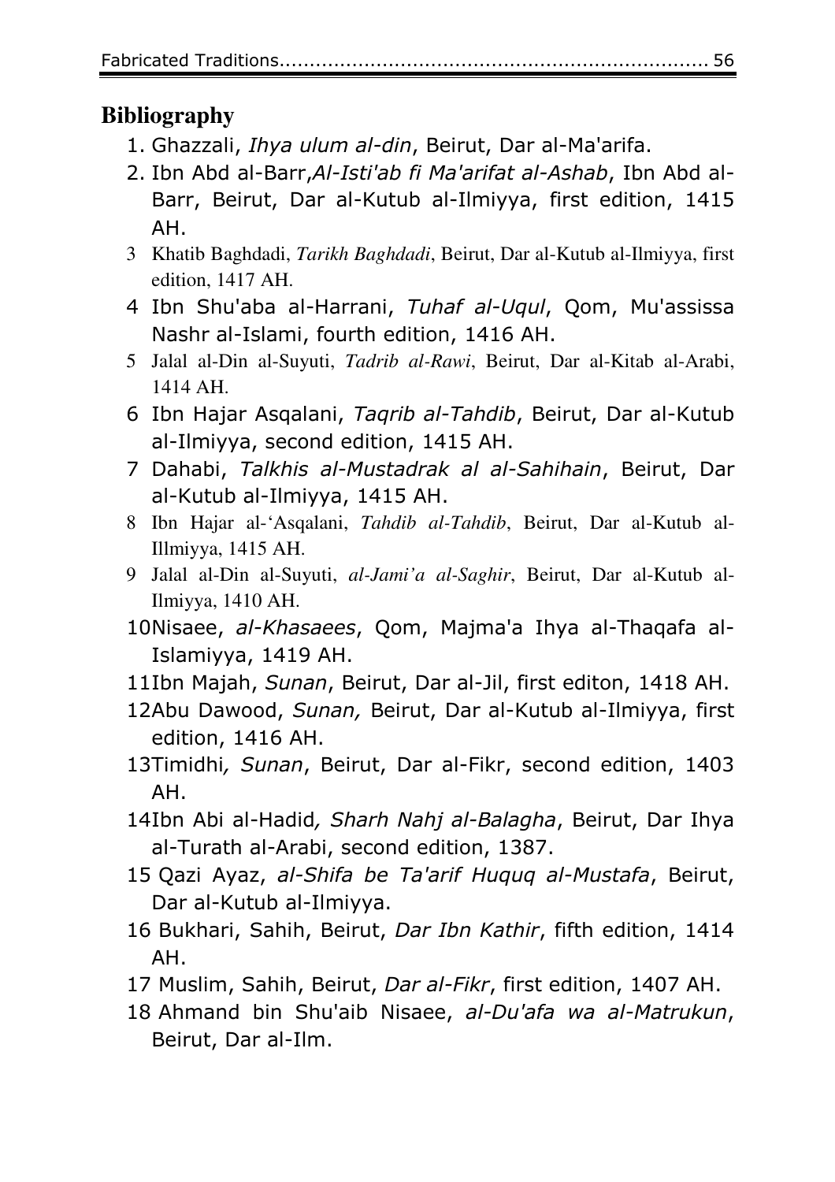## Bibliography

1. Ghazzali, *Ihya ulum al-din*, Beirut, Dar al-Ma'arifa.
2. Ibn Abd al-Barr,*Al-Isti'ab fi Ma'arifat al-Ashab*, Ibn Abd al-Barr, Beirut, Dar al-Kutub al-Ilmiyya, first edition, 1415 AH.
3. Khatib Baghdadi, *Tarikh Baghdadi*, Beirut, Dar al-Kutub al-Ilmiyya, first edition, 1417 AH.
4. Ibn Shu'aba al-Harrani, *Tuhaf al-Uqul*, Qom, Mu'assissa Nashr al-Islami, fourth edition, 1416 AH.
5. Jalal al-Din al-Suyuti, *Tadrib al-Rawi*, Beirut, Dar al-Kitab al-Arabi, 1414 AH.
6. Ibn Hajar Asqalani, *Taqrib al-Tahdib*, Beirut, Dar al-Kutub al-Ilmiyya, second edition, 1415 AH.
7. Dahabi, *Talkhis al-Mustadrak al al-Sahihain*, Beirut, Dar al-Kutub al-Ilmiyya, 1415 AH.
8. Ibn Hajar al-'Asqalani, *Tahdib al-Tahdib*, Beirut, Dar al-Kutub al-Illmiyya, 1415 AH.
9. Jalal al-Din al-Suyuti, *al-Jami'a al-Saghir*, Beirut, Dar al-Kutub al-Ilmiyya, 1410 AH.
10. Nisaee, *al-Khasaees*, Qom, Majma'a Ihya al-Thaqafa al-Islamiyya, 1419 AH.
11. Ibn Majah, *Sunan*, Beirut, Dar al-Jil, first editon, 1418 AH.
12. Abu Dawood, *Sunan,* Beirut, Dar al-Kutub al-Ilmiyya, first edition, 1416 AH.
13. Timidhi*, Sunan*, Beirut, Dar al-Fikr, second edition, 1403 AH.
14. Ibn Abi al-Hadid*, Sharh Nahj al-Balagha*, Beirut, Dar Ihya al-Turath al-Arabi, second edition, 1387.
15. Qazi Ayaz, *al-Shifa be Ta'arif Huquq al-Mustafa*, Beirut, Dar al-Kutub al-Ilmiyya.
16. Bukhari, Sahih, Beirut, *Dar Ibn Kathir*, fifth edition, 1414 AH.
17. Muslim, Sahih, Beirut, *Dar al-Fikr*, first edition, 1407 AH.
18. Ahmand bin Shu'aib Nisaee, *al-Du'afa wa al-Matrukun*, Beirut, Dar al-Ilm.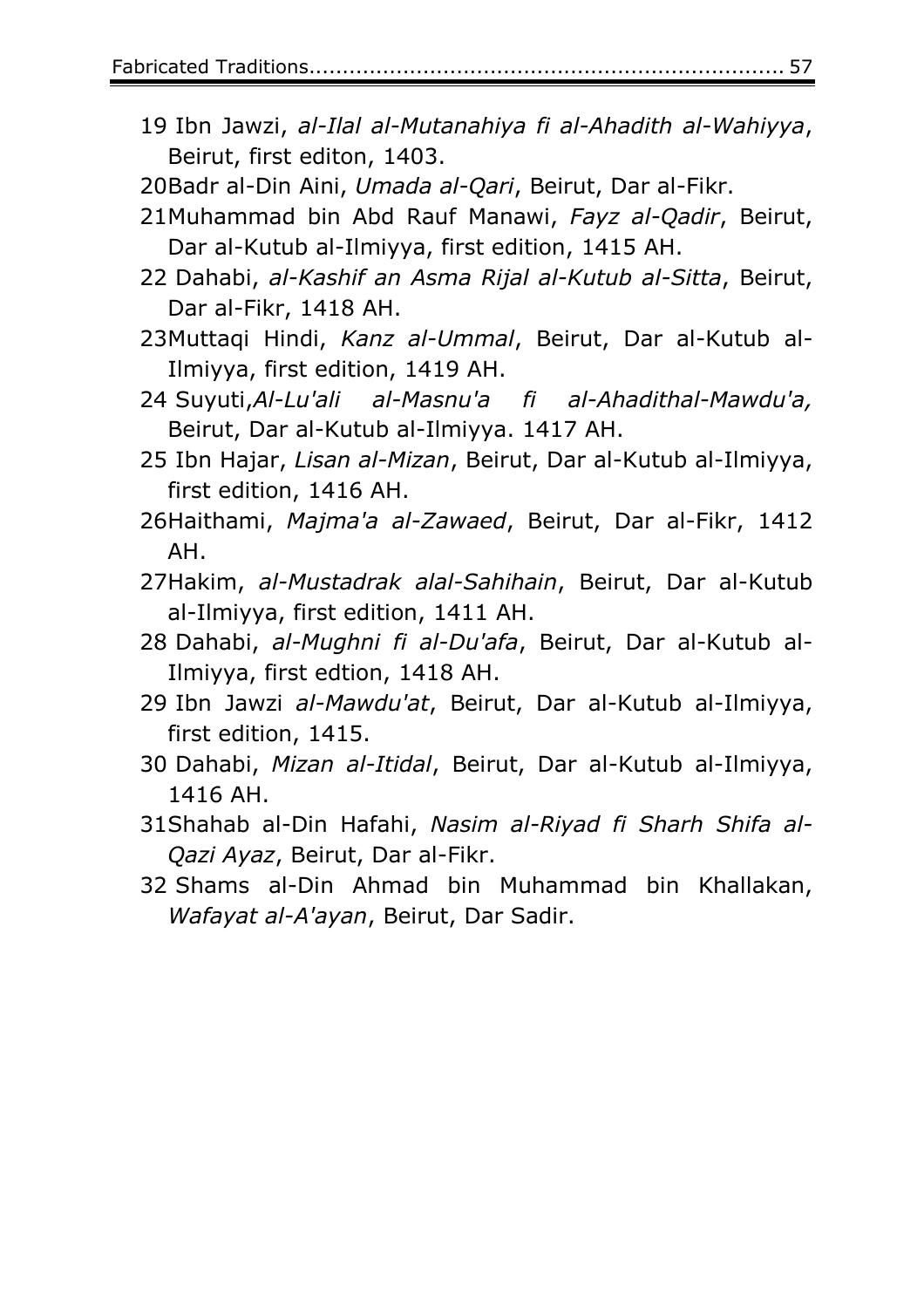19 Ibn Jawzi, *al-Ilal al-Mutanahiya fi al-Ahadith al-Wahiyya*, Beirut, first editon, 1403.

20Badr al-Din Aini, *Umada al-Qari*, Beirut, Dar al-Fikr.

21Muhammad bin Abd Rauf Manawi, *Fayz al-Qadir*, Beirut, Dar al-Kutub al-Ilmiyya, first edition, 1415 AH.

22 Dahabi, *al-Kashif an Asma Rijal al-Kutub al-Sitta*, Beirut, Dar al-Fikr, 1418 AH.

23Muttaqi Hindi, *Kanz al-Ummal*, Beirut, Dar al-Kutub al-Ilmiyya, first edition, 1419 AH.

24 Suyuti,*Al-Lu'ali al-Masnu'a fi al-Ahadithal-Mawdu'a,* Beirut, Dar al-Kutub al-Ilmiyya. 1417 AH.

25 Ibn Hajar, *Lisan al-Mizan*, Beirut, Dar al-Kutub al-Ilmiyya, first edition, 1416 AH.

26Haithami, *Majma'a al-Zawaed*, Beirut, Dar al-Fikr, 1412 AH.

27Hakim, *al-Mustadrak alal-Sahihain*, Beirut, Dar al-Kutub al-Ilmiyya, first edition, 1411 AH.

28 Dahabi, *al-Mughni fi al-Du'afa*, Beirut, Dar al-Kutub al-Ilmiyya, first edtion, 1418 AH.

29 Ibn Jawzi *al-Mawdu'at*, Beirut, Dar al-Kutub al-Ilmiyya, first edition, 1415.

30 Dahabi, *Mizan al-Itidal*, Beirut, Dar al-Kutub al-Ilmiyya, 1416 AH.

31Shahab al-Din Hafahi, *Nasim al-Riyad fi Sharh Shifa al-Qazi Ayaz*, Beirut, Dar al-Fikr.

32 Shams al-Din Ahmad bin Muhammad bin Khallakan, *Wafayat al-A'ayan*, Beirut, Dar Sadir.